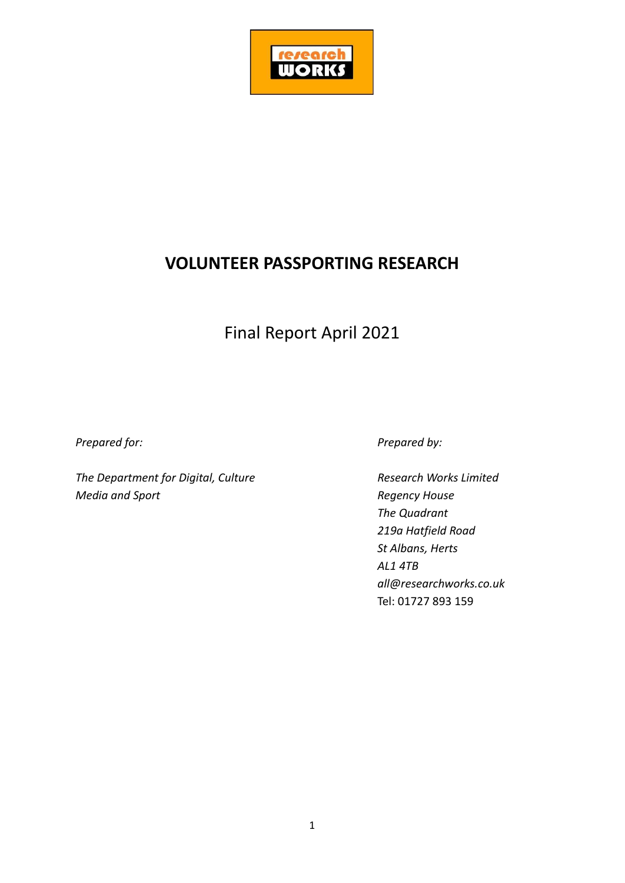research WORKS

# VOLUNTEER PASSPORTING RESEARCH

Final Report April 2021

*Prepared for:*

*The Department for Digital, Culture Media and Sport*

*Prepared by:*

*Research Works Limited*
*Regency House*
*The Quadrant*
*219a Hatfield Road*
*St Albans, Herts*
*AL1 4TB*
*all@researchworks.co.uk*
Tel: 01727 893 159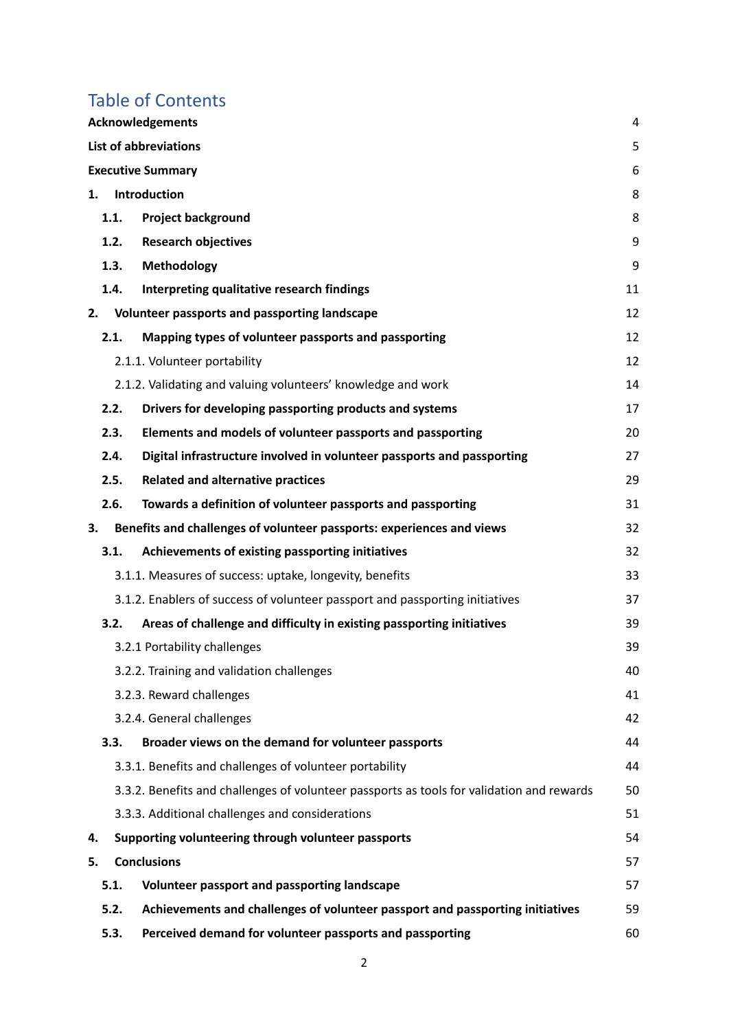# Table of Contents

| | |
|---|---|
| **Acknowledgements** | 4 |
| **List of abbreviations** | 5 |
| **Executive Summary** | 6 |
| **1. Introduction** | 8 |
| **1.1. Project background** | 8 |
| **1.2. Research objectives** | 9 |
| **1.3. Methodology** | 9 |
| **1.4. Interpreting qualitative research findings** | 11 |
| **2. Volunteer passports and passporting landscape** | 12 |
| **2.1. Mapping types of volunteer passports and passporting** | 12 |
| 2.1.1. Volunteer portability | 12 |
| 2.1.2. Validating and valuing volunteers' knowledge and work | 14 |
| **2.2. Drivers for developing passporting products and systems** | 17 |
| **2.3. Elements and models of volunteer passports and passporting** | 20 |
| **2.4. Digital infrastructure involved in volunteer passports and passporting** | 27 |
| **2.5. Related and alternative practices** | 29 |
| **2.6. Towards a definition of volunteer passports and passporting** | 31 |
| **3. Benefits and challenges of volunteer passports: experiences and views** | 32 |
| **3.1. Achievements of existing passporting initiatives** | 32 |
| 3.1.1. Measures of success: uptake, longevity, benefits | 33 |
| 3.1.2. Enablers of success of volunteer passport and passporting initiatives | 37 |
| **3.2. Areas of challenge and difficulty in existing passporting initiatives** | 39 |
| 3.2.1 Portability challenges | 39 |
| 3.2.2. Training and validation challenges | 40 |
| 3.2.3. Reward challenges | 41 |
| 3.2.4. General challenges | 42 |
| **3.3. Broader views on the demand for volunteer passports** | 44 |
| 3.3.1. Benefits and challenges of volunteer portability | 44 |
| 3.3.2. Benefits and challenges of volunteer passports as tools for validation and rewards | 50 |
| 3.3.3. Additional challenges and considerations | 51 |
| **4. Supporting volunteering through volunteer passports** | 54 |
| **5. Conclusions** | 57 |
| **5.1. Volunteer passport and passporting landscape** | 57 |
| **5.2. Achievements and challenges of volunteer passport and passporting initiatives** | 59 |
| **5.3. Perceived demand for volunteer passports and passporting** | 60 |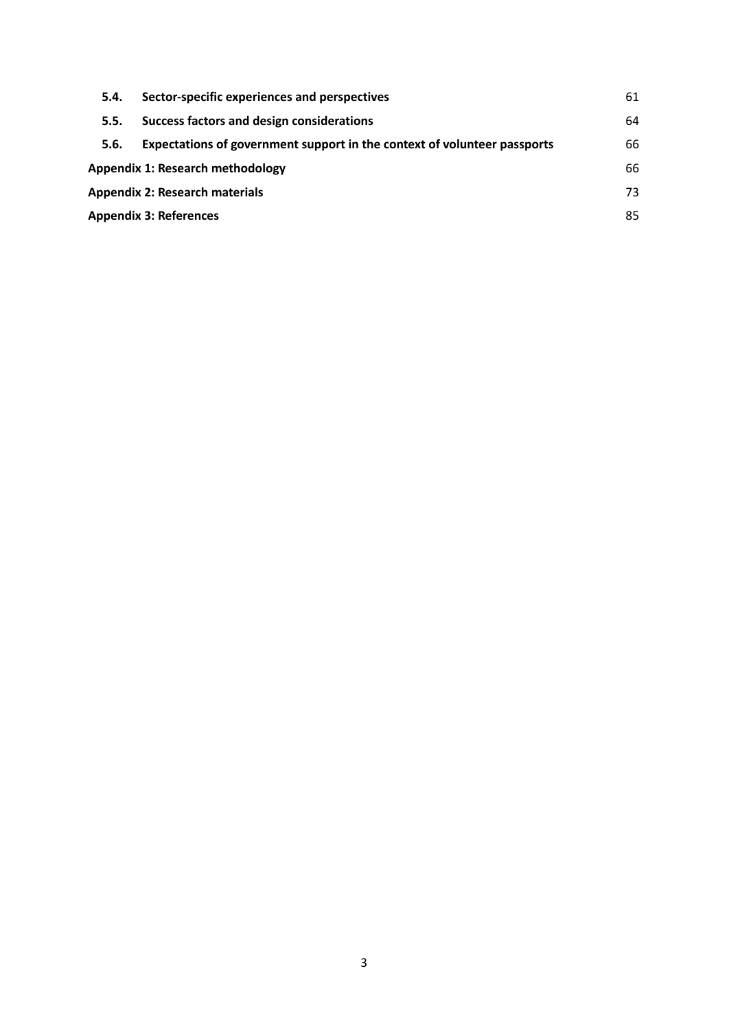| | | |
|---|---|---|
| **5.4.** | **Sector-specific experiences and perspectives** | 61 |
| **5.5.** | **Success factors and design considerations** | 64 |
| **5.6.** | **Expectations of government support in the context of volunteer passports** | 66 |
| **Appendix 1: Research methodology** | | 66 |
| **Appendix 2: Research materials** | | 73 |
| **Appendix 3: References** | | 85 |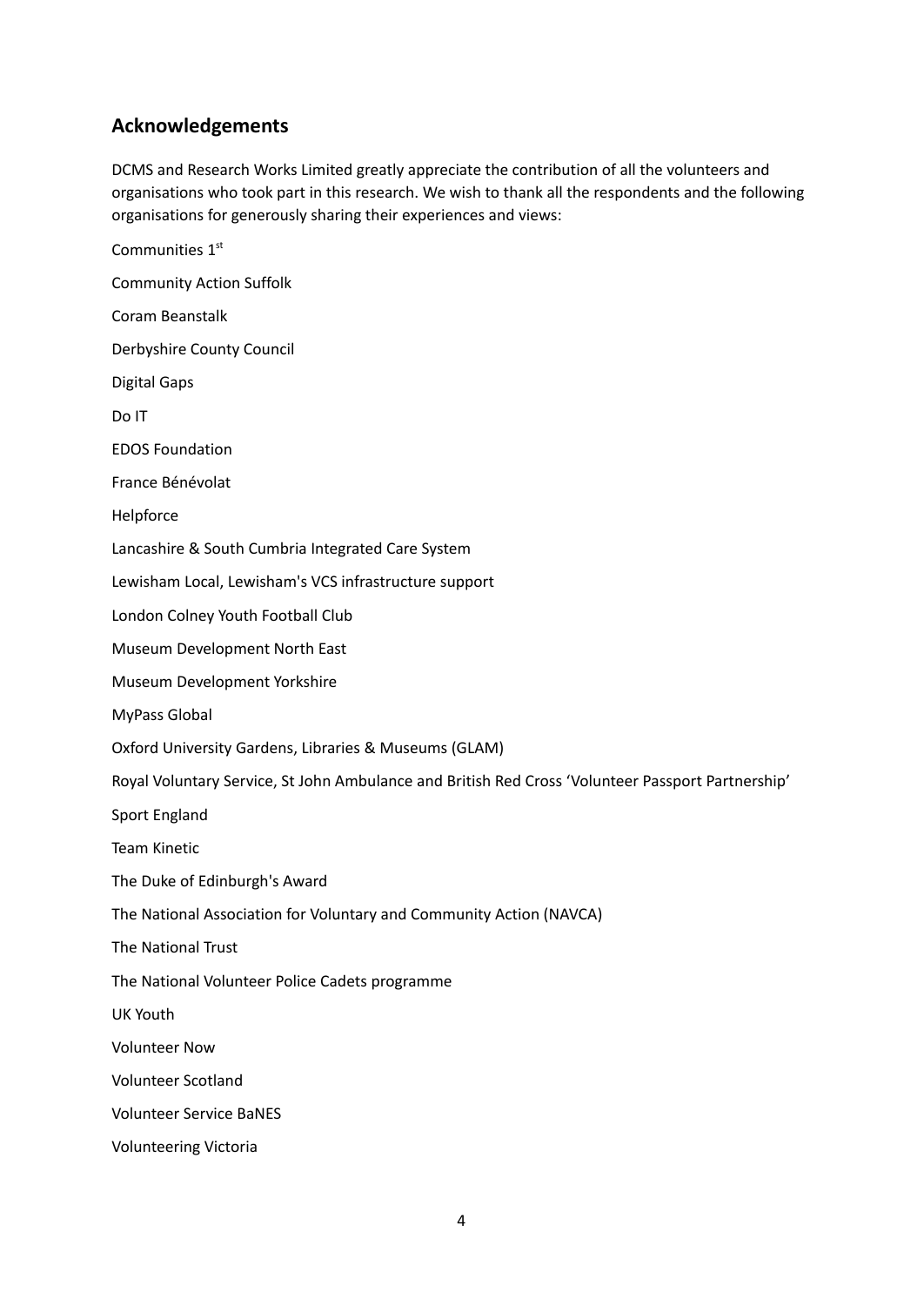## Acknowledgements

DCMS and Research Works Limited greatly appreciate the contribution of all the volunteers and organisations who took part in this research. We wish to thank all the respondents and the following organisations for generously sharing their experiences and views:

Communities 1st

Community Action Suffolk

Coram Beanstalk

Derbyshire County Council

Digital Gaps

Do IT

EDOS Foundation

France Bénévolat

Helpforce

Lancashire & South Cumbria Integrated Care System

Lewisham Local, Lewisham's VCS infrastructure support

London Colney Youth Football Club

Museum Development North East

Museum Development Yorkshire

MyPass Global

Oxford University Gardens, Libraries & Museums (GLAM)

Royal Voluntary Service, St John Ambulance and British Red Cross 'Volunteer Passport Partnership'

Sport England

Team Kinetic

The Duke of Edinburgh's Award

The National Association for Voluntary and Community Action (NAVCA)

The National Trust

The National Volunteer Police Cadets programme

UK Youth

Volunteer Now

Volunteer Scotland

Volunteer Service BaNES

Volunteering Victoria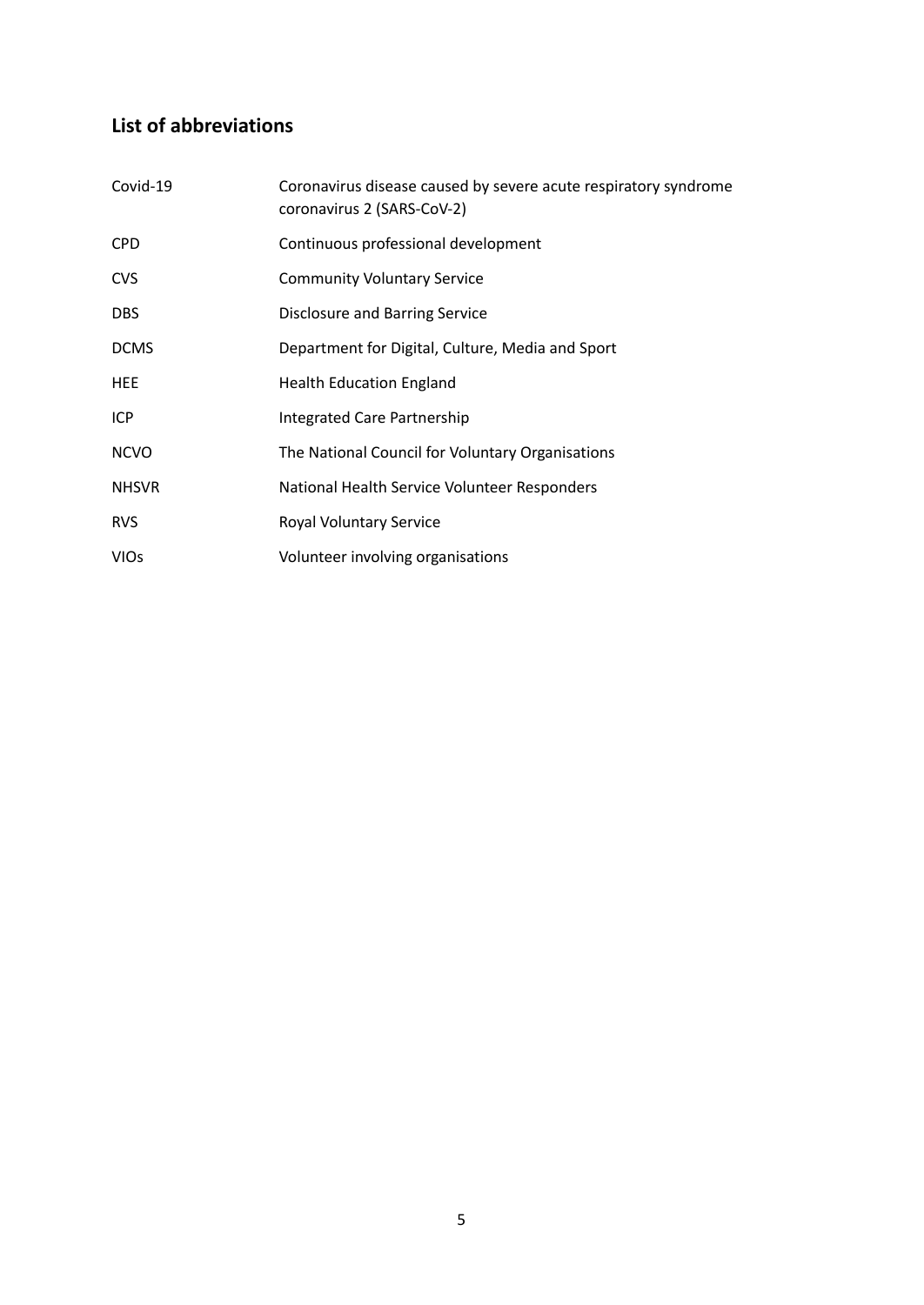## List of abbreviations

| | |
|---|---|
| Covid-19 | Coronavirus disease caused by severe acute respiratory syndrome coronavirus 2 (SARS-CoV-2) |
| CPD | Continuous professional development |
| CVS | Community Voluntary Service |
| DBS | Disclosure and Barring Service |
| DCMS | Department for Digital, Culture, Media and Sport |
| HEE | Health Education England |
| ICP | Integrated Care Partnership |
| NCVO | The National Council for Voluntary Organisations |
| NHSVR | National Health Service Volunteer Responders |
| RVS | Royal Voluntary Service |
| VIOs | Volunteer involving organisations |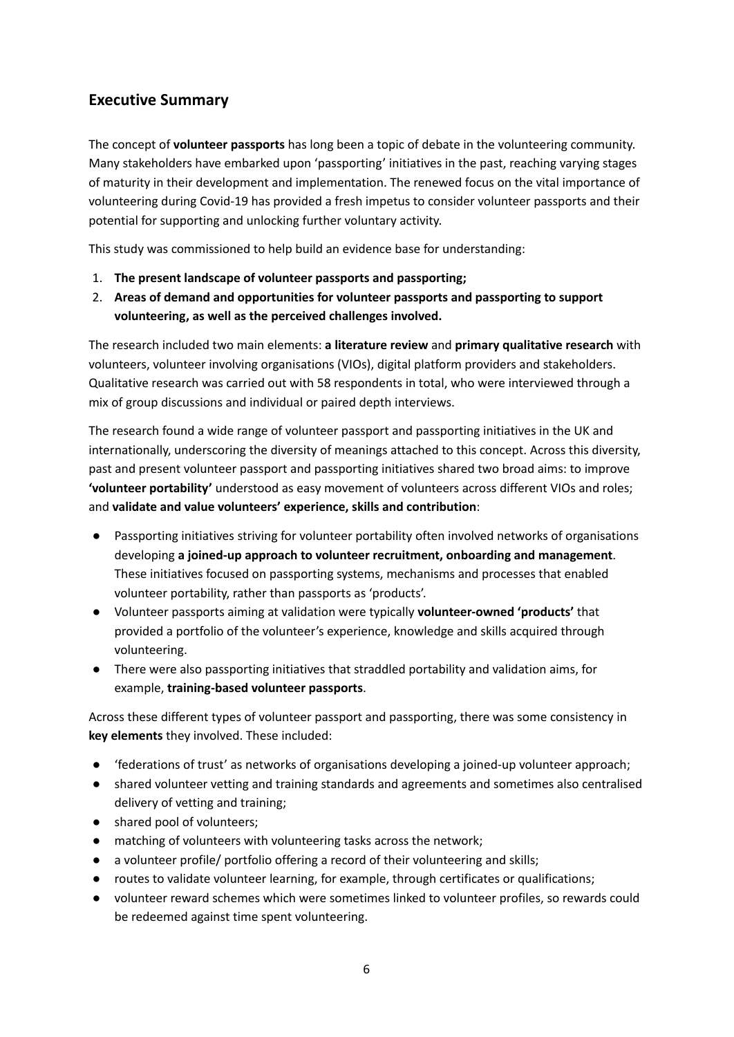## Executive Summary

The concept of **volunteer passports** has long been a topic of debate in the volunteering community. Many stakeholders have embarked upon 'passporting' initiatives in the past, reaching varying stages of maturity in their development and implementation. The renewed focus on the vital importance of volunteering during Covid-19 has provided a fresh impetus to consider volunteer passports and their potential for supporting and unlocking further voluntary activity.

This study was commissioned to help build an evidence base for understanding:

1. **The present landscape of volunteer passports and passporting;**
2. **Areas of demand and opportunities for volunteer passports and passporting to support volunteering, as well as the perceived challenges involved.**

The research included two main elements: **a literature review** and **primary qualitative research** with volunteers, volunteer involving organisations (VIOs), digital platform providers and stakeholders. Qualitative research was carried out with 58 respondents in total, who were interviewed through a mix of group discussions and individual or paired depth interviews.

The research found a wide range of volunteer passport and passporting initiatives in the UK and internationally, underscoring the diversity of meanings attached to this concept. Across this diversity, past and present volunteer passport and passporting initiatives shared two broad aims: to improve **'volunteer portability'** understood as easy movement of volunteers across different VIOs and roles; and **validate and value volunteers' experience, skills and contribution**:

- Passporting initiatives striving for volunteer portability often involved networks of organisations developing **a joined-up approach to volunteer recruitment, onboarding and management**. These initiatives focused on passporting systems, mechanisms and processes that enabled volunteer portability, rather than passports as 'products'.
- Volunteer passports aiming at validation were typically **volunteer-owned 'products'** that provided a portfolio of the volunteer's experience, knowledge and skills acquired through volunteering.
- There were also passporting initiatives that straddled portability and validation aims, for example, **training-based volunteer passports**.

Across these different types of volunteer passport and passporting, there was some consistency in **key elements** they involved. These included:

- 'federations of trust' as networks of organisations developing a joined-up volunteer approach;
- shared volunteer vetting and training standards and agreements and sometimes also centralised delivery of vetting and training;
- shared pool of volunteers;
- matching of volunteers with volunteering tasks across the network;
- a volunteer profile/ portfolio offering a record of their volunteering and skills;
- routes to validate volunteer learning, for example, through certificates or qualifications;
- volunteer reward schemes which were sometimes linked to volunteer profiles, so rewards could be redeemed against time spent volunteering.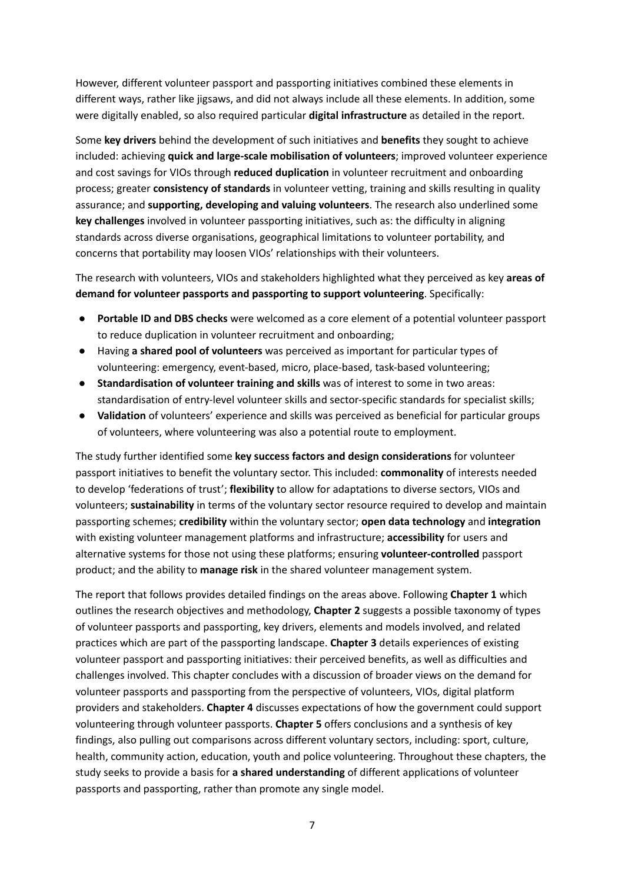However, different volunteer passport and passporting initiatives combined these elements in different ways, rather like jigsaws, and did not always include all these elements. In addition, some were digitally enabled, so also required particular **digital infrastructure** as detailed in the report.

Some **key drivers** behind the development of such initiatives and **benefits** they sought to achieve included: achieving **quick and large-scale mobilisation of volunteers**; improved volunteer experience and cost savings for VIOs through **reduced duplication** in volunteer recruitment and onboarding process; greater **consistency of standards** in volunteer vetting, training and skills resulting in quality assurance; and **supporting, developing and valuing volunteers**. The research also underlined some **key challenges** involved in volunteer passporting initiatives, such as: the difficulty in aligning standards across diverse organisations, geographical limitations to volunteer portability, and concerns that portability may loosen VIOs' relationships with their volunteers.

The research with volunteers, VIOs and stakeholders highlighted what they perceived as key **areas of demand for volunteer passports and passporting to support volunteering**. Specifically:

- **Portable ID and DBS checks** were welcomed as a core element of a potential volunteer passport to reduce duplication in volunteer recruitment and onboarding;
- Having **a shared pool of volunteers** was perceived as important for particular types of volunteering: emergency, event-based, micro, place-based, task-based volunteering;
- **Standardisation of volunteer training and skills** was of interest to some in two areas: standardisation of entry-level volunteer skills and sector-specific standards for specialist skills;
- **Validation** of volunteers' experience and skills was perceived as beneficial for particular groups of volunteers, where volunteering was also a potential route to employment.

The study further identified some **key success factors and design considerations** for volunteer passport initiatives to benefit the voluntary sector. This included: **commonality** of interests needed to develop 'federations of trust'; **flexibility** to allow for adaptations to diverse sectors, VIOs and volunteers; **sustainability** in terms of the voluntary sector resource required to develop and maintain passporting schemes; **credibility** within the voluntary sector; **open data technology** and **integration** with existing volunteer management platforms and infrastructure; **accessibility** for users and alternative systems for those not using these platforms; ensuring **volunteer-controlled** passport product; and the ability to **manage risk** in the shared volunteer management system.

The report that follows provides detailed findings on the areas above. Following **Chapter 1** which outlines the research objectives and methodology, **Chapter 2** suggests a possible taxonomy of types of volunteer passports and passporting, key drivers, elements and models involved, and related practices which are part of the passporting landscape. **Chapter 3** details experiences of existing volunteer passport and passporting initiatives: their perceived benefits, as well as difficulties and challenges involved. This chapter concludes with a discussion of broader views on the demand for volunteer passports and passporting from the perspective of volunteers, VIOs, digital platform providers and stakeholders. **Chapter 4** discusses expectations of how the government could support volunteering through volunteer passports. **Chapter 5** offers conclusions and a synthesis of key findings, also pulling out comparisons across different voluntary sectors, including: sport, culture, health, community action, education, youth and police volunteering. Throughout these chapters, the study seeks to provide a basis for **a shared understanding** of different applications of volunteer passports and passporting, rather than promote any single model.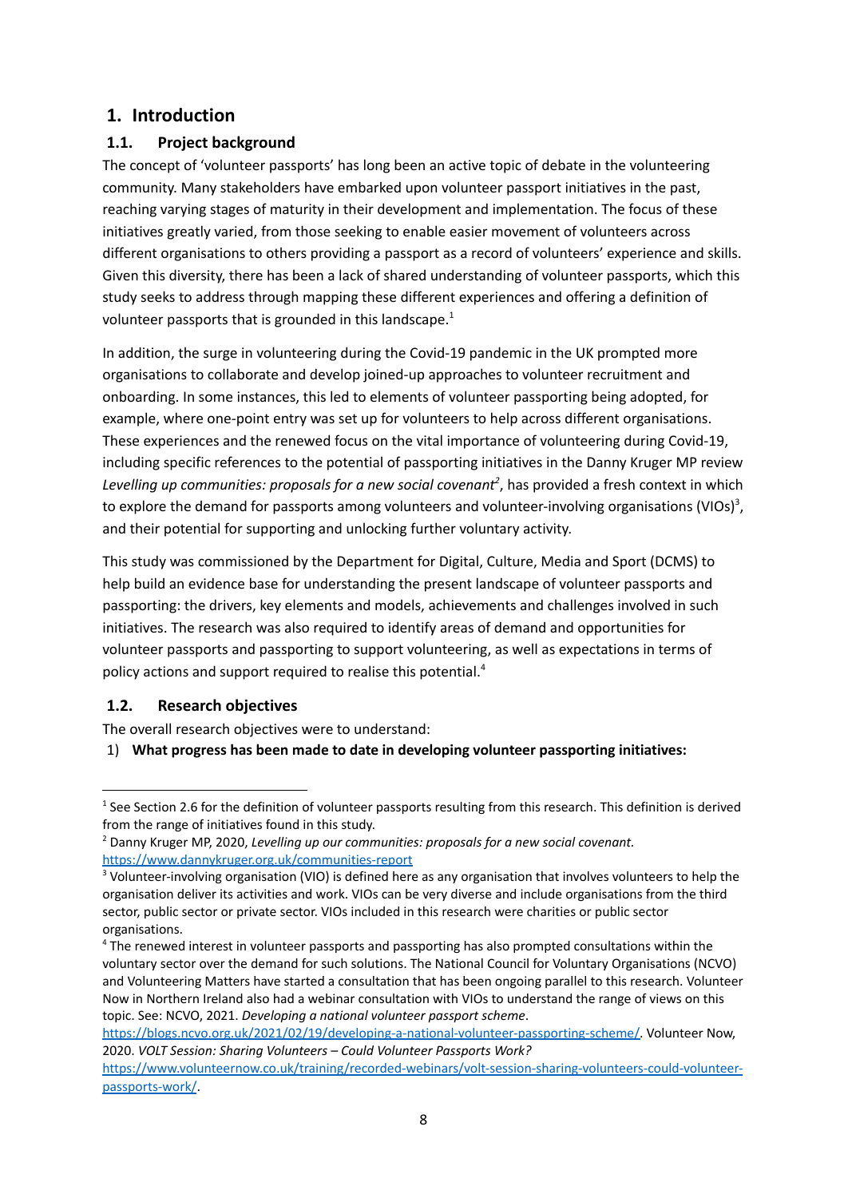# 1. Introduction

## 1.1. Project background

The concept of 'volunteer passports' has long been an active topic of debate in the volunteering community. Many stakeholders have embarked upon volunteer passport initiatives in the past, reaching varying stages of maturity in their development and implementation. The focus of these initiatives greatly varied, from those seeking to enable easier movement of volunteers across different organisations to others providing a passport as a record of volunteers' experience and skills. Given this diversity, there has been a lack of shared understanding of volunteer passports, which this study seeks to address through mapping these different experiences and offering a definition of volunteer passports that is grounded in this landscape.[1]

In addition, the surge in volunteering during the Covid-19 pandemic in the UK prompted more organisations to collaborate and develop joined-up approaches to volunteer recruitment and onboarding. In some instances, this led to elements of volunteer passporting being adopted, for example, where one-point entry was set up for volunteers to help across different organisations. These experiences and the renewed focus on the vital importance of volunteering during Covid-19, including specific references to the potential of passporting initiatives in the Danny Kruger MP review *Levelling up communities: proposals for a new social covenant*[2], has provided a fresh context in which to explore the demand for passports among volunteers and volunteer-involving organisations (VIOs)[3], and their potential for supporting and unlocking further voluntary activity.

This study was commissioned by the Department for Digital, Culture, Media and Sport (DCMS) to help build an evidence base for understanding the present landscape of volunteer passports and passporting: the drivers, key elements and models, achievements and challenges involved in such initiatives. The research was also required to identify areas of demand and opportunities for volunteer passports and passporting to support volunteering, as well as expectations in terms of policy actions and support required to realise this potential.[4]

## 1.2. Research objectives

The overall research objectives were to understand:

1) **What progress has been made to date in developing volunteer passporting initiatives:**

---

[1] See Section 2.6 for the definition of volunteer passports resulting from this research. This definition is derived from the range of initiatives found in this study.

[2] Danny Kruger MP, 2020, *Levelling up our communities: proposals for a new social covenant.* https://www.dannykruger.org.uk/communities-report

[3] Volunteer-involving organisation (VIO) is defined here as any organisation that involves volunteers to help the organisation deliver its activities and work. VIOs can be very diverse and include organisations from the third sector, public sector or private sector. VIOs included in this research were charities or public sector organisations.

[4] The renewed interest in volunteer passports and passporting has also prompted consultations within the voluntary sector over the demand for such solutions. The National Council for Voluntary Organisations (NCVO) and Volunteering Matters have started a consultation that has been ongoing parallel to this research. Volunteer Now in Northern Ireland also had a webinar consultation with VIOs to understand the range of views on this topic. See: NCVO, 2021. *Developing a national volunteer passport scheme*. https://blogs.ncvo.org.uk/2021/02/19/developing-a-national-volunteer-passporting-scheme/. Volunteer Now, 2020. *VOLT Session: Sharing Volunteers – Could Volunteer Passports Work?* https://www.volunteernow.co.uk/training/recorded-webinars/volt-session-sharing-volunteers-could-volunteer-passports-work/.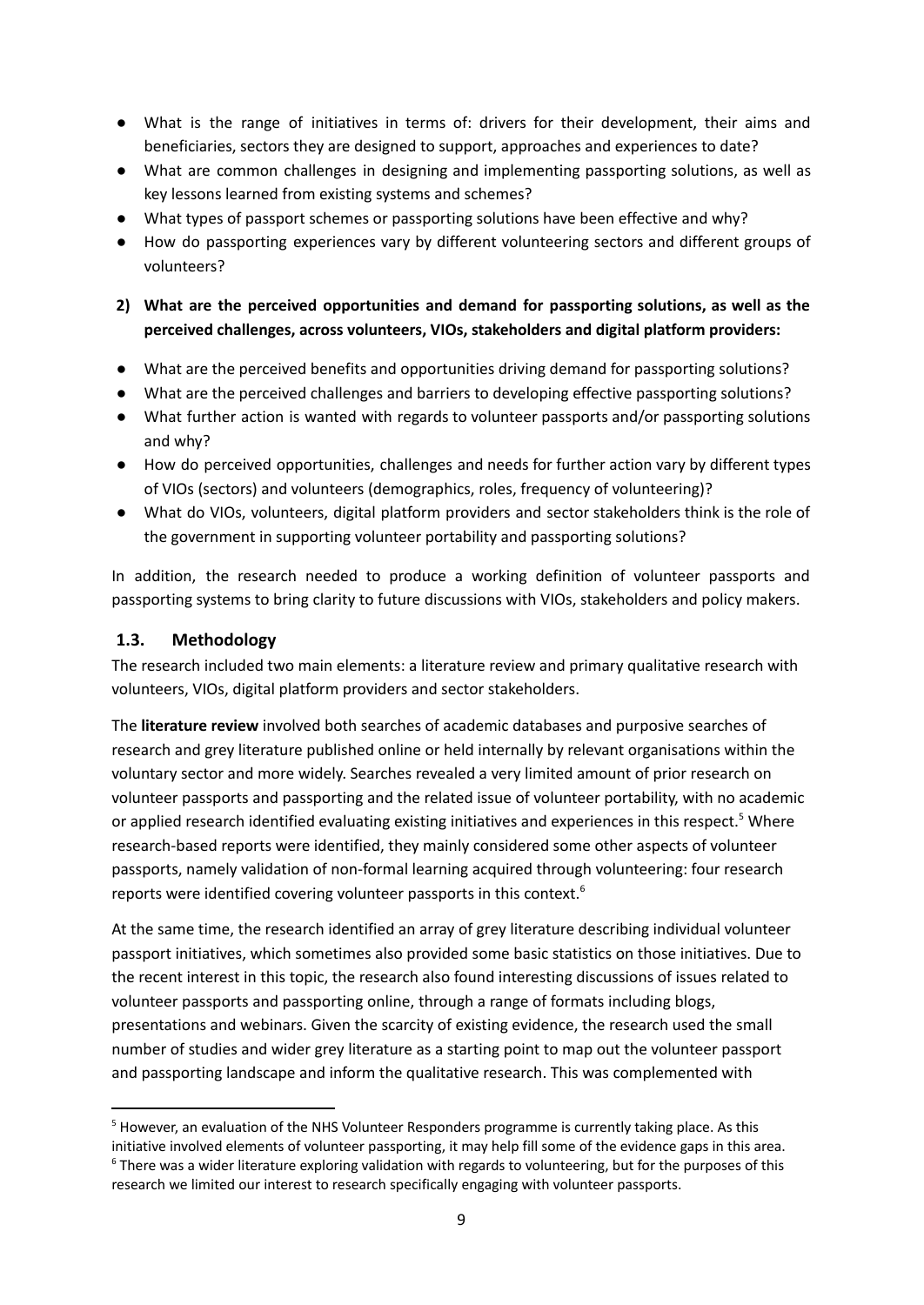- What is the range of initiatives in terms of: drivers for their development, their aims and beneficiaries, sectors they are designed to support, approaches and experiences to date?
- What are common challenges in designing and implementing passporting solutions, as well as key lessons learned from existing systems and schemes?
- What types of passport schemes or passporting solutions have been effective and why?
- How do passporting experiences vary by different volunteering sectors and different groups of volunteers?

**2) What are the perceived opportunities and demand for passporting solutions, as well as the perceived challenges, across volunteers, VIOs, stakeholders and digital platform providers:**

- What are the perceived benefits and opportunities driving demand for passporting solutions?
- What are the perceived challenges and barriers to developing effective passporting solutions?
- What further action is wanted with regards to volunteer passports and/or passporting solutions and why?
- How do perceived opportunities, challenges and needs for further action vary by different types of VIOs (sectors) and volunteers (demographics, roles, frequency of volunteering)?
- What do VIOs, volunteers, digital platform providers and sector stakeholders think is the role of the government in supporting volunteer portability and passporting solutions?

In addition, the research needed to produce a working definition of volunteer passports and passporting systems to bring clarity to future discussions with VIOs, stakeholders and policy makers.

## 1.3. Methodology

The research included two main elements: a literature review and primary qualitative research with volunteers, VIOs, digital platform providers and sector stakeholders.

The **literature review** involved both searches of academic databases and purposive searches of research and grey literature published online or held internally by relevant organisations within the voluntary sector and more widely. Searches revealed a very limited amount of prior research on volunteer passports and passporting and the related issue of volunteer portability, with no academic or applied research identified evaluating existing initiatives and experiences in this respect.[5] Where research-based reports were identified, they mainly considered some other aspects of volunteer passports, namely validation of non-formal learning acquired through volunteering: four research reports were identified covering volunteer passports in this context.[6]

At the same time, the research identified an array of grey literature describing individual volunteer passport initiatives, which sometimes also provided some basic statistics on those initiatives. Due to the recent interest in this topic, the research also found interesting discussions of issues related to volunteer passports and passporting online, through a range of formats including blogs, presentations and webinars. Given the scarcity of existing evidence, the research used the small number of studies and wider grey literature as a starting point to map out the volunteer passport and passporting landscape and inform the qualitative research. This was complemented with

[5] However, an evaluation of the NHS Volunteer Responders programme is currently taking place. As this initiative involved elements of volunteer passporting, it may help fill some of the evidence gaps in this area.

[6] There was a wider literature exploring validation with regards to volunteering, but for the purposes of this research we limited our interest to research specifically engaging with volunteer passports.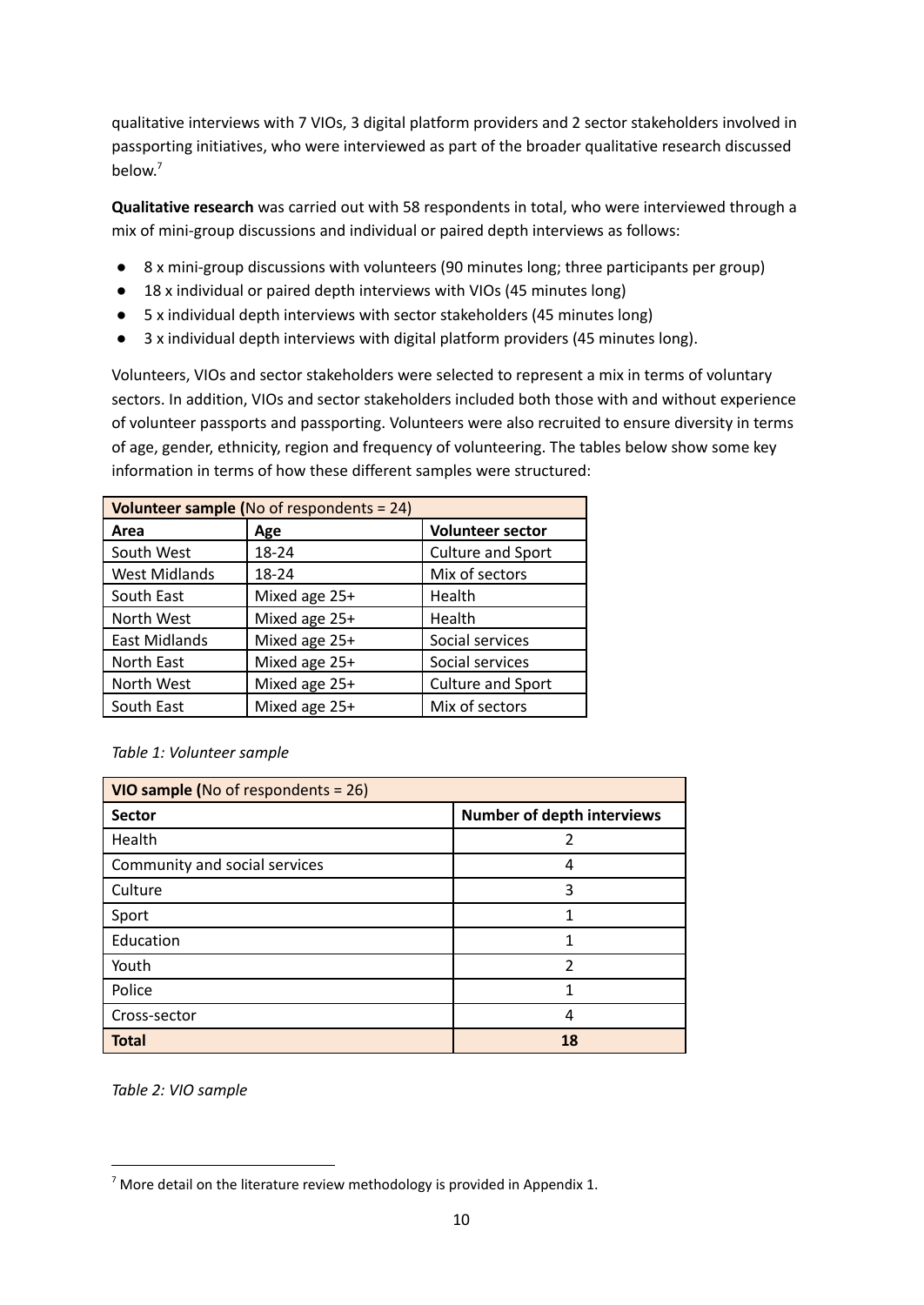qualitative interviews with 7 VIOs, 3 digital platform providers and 2 sector stakeholders involved in passporting initiatives, who were interviewed as part of the broader qualitative research discussed below.[7]

**Qualitative research** was carried out with 58 respondents in total, who were interviewed through a mix of mini-group discussions and individual or paired depth interviews as follows:

- 8 x mini-group discussions with volunteers (90 minutes long; three participants per group)
- 18 x individual or paired depth interviews with VIOs (45 minutes long)
- 5 x individual depth interviews with sector stakeholders (45 minutes long)
- 3 x individual depth interviews with digital platform providers (45 minutes long).

Volunteers, VIOs and sector stakeholders were selected to represent a mix in terms of voluntary sectors. In addition, VIOs and sector stakeholders included both those with and without experience of volunteer passports and passporting. Volunteers were also recruited to ensure diversity in terms of age, gender, ethnicity, region and frequency of volunteering. The tables below show some key information in terms of how these different samples were structured:

| **Volunteer sample (**No of respondents = 24) | | |
|---|---|---|
| **Area** | **Age** | **Volunteer sector** |
| South West | 18-24 | Culture and Sport |
| West Midlands | 18-24 | Mix of sectors |
| South East | Mixed age 25+ | Health |
| North West | Mixed age 25+ | Health |
| East Midlands | Mixed age 25+ | Social services |
| North East | Mixed age 25+ | Social services |
| North West | Mixed age 25+ | Culture and Sport |
| South East | Mixed age 25+ | Mix of sectors |

*Table 1: Volunteer sample*

| **VIO sample (**No of respondents = 26) | |
|---|---|
| **Sector** | **Number of depth interviews** |
| Health | 2 |
| Community and social services | 4 |
| Culture | 3 |
| Sport | 1 |
| Education | 1 |
| Youth | 2 |
| Police | 1 |
| Cross-sector | 4 |
| **Total** | **18** |

*Table 2: VIO sample*

[7] More detail on the literature review methodology is provided in Appendix 1.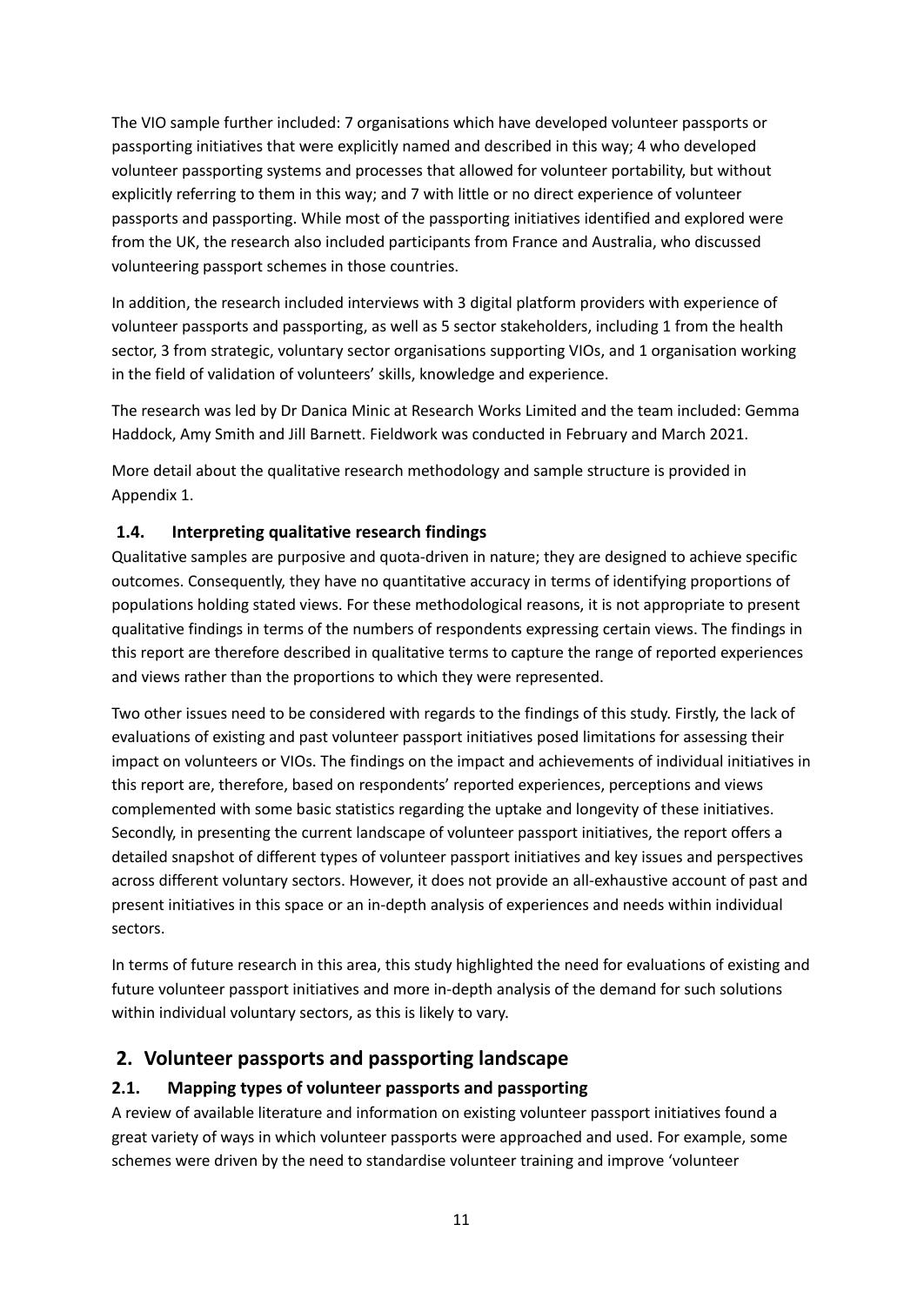The VIO sample further included: 7 organisations which have developed volunteer passports or passporting initiatives that were explicitly named and described in this way; 4 who developed volunteer passporting systems and processes that allowed for volunteer portability, but without explicitly referring to them in this way; and 7 with little or no direct experience of volunteer passports and passporting. While most of the passporting initiatives identified and explored were from the UK, the research also included participants from France and Australia, who discussed volunteering passport schemes in those countries.

In addition, the research included interviews with 3 digital platform providers with experience of volunteer passports and passporting, as well as 5 sector stakeholders, including 1 from the health sector, 3 from strategic, voluntary sector organisations supporting VIOs, and 1 organisation working in the field of validation of volunteers' skills, knowledge and experience.

The research was led by Dr Danica Minic at Research Works Limited and the team included: Gemma Haddock, Amy Smith and Jill Barnett. Fieldwork was conducted in February and March 2021.

More detail about the qualitative research methodology and sample structure is provided in Appendix 1.

### 1.4. Interpreting qualitative research findings

Qualitative samples are purposive and quota-driven in nature; they are designed to achieve specific outcomes. Consequently, they have no quantitative accuracy in terms of identifying proportions of populations holding stated views. For these methodological reasons, it is not appropriate to present qualitative findings in terms of the numbers of respondents expressing certain views. The findings in this report are therefore described in qualitative terms to capture the range of reported experiences and views rather than the proportions to which they were represented.

Two other issues need to be considered with regards to the findings of this study. Firstly, the lack of evaluations of existing and past volunteer passport initiatives posed limitations for assessing their impact on volunteers or VIOs. The findings on the impact and achievements of individual initiatives in this report are, therefore, based on respondents' reported experiences, perceptions and views complemented with some basic statistics regarding the uptake and longevity of these initiatives. Secondly, in presenting the current landscape of volunteer passport initiatives, the report offers a detailed snapshot of different types of volunteer passport initiatives and key issues and perspectives across different voluntary sectors. However, it does not provide an all-exhaustive account of past and present initiatives in this space or an in-depth analysis of experiences and needs within individual sectors.

In terms of future research in this area, this study highlighted the need for evaluations of existing and future volunteer passport initiatives and more in-depth analysis of the demand for such solutions within individual voluntary sectors, as this is likely to vary.

## 2. Volunteer passports and passporting landscape

### 2.1. Mapping types of volunteer passports and passporting

A review of available literature and information on existing volunteer passport initiatives found a great variety of ways in which volunteer passports were approached and used. For example, some schemes were driven by the need to standardise volunteer training and improve 'volunteer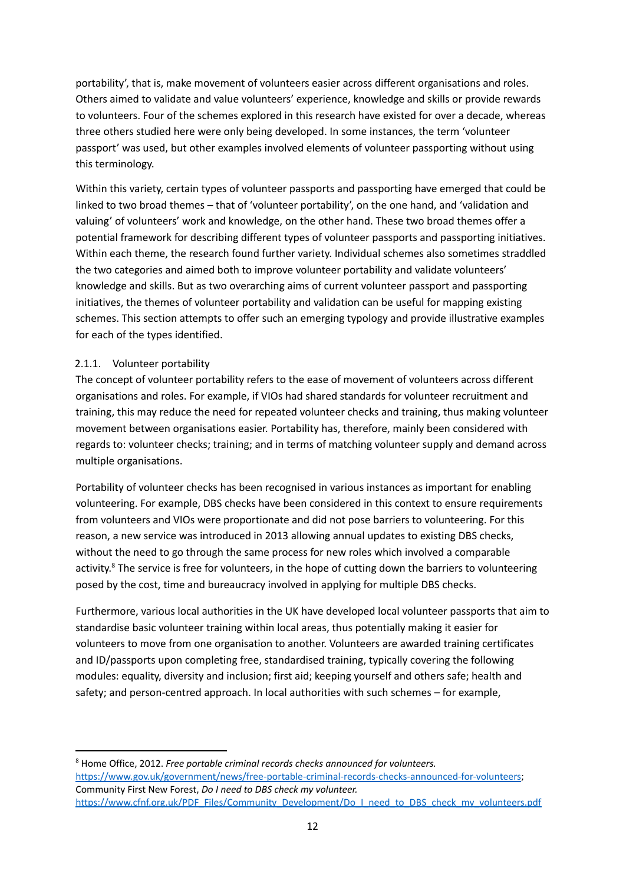portability', that is, make movement of volunteers easier across different organisations and roles. Others aimed to validate and value volunteers' experience, knowledge and skills or provide rewards to volunteers. Four of the schemes explored in this research have existed for over a decade, whereas three others studied here were only being developed. In some instances, the term 'volunteer passport' was used, but other examples involved elements of volunteer passporting without using this terminology.

Within this variety, certain types of volunteer passports and passporting have emerged that could be linked to two broad themes – that of 'volunteer portability', on the one hand, and 'validation and valuing' of volunteers' work and knowledge, on the other hand. These two broad themes offer a potential framework for describing different types of volunteer passports and passporting initiatives. Within each theme, the research found further variety. Individual schemes also sometimes straddled the two categories and aimed both to improve volunteer portability and validate volunteers' knowledge and skills. But as two overarching aims of current volunteer passport and passporting initiatives, the themes of volunteer portability and validation can be useful for mapping existing schemes. This section attempts to offer such an emerging typology and provide illustrative examples for each of the types identified.

### 2.1.1. Volunteer portability

The concept of volunteer portability refers to the ease of movement of volunteers across different organisations and roles. For example, if VIOs had shared standards for volunteer recruitment and training, this may reduce the need for repeated volunteer checks and training, thus making volunteer movement between organisations easier. Portability has, therefore, mainly been considered with regards to: volunteer checks; training; and in terms of matching volunteer supply and demand across multiple organisations.

Portability of volunteer checks has been recognised in various instances as important for enabling volunteering. For example, DBS checks have been considered in this context to ensure requirements from volunteers and VIOs were proportionate and did not pose barriers to volunteering. For this reason, a new service was introduced in 2013 allowing annual updates to existing DBS checks, without the need to go through the same process for new roles which involved a comparable activity.[8] The service is free for volunteers, in the hope of cutting down the barriers to volunteering posed by the cost, time and bureaucracy involved in applying for multiple DBS checks.

Furthermore, various local authorities in the UK have developed local volunteer passports that aim to standardise basic volunteer training within local areas, thus potentially making it easier for volunteers to move from one organisation to another. Volunteers are awarded training certificates and ID/passports upon completing free, standardised training, typically covering the following modules: equality, diversity and inclusion; first aid; keeping yourself and others safe; health and safety; and person-centred approach. In local authorities with such schemes – for example,

---

[8] Home Office, 2012. *Free portable criminal records checks announced for volunteers.* https://www.gov.uk/government/news/free-portable-criminal-records-checks-announced-for-volunteers; Community First New Forest, *Do I need to DBS check my volunteer.* https://www.cfnf.org.uk/PDF_Files/Community_Development/Do_I_need_to_DBS_check_my_volunteers.pdf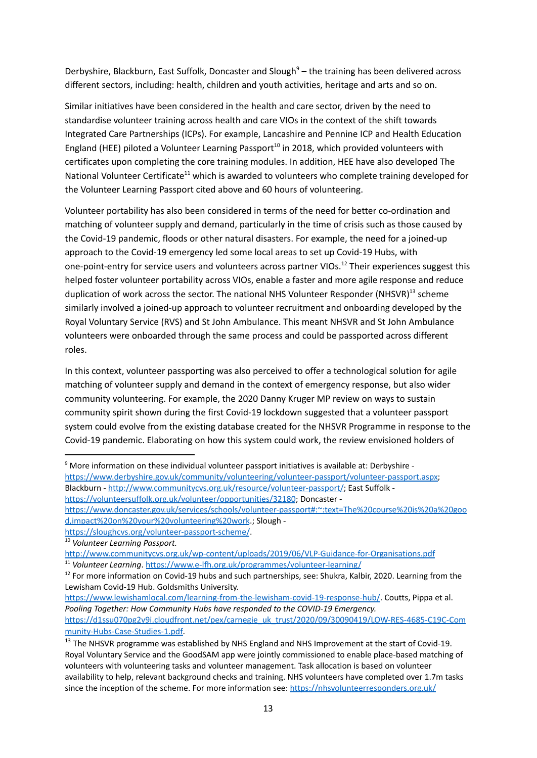Derbyshire, Blackburn, East Suffolk, Doncaster and Slough[9] – the training has been delivered across different sectors, including: health, children and youth activities, heritage and arts and so on.

Similar initiatives have been considered in the health and care sector, driven by the need to standardise volunteer training across health and care VIOs in the context of the shift towards Integrated Care Partnerships (ICPs). For example, Lancashire and Pennine ICP and Health Education England (HEE) piloted a Volunteer Learning Passport[10] in 2018, which provided volunteers with certificates upon completing the core training modules. In addition, HEE have also developed The National Volunteer Certificate[11] which is awarded to volunteers who complete training developed for the Volunteer Learning Passport cited above and 60 hours of volunteering.

Volunteer portability has also been considered in terms of the need for better co-ordination and matching of volunteer supply and demand, particularly in the time of crisis such as those caused by the Covid-19 pandemic, floods or other natural disasters. For example, the need for a joined-up approach to the Covid-19 emergency led some local areas to set up Covid-19 Hubs, with one-point-entry for service users and volunteers across partner VIOs.[12] Their experiences suggest this helped foster volunteer portability across VIOs, enable a faster and more agile response and reduce duplication of work across the sector. The national NHS Volunteer Responder (NHSVR)[13] scheme similarly involved a joined-up approach to volunteer recruitment and onboarding developed by the Royal Voluntary Service (RVS) and St John Ambulance. This meant NHSVR and St John Ambulance volunteers were onboarded through the same process and could be passported across different roles.

In this context, volunteer passporting was also perceived to offer a technological solution for agile matching of volunteer supply and demand in the context of emergency response, but also wider community volunteering. For example, the 2020 Danny Kruger MP review on ways to sustain community spirit shown during the first Covid-19 lockdown suggested that a volunteer passport system could evolve from the existing database created for the NHSVR Programme in response to the Covid-19 pandemic. Elaborating on how this system could work, the review envisioned holders of

---

[9] More information on these individual volunteer passport initiatives is available at: Derbyshire - https://www.derbyshire.gov.uk/community/volunteering/volunteer-passport/volunteer-passport.aspx; Blackburn - http://www.communitycvs.org.uk/resource/volunteer-passport/; East Suffolk - https://volunteersuffolk.org.uk/volunteer/opportunities/32180; Doncaster - https://www.doncaster.gov.uk/services/schools/volunteer-passport#:~:text=The%20course%20is%20a%20good,impact%20on%20your%20volunteering%20work.; Slough - https://sloughcvs.org/volunteer-passport-scheme/.

[10] *Volunteer Learning Passport.* http://www.communitycvs.org.uk/wp-content/uploads/2019/06/VLP-Guidance-for-Organisations.pdf

[11] *Volunteer Learning*. https://www.e-lfh.org.uk/programmes/volunteer-learning/

[12] For more information on Covid-19 hubs and such partnerships, see: Shukra, Kalbir, 2020. Learning from the Lewisham Covid-19 Hub. Goldsmiths University. https://www.lewishamlocal.com/learning-from-the-lewisham-covid-19-response-hub/. Coutts, Pippa et al. *Pooling Together: How Community Hubs have responded to the COVID-19 Emergency.* https://d1ssu070pg2v9i.cloudfront.net/pex/carnegie_uk_trust/2020/09/30090419/LOW-RES-4685-C19C-Community-Hubs-Case-Studies-1.pdf.

[13] The NHSVR programme was established by NHS England and NHS Improvement at the start of Covid-19. Royal Voluntary Service and the GoodSAM app were jointly commissioned to enable place-based matching of volunteers with volunteering tasks and volunteer management. Task allocation is based on volunteer availability to help, relevant background checks and training. NHS volunteers have completed over 1.7m tasks since the inception of the scheme. For more information see: https://nhsvolunteerresponders.org.uk/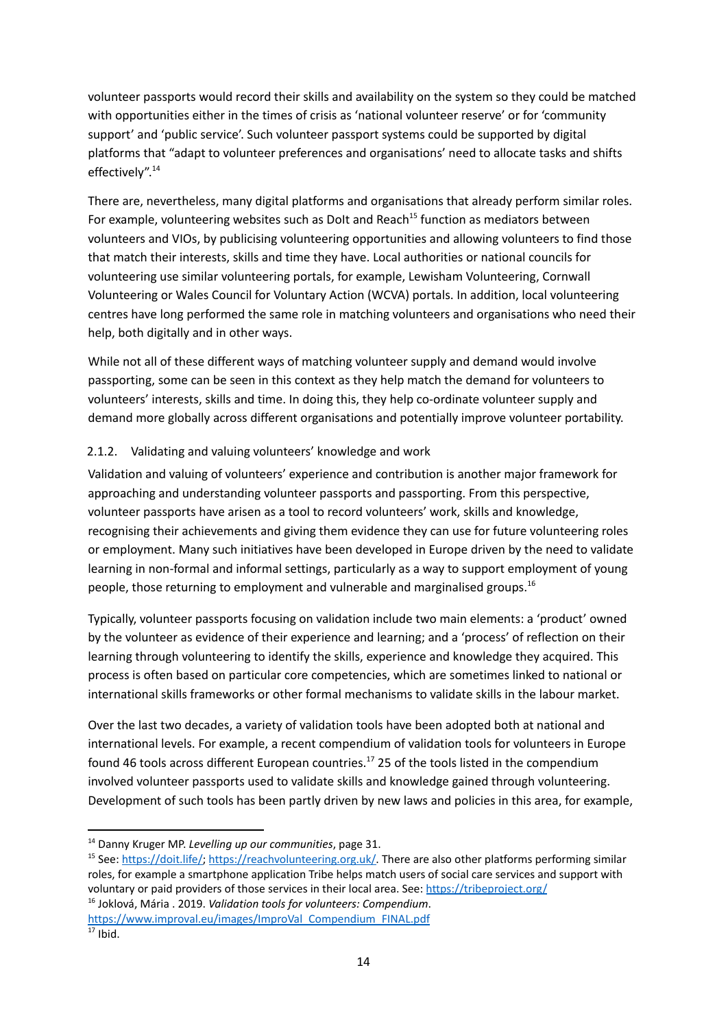volunteer passports would record their skills and availability on the system so they could be matched with opportunities either in the times of crisis as 'national volunteer reserve' or for 'community support' and 'public service'. Such volunteer passport systems could be supported by digital platforms that "adapt to volunteer preferences and organisations' need to allocate tasks and shifts effectively".[14]

There are, nevertheless, many digital platforms and organisations that already perform similar roles. For example, volunteering websites such as DoIt and Reach[15] function as mediators between volunteers and VIOs, by publicising volunteering opportunities and allowing volunteers to find those that match their interests, skills and time they have. Local authorities or national councils for volunteering use similar volunteering portals, for example, Lewisham Volunteering, Cornwall Volunteering or Wales Council for Voluntary Action (WCVA) portals. In addition, local volunteering centres have long performed the same role in matching volunteers and organisations who need their help, both digitally and in other ways.

While not all of these different ways of matching volunteer supply and demand would involve passporting, some can be seen in this context as they help match the demand for volunteers to volunteers' interests, skills and time. In doing this, they help co-ordinate volunteer supply and demand more globally across different organisations and potentially improve volunteer portability.

### 2.1.2. Validating and valuing volunteers' knowledge and work

Validation and valuing of volunteers' experience and contribution is another major framework for approaching and understanding volunteer passports and passporting. From this perspective, volunteer passports have arisen as a tool to record volunteers' work, skills and knowledge, recognising their achievements and giving them evidence they can use for future volunteering roles or employment. Many such initiatives have been developed in Europe driven by the need to validate learning in non-formal and informal settings, particularly as a way to support employment of young people, those returning to employment and vulnerable and marginalised groups.[16]

Typically, volunteer passports focusing on validation include two main elements: a 'product' owned by the volunteer as evidence of their experience and learning; and a 'process' of reflection on their learning through volunteering to identify the skills, experience and knowledge they acquired. This process is often based on particular core competencies, which are sometimes linked to national or international skills frameworks or other formal mechanisms to validate skills in the labour market.

Over the last two decades, a variety of validation tools have been adopted both at national and international levels. For example, a recent compendium of validation tools for volunteers in Europe found 46 tools across different European countries.[17] 25 of the tools listed in the compendium involved volunteer passports used to validate skills and knowledge gained through volunteering. Development of such tools has been partly driven by new laws and policies in this area, for example,

---

[14] Danny Kruger MP. *Levelling up our communities*, page 31.

[15] See: https://doit.life/; https://reachvolunteering.org.uk/. There are also other platforms performing similar roles, for example a smartphone application Tribe helps match users of social care services and support with voluntary or paid providers of those services in their local area. See: https://tribeproject.org/

[16] Joklová, Mária . 2019. *Validation tools for volunteers: Compendium*. https://www.improval.eu/images/ImproVal_Compendium_FINAL.pdf

[17] Ibid.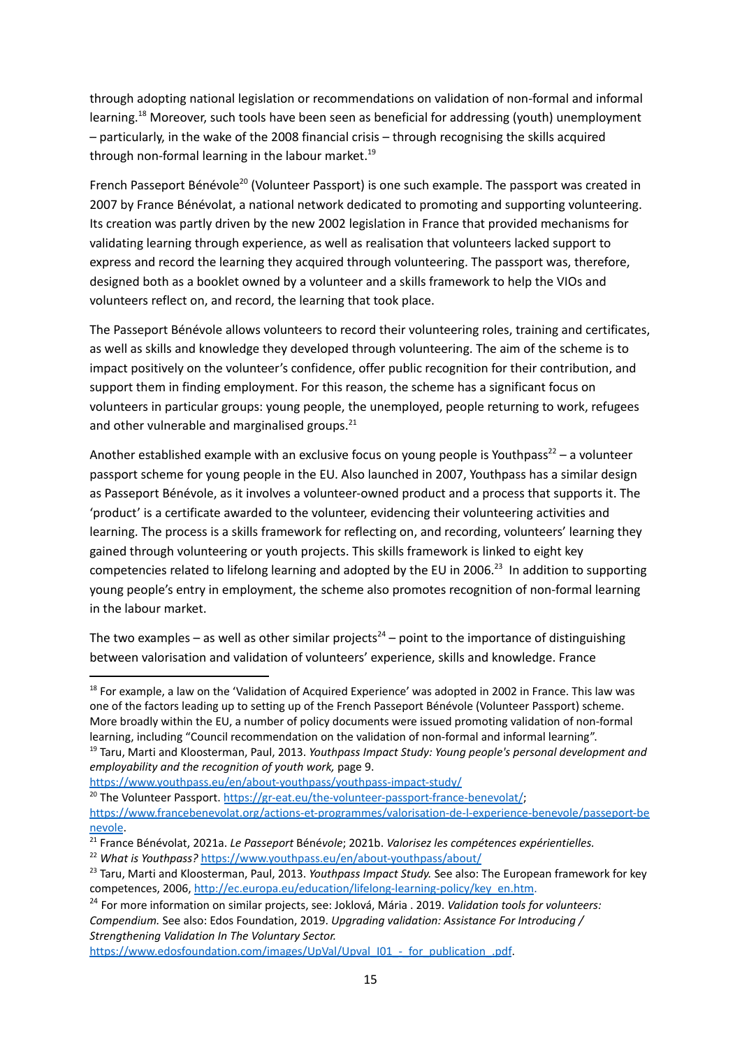through adopting national legislation or recommendations on validation of non-formal and informal learning.[18] Moreover, such tools have been seen as beneficial for addressing (youth) unemployment – particularly, in the wake of the 2008 financial crisis – through recognising the skills acquired through non-formal learning in the labour market.[19]

French Passeport Bénévole[20] (Volunteer Passport) is one such example. The passport was created in 2007 by France Bénévolat, a national network dedicated to promoting and supporting volunteering. Its creation was partly driven by the new 2002 legislation in France that provided mechanisms for validating learning through experience, as well as realisation that volunteers lacked support to express and record the learning they acquired through volunteering. The passport was, therefore, designed both as a booklet owned by a volunteer and a skills framework to help the VIOs and volunteers reflect on, and record, the learning that took place.

The Passeport Bénévole allows volunteers to record their volunteering roles, training and certificates, as well as skills and knowledge they developed through volunteering. The aim of the scheme is to impact positively on the volunteer's confidence, offer public recognition for their contribution, and support them in finding employment. For this reason, the scheme has a significant focus on volunteers in particular groups: young people, the unemployed, people returning to work, refugees and other vulnerable and marginalised groups.[21]

Another established example with an exclusive focus on young people is Youthpass[22] – a volunteer passport scheme for young people in the EU. Also launched in 2007, Youthpass has a similar design as Passeport Bénévole, as it involves a volunteer-owned product and a process that supports it. The 'product' is a certificate awarded to the volunteer, evidencing their volunteering activities and learning. The process is a skills framework for reflecting on, and recording, volunteers' learning they gained through volunteering or youth projects. This skills framework is linked to eight key competencies related to lifelong learning and adopted by the EU in 2006.[23] In addition to supporting young people's entry in employment, the scheme also promotes recognition of non-formal learning in the labour market.

The two examples – as well as other similar projects[24] – point to the importance of distinguishing between valorisation and validation of volunteers' experience, skills and knowledge. France

---

[18] For example, a law on the 'Validation of Acquired Experience' was adopted in 2002 in France. This law was one of the factors leading up to setting up of the French Passeport Bénévole (Volunteer Passport) scheme. More broadly within the EU, a number of policy documents were issued promoting validation of non-formal learning, including "Council recommendation on the validation of non-formal and informal learning".

[19] Taru, Marti and Kloosterman, Paul, 2013. *Youthpass Impact Study: Young people's personal development and employability and the recognition of youth work,* page 9. https://www.youthpass.eu/en/about-youthpass/youthpass-impact-study/

[20] The Volunteer Passport. https://gr-eat.eu/the-volunteer-passport-france-benevolat/; https://www.francebenevolat.org/actions-et-programmes/valorisation-de-l-experience-benevole/passeport-benevole.

[21] France Bénévolat, 2021a. *Le Passeport* Bénév*ole*; 2021b. *Valorisez les compétences expérientielles.*

[22] *What is Youthpass?* https://www.youthpass.eu/en/about-youthpass/about/

[23] Taru, Marti and Kloosterman, Paul, 2013. *Youthpass Impact Study.* See also: The European framework for key competences, 2006, http://ec.europa.eu/education/lifelong-learning-policy/key_en.htm.

[24] For more information on similar projects, see: Joklová, Mária . 2019. *Validation tools for volunteers: Compendium.* See also: Edos Foundation, 2019. *Upgrading validation: Assistance For Introducing / Strengthening Validation In The Voluntary Sector.* https://www.edosfoundation.com/images/UpVal/Upval_I01_-_for_publication_.pdf.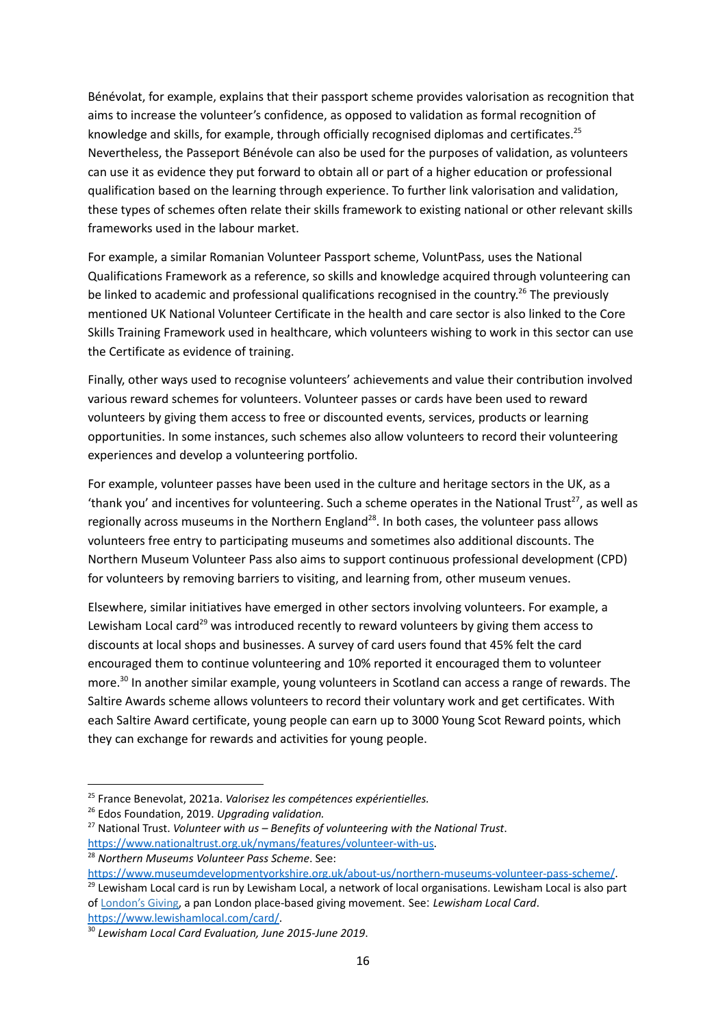Bénévolat, for example, explains that their passport scheme provides valorisation as recognition that aims to increase the volunteer's confidence, as opposed to validation as formal recognition of knowledge and skills, for example, through officially recognised diplomas and certificates.[25] Nevertheless, the Passeport Bénévole can also be used for the purposes of validation, as volunteers can use it as evidence they put forward to obtain all or part of a higher education or professional qualification based on the learning through experience. To further link valorisation and validation, these types of schemes often relate their skills framework to existing national or other relevant skills frameworks used in the labour market.

For example, a similar Romanian Volunteer Passport scheme, VoluntPass, uses the National Qualifications Framework as a reference, so skills and knowledge acquired through volunteering can be linked to academic and professional qualifications recognised in the country.[26] The previously mentioned UK National Volunteer Certificate in the health and care sector is also linked to the Core Skills Training Framework used in healthcare, which volunteers wishing to work in this sector can use the Certificate as evidence of training.

Finally, other ways used to recognise volunteers' achievements and value their contribution involved various reward schemes for volunteers. Volunteer passes or cards have been used to reward volunteers by giving them access to free or discounted events, services, products or learning opportunities. In some instances, such schemes also allow volunteers to record their volunteering experiences and develop a volunteering portfolio.

For example, volunteer passes have been used in the culture and heritage sectors in the UK, as a 'thank you' and incentives for volunteering. Such a scheme operates in the National Trust[27], as well as regionally across museums in the Northern England[28]. In both cases, the volunteer pass allows volunteers free entry to participating museums and sometimes also additional discounts. The Northern Museum Volunteer Pass also aims to support continuous professional development (CPD) for volunteers by removing barriers to visiting, and learning from, other museum venues.

Elsewhere, similar initiatives have emerged in other sectors involving volunteers. For example, a Lewisham Local card[29] was introduced recently to reward volunteers by giving them access to discounts at local shops and businesses. A survey of card users found that 45% felt the card encouraged them to continue volunteering and 10% reported it encouraged them to volunteer more.[30] In another similar example, young volunteers in Scotland can access a range of rewards. The Saltire Awards scheme allows volunteers to record their voluntary work and get certificates. With each Saltire Award certificate, young people can earn up to 3000 Young Scot Reward points, which they can exchange for rewards and activities for young people.

---

[25] France Benevolat, 2021a. *Valorisez les compétences expérientielles.*

[26] Edos Foundation, 2019. *Upgrading validation.*

[27] National Trust. *Volunteer with us – Benefits of volunteering with the National Trust*. https://www.nationaltrust.org.uk/nymans/features/volunteer-with-us.

[28] *Northern Museums Volunteer Pass Scheme*. See: https://www.museumdevelopmentyorkshire.org.uk/about-us/northern-museums-volunteer-pass-scheme/.

[29] Lewisham Local card is run by Lewisham Local, a network of local organisations. Lewisham Local is also part of London's Giving, a pan London place-based giving movement. See: *Lewisham Local Card*. https://www.lewishamlocal.com/card/.

[30] *Lewisham Local Card Evaluation, June 2015-June 2019*.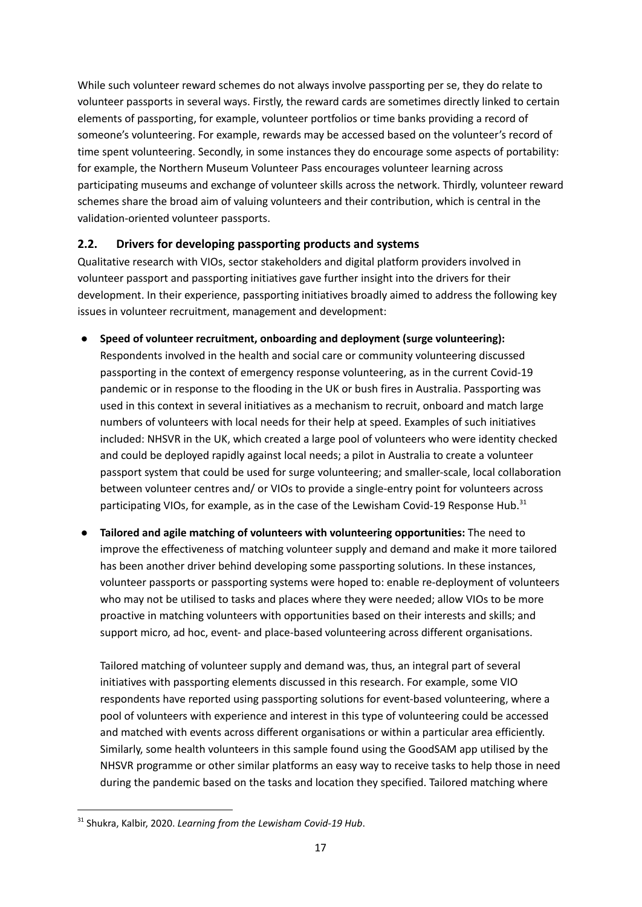While such volunteer reward schemes do not always involve passporting per se, they do relate to volunteer passports in several ways. Firstly, the reward cards are sometimes directly linked to certain elements of passporting, for example, volunteer portfolios or time banks providing a record of someone's volunteering. For example, rewards may be accessed based on the volunteer's record of time spent volunteering. Secondly, in some instances they do encourage some aspects of portability: for example, the Northern Museum Volunteer Pass encourages volunteer learning across participating museums and exchange of volunteer skills across the network. Thirdly, volunteer reward schemes share the broad aim of valuing volunteers and their contribution, which is central in the validation-oriented volunteer passports.

## 2.2. Drivers for developing passporting products and systems

Qualitative research with VIOs, sector stakeholders and digital platform providers involved in volunteer passport and passporting initiatives gave further insight into the drivers for their development. In their experience, passporting initiatives broadly aimed to address the following key issues in volunteer recruitment, management and development:

- **Speed of volunteer recruitment, onboarding and deployment (surge volunteering):** Respondents involved in the health and social care or community volunteering discussed passporting in the context of emergency response volunteering, as in the current Covid-19 pandemic or in response to the flooding in the UK or bush fires in Australia. Passporting was used in this context in several initiatives as a mechanism to recruit, onboard and match large numbers of volunteers with local needs for their help at speed. Examples of such initiatives included: NHSVR in the UK, which created a large pool of volunteers who were identity checked and could be deployed rapidly against local needs; a pilot in Australia to create a volunteer passport system that could be used for surge volunteering; and smaller-scale, local collaboration between volunteer centres and/ or VIOs to provide a single-entry point for volunteers across participating VIOs, for example, as in the case of the Lewisham Covid-19 Response Hub.[31]

- **Tailored and agile matching of volunteers with volunteering opportunities:** The need to improve the effectiveness of matching volunteer supply and demand and make it more tailored has been another driver behind developing some passporting solutions. In these instances, volunteer passports or passporting systems were hoped to: enable re-deployment of volunteers who may not be utilised to tasks and places where they were needed; allow VIOs to be more proactive in matching volunteers with opportunities based on their interests and skills; and support micro, ad hoc, event- and place-based volunteering across different organisations.

  Tailored matching of volunteer supply and demand was, thus, an integral part of several initiatives with passporting elements discussed in this research. For example, some VIO respondents have reported using passporting solutions for event-based volunteering, where a pool of volunteers with experience and interest in this type of volunteering could be accessed and matched with events across different organisations or within a particular area efficiently. Similarly, some health volunteers in this sample found using the GoodSAM app utilised by the NHSVR programme or other similar platforms an easy way to receive tasks to help those in need during the pandemic based on the tasks and location they specified. Tailored matching where

[31] Shukra, Kalbir, 2020. *Learning from the Lewisham Covid-19 Hub*.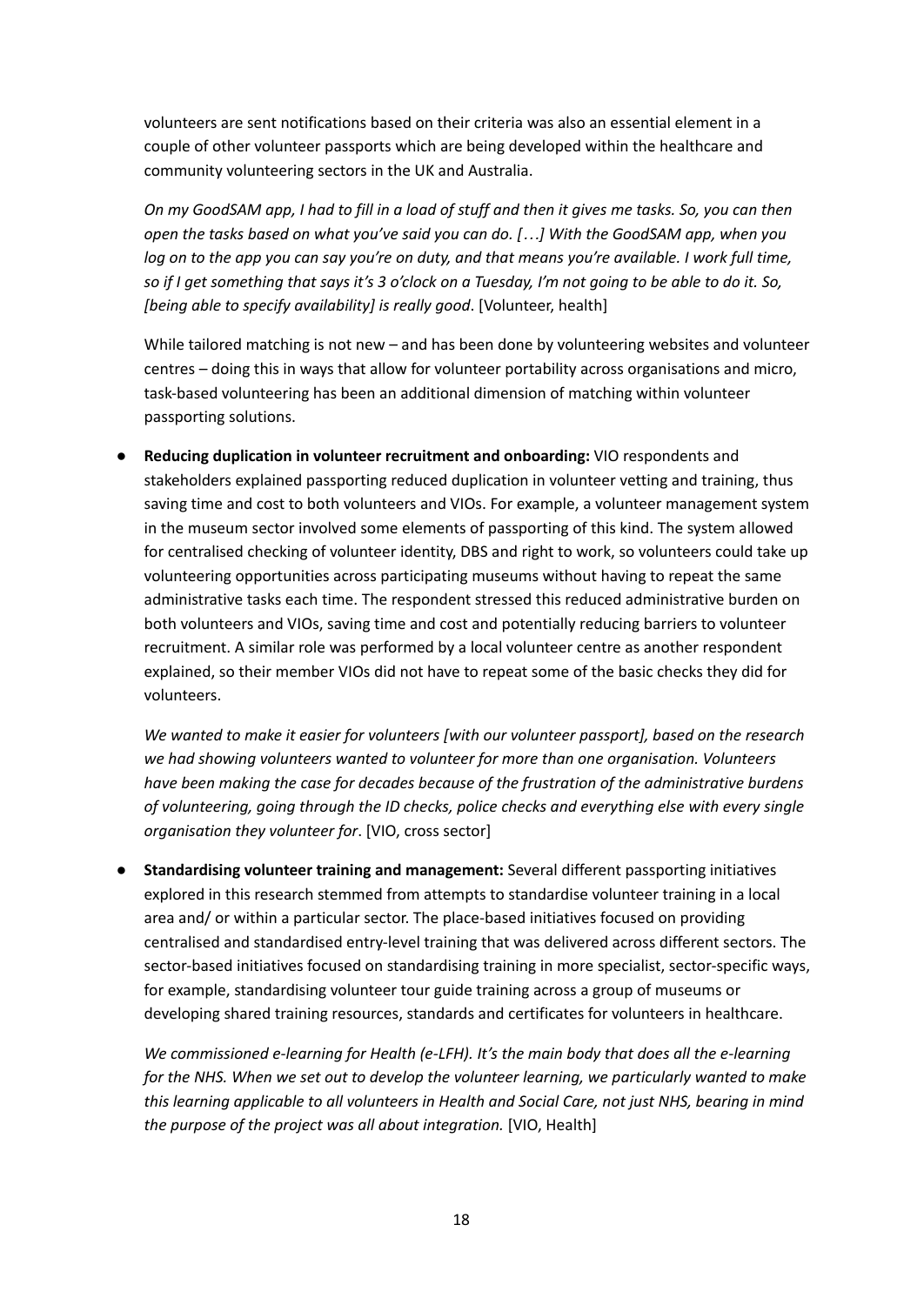volunteers are sent notifications based on their criteria was also an essential element in a couple of other volunteer passports which are being developed within the healthcare and community volunteering sectors in the UK and Australia.

*On my GoodSAM app, I had to fill in a load of stuff and then it gives me tasks. So, you can then open the tasks based on what you've said you can do. […] With the GoodSAM app, when you log on to the app you can say you're on duty, and that means you're available. I work full time, so if I get something that says it's 3 o'clock on a Tuesday, I'm not going to be able to do it. So, [being able to specify availability] is really good*. [Volunteer, health]

While tailored matching is not new – and has been done by volunteering websites and volunteer centres – doing this in ways that allow for volunteer portability across organisations and micro, task-based volunteering has been an additional dimension of matching within volunteer passporting solutions.

- **Reducing duplication in volunteer recruitment and onboarding:** VIO respondents and stakeholders explained passporting reduced duplication in volunteer vetting and training, thus saving time and cost to both volunteers and VIOs. For example, a volunteer management system in the museum sector involved some elements of passporting of this kind. The system allowed for centralised checking of volunteer identity, DBS and right to work, so volunteers could take up volunteering opportunities across participating museums without having to repeat the same administrative tasks each time. The respondent stressed this reduced administrative burden on both volunteers and VIOs, saving time and cost and potentially reducing barriers to volunteer recruitment. A similar role was performed by a local volunteer centre as another respondent explained, so their member VIOs did not have to repeat some of the basic checks they did for volunteers.

  *We wanted to make it easier for volunteers [with our volunteer passport], based on the research we had showing volunteers wanted to volunteer for more than one organisation. Volunteers have been making the case for decades because of the frustration of the administrative burdens of volunteering, going through the ID checks, police checks and everything else with every single organisation they volunteer for*. [VIO, cross sector]

- **Standardising volunteer training and management:** Several different passporting initiatives explored in this research stemmed from attempts to standardise volunteer training in a local area and/ or within a particular sector. The place-based initiatives focused on providing centralised and standardised entry-level training that was delivered across different sectors. The sector-based initiatives focused on standardising training in more specialist, sector-specific ways, for example, standardising volunteer tour guide training across a group of museums or developing shared training resources, standards and certificates for volunteers in healthcare.

  *We commissioned e-learning for Health (e-LFH). It's the main body that does all the e-learning for the NHS. When we set out to develop the volunteer learning, we particularly wanted to make this learning applicable to all volunteers in Health and Social Care, not just NHS, bearing in mind the purpose of the project was all about integration.* [VIO, Health]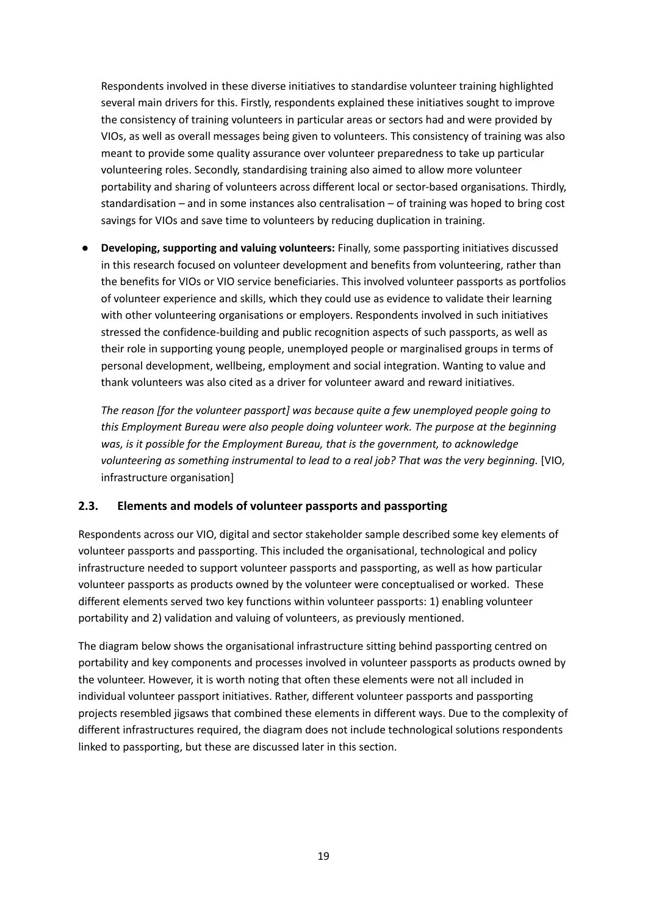Respondents involved in these diverse initiatives to standardise volunteer training highlighted several main drivers for this. Firstly, respondents explained these initiatives sought to improve the consistency of training volunteers in particular areas or sectors had and were provided by VIOs, as well as overall messages being given to volunteers. This consistency of training was also meant to provide some quality assurance over volunteer preparedness to take up particular volunteering roles. Secondly, standardising training also aimed to allow more volunteer portability and sharing of volunteers across different local or sector-based organisations. Thirdly, standardisation – and in some instances also centralisation – of training was hoped to bring cost savings for VIOs and save time to volunteers by reducing duplication in training.

- **Developing, supporting and valuing volunteers:** Finally, some passporting initiatives discussed in this research focused on volunteer development and benefits from volunteering, rather than the benefits for VIOs or VIO service beneficiaries. This involved volunteer passports as portfolios of volunteer experience and skills, which they could use as evidence to validate their learning with other volunteering organisations or employers. Respondents involved in such initiatives stressed the confidence-building and public recognition aspects of such passports, as well as their role in supporting young people, unemployed people or marginalised groups in terms of personal development, wellbeing, employment and social integration. Wanting to value and thank volunteers was also cited as a driver for volunteer award and reward initiatives.

  *The reason [for the volunteer passport] was because quite a few unemployed people going to this Employment Bureau were also people doing volunteer work. The purpose at the beginning was, is it possible for the Employment Bureau, that is the government, to acknowledge volunteering as something instrumental to lead to a real job? That was the very beginning.* [VIO, infrastructure organisation]

## 2.3. Elements and models of volunteer passports and passporting

Respondents across our VIO, digital and sector stakeholder sample described some key elements of volunteer passports and passporting. This included the organisational, technological and policy infrastructure needed to support volunteer passports and passporting, as well as how particular volunteer passports as products owned by the volunteer were conceptualised or worked. These different elements served two key functions within volunteer passports: 1) enabling volunteer portability and 2) validation and valuing of volunteers, as previously mentioned.

The diagram below shows the organisational infrastructure sitting behind passporting centred on portability and key components and processes involved in volunteer passports as products owned by the volunteer. However, it is worth noting that often these elements were not all included in individual volunteer passport initiatives. Rather, different volunteer passports and passporting projects resembled jigsaws that combined these elements in different ways. Due to the complexity of different infrastructures required, the diagram does not include technological solutions respondents linked to passporting, but these are discussed later in this section.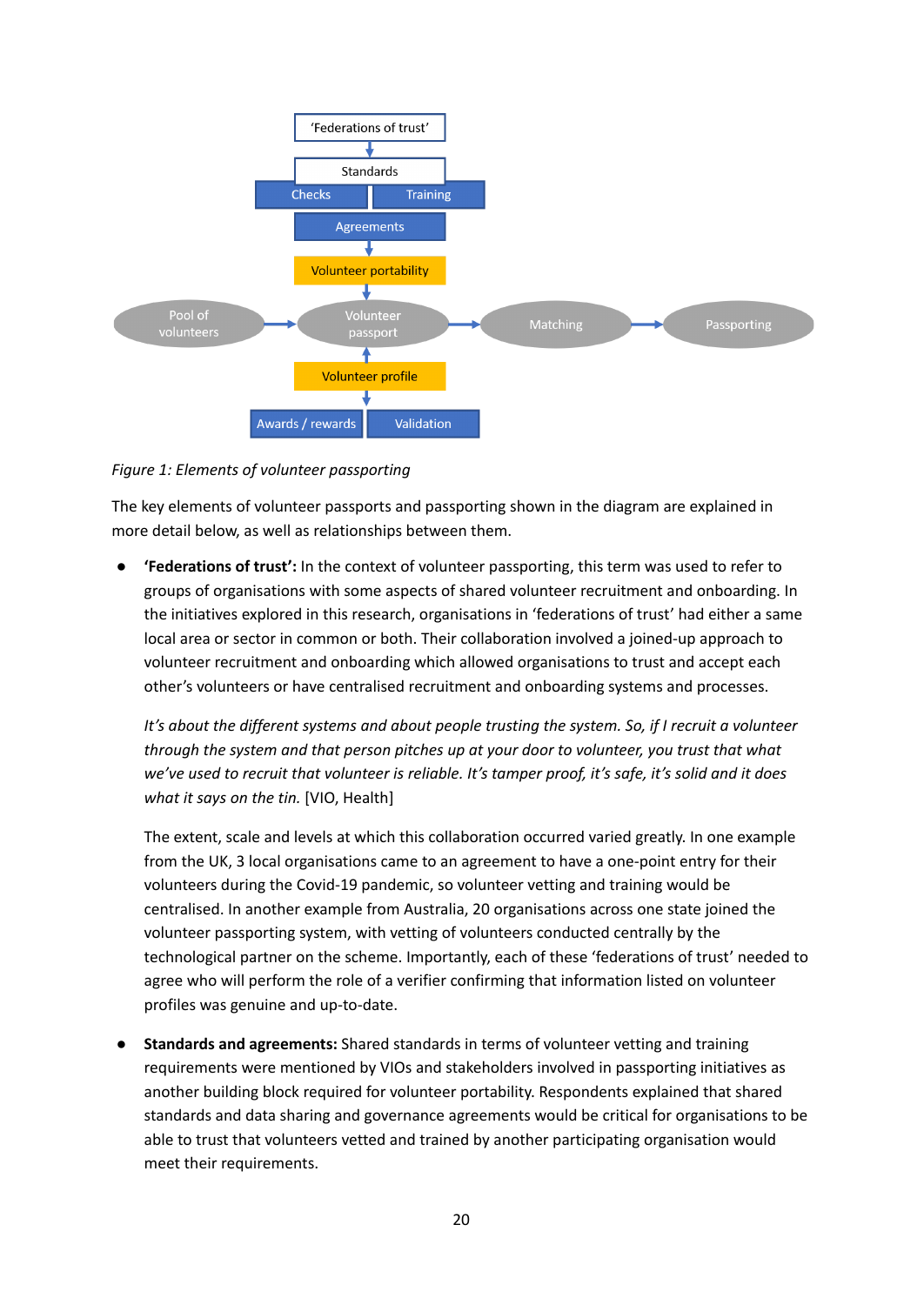*Figure 1: Elements of volunteer passporting*

The key elements of volunteer passports and passporting shown in the diagram are explained in more detail below, as well as relationships between them.

- **'Federations of trust':** In the context of volunteer passporting, this term was used to refer to groups of organisations with some aspects of shared volunteer recruitment and onboarding. In the initiatives explored in this research, organisations in 'federations of trust' had either a same local area or sector in common or both. Their collaboration involved a joined-up approach to volunteer recruitment and onboarding which allowed organisations to trust and accept each other's volunteers or have centralised recruitment and onboarding systems and processes.

  *It's about the different systems and about people trusting the system. So, if I recruit a volunteer through the system and that person pitches up at your door to volunteer, you trust that what we've used to recruit that volunteer is reliable. It's tamper proof, it's safe, it's solid and it does what it says on the tin.* [VIO, Health]

  The extent, scale and levels at which this collaboration occurred varied greatly. In one example from the UK, 3 local organisations came to an agreement to have a one-point entry for their volunteers during the Covid-19 pandemic, so volunteer vetting and training would be centralised. In another example from Australia, 20 organisations across one state joined the volunteer passporting system, with vetting of volunteers conducted centrally by the technological partner on the scheme. Importantly, each of these 'federations of trust' needed to agree who will perform the role of a verifier confirming that information listed on volunteer profiles was genuine and up-to-date.

- **Standards and agreements:** Shared standards in terms of volunteer vetting and training requirements were mentioned by VIOs and stakeholders involved in passporting initiatives as another building block required for volunteer portability. Respondents explained that shared standards and data sharing and governance agreements would be critical for organisations to be able to trust that volunteers vetted and trained by another participating organisation would meet their requirements.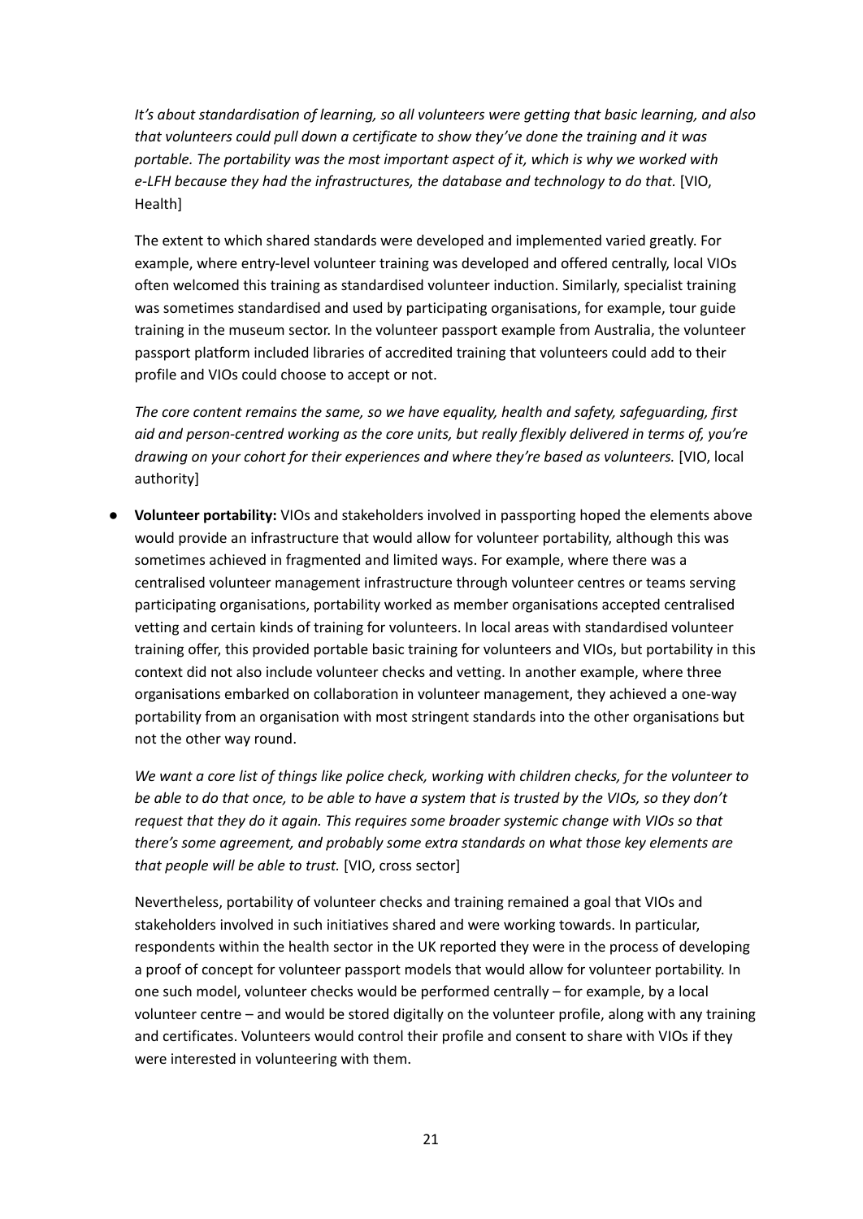*It's about standardisation of learning, so all volunteers were getting that basic learning, and also that volunteers could pull down a certificate to show they've done the training and it was portable. The portability was the most important aspect of it, which is why we worked with e-LFH because they had the infrastructures, the database and technology to do that.* [VIO, Health]

The extent to which shared standards were developed and implemented varied greatly. For example, where entry-level volunteer training was developed and offered centrally, local VIOs often welcomed this training as standardised volunteer induction. Similarly, specialist training was sometimes standardised and used by participating organisations, for example, tour guide training in the museum sector. In the volunteer passport example from Australia, the volunteer passport platform included libraries of accredited training that volunteers could add to their profile and VIOs could choose to accept or not.

*The core content remains the same, so we have equality, health and safety, safeguarding, first aid and person-centred working as the core units, but really flexibly delivered in terms of, you're drawing on your cohort for their experiences and where they're based as volunteers.* [VIO, local authority]

- **Volunteer portability:** VIOs and stakeholders involved in passporting hoped the elements above would provide an infrastructure that would allow for volunteer portability, although this was sometimes achieved in fragmented and limited ways. For example, where there was a centralised volunteer management infrastructure through volunteer centres or teams serving participating organisations, portability worked as member organisations accepted centralised vetting and certain kinds of training for volunteers. In local areas with standardised volunteer training offer, this provided portable basic training for volunteers and VIOs, but portability in this context did not also include volunteer checks and vetting. In another example, where three organisations embarked on collaboration in volunteer management, they achieved a one-way portability from an organisation with most stringent standards into the other organisations but not the other way round.

  *We want a core list of things like police check, working with children checks, for the volunteer to be able to do that once, to be able to have a system that is trusted by the VIOs, so they don't request that they do it again. This requires some broader systemic change with VIOs so that there's some agreement, and probably some extra standards on what those key elements are that people will be able to trust.* [VIO, cross sector]

  Nevertheless, portability of volunteer checks and training remained a goal that VIOs and stakeholders involved in such initiatives shared and were working towards. In particular, respondents within the health sector in the UK reported they were in the process of developing a proof of concept for volunteer passport models that would allow for volunteer portability. In one such model, volunteer checks would be performed centrally – for example, by a local volunteer centre – and would be stored digitally on the volunteer profile, along with any training and certificates. Volunteers would control their profile and consent to share with VIOs if they were interested in volunteering with them.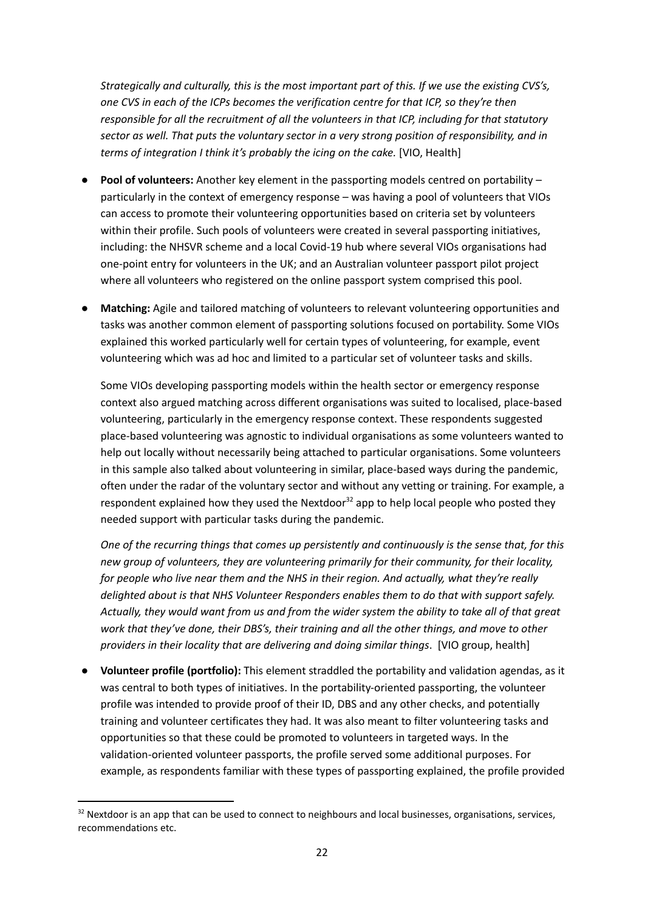*Strategically and culturally, this is the most important part of this. If we use the existing CVS's, one CVS in each of the ICPs becomes the verification centre for that ICP, so they're then responsible for all the recruitment of all the volunteers in that ICP, including for that statutory sector as well. That puts the voluntary sector in a very strong position of responsibility, and in terms of integration I think it's probably the icing on the cake.* [VIO, Health]

- **Pool of volunteers:** Another key element in the passporting models centred on portability – particularly in the context of emergency response – was having a pool of volunteers that VIOs can access to promote their volunteering opportunities based on criteria set by volunteers within their profile. Such pools of volunteers were created in several passporting initiatives, including: the NHSVR scheme and a local Covid-19 hub where several VIOs organisations had one-point entry for volunteers in the UK; and an Australian volunteer passport pilot project where all volunteers who registered on the online passport system comprised this pool.

- **Matching:** Agile and tailored matching of volunteers to relevant volunteering opportunities and tasks was another common element of passporting solutions focused on portability. Some VIOs explained this worked particularly well for certain types of volunteering, for example, event volunteering which was ad hoc and limited to a particular set of volunteer tasks and skills.

  Some VIOs developing passporting models within the health sector or emergency response context also argued matching across different organisations was suited to localised, place-based volunteering, particularly in the emergency response context. These respondents suggested place-based volunteering was agnostic to individual organisations as some volunteers wanted to help out locally without necessarily being attached to particular organisations. Some volunteers in this sample also talked about volunteering in similar, place-based ways during the pandemic, often under the radar of the voluntary sector and without any vetting or training. For example, a respondent explained how they used the Nextdoor[32] app to help local people who posted they needed support with particular tasks during the pandemic.

  *One of the recurring things that comes up persistently and continuously is the sense that, for this new group of volunteers, they are volunteering primarily for their community, for their locality, for people who live near them and the NHS in their region. And actually, what they're really delighted about is that NHS Volunteer Responders enables them to do that with support safely. Actually, they would want from us and from the wider system the ability to take all of that great work that they've done, their DBS's, their training and all the other things, and move to other providers in their locality that are delivering and doing similar things*. [VIO group, health]

- **Volunteer profile (portfolio):** This element straddled the portability and validation agendas, as it was central to both types of initiatives. In the portability-oriented passporting, the volunteer profile was intended to provide proof of their ID, DBS and any other checks, and potentially training and volunteer certificates they had. It was also meant to filter volunteering tasks and opportunities so that these could be promoted to volunteers in targeted ways. In the validation-oriented volunteer passports, the profile served some additional purposes. For example, as respondents familiar with these types of passporting explained, the profile provided

[32] Nextdoor is an app that can be used to connect to neighbours and local businesses, organisations, services, recommendations etc.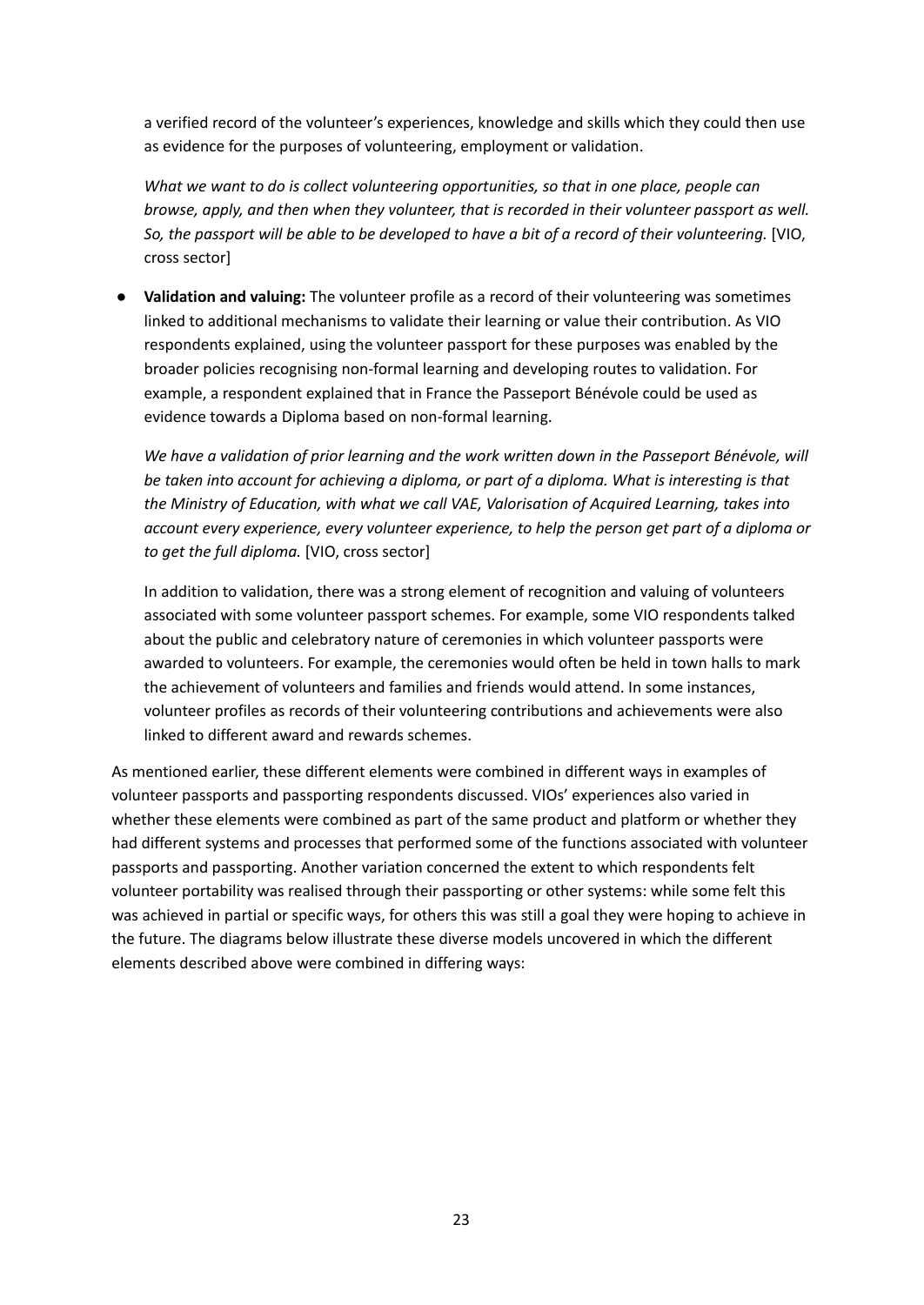a verified record of the volunteer's experiences, knowledge and skills which they could then use as evidence for the purposes of volunteering, employment or validation.

*What we want to do is collect volunteering opportunities, so that in one place, people can browse, apply, and then when they volunteer, that is recorded in their volunteer passport as well. So, the passport will be able to be developed to have a bit of a record of their volunteering.* [VIO, cross sector]

- **Validation and valuing:** The volunteer profile as a record of their volunteering was sometimes linked to additional mechanisms to validate their learning or value their contribution. As VIO respondents explained, using the volunteer passport for these purposes was enabled by the broader policies recognising non-formal learning and developing routes to validation. For example, a respondent explained that in France the Passeport Bénévole could be used as evidence towards a Diploma based on non-formal learning.

  *We have a validation of prior learning and the work written down in the Passeport Bénévole, will be taken into account for achieving a diploma, or part of a diploma. What is interesting is that the Ministry of Education, with what we call VAE, Valorisation of Acquired Learning, takes into account every experience, every volunteer experience, to help the person get part of a diploma or to get the full diploma.* [VIO, cross sector]

  In addition to validation, there was a strong element of recognition and valuing of volunteers associated with some volunteer passport schemes. For example, some VIO respondents talked about the public and celebratory nature of ceremonies in which volunteer passports were awarded to volunteers. For example, the ceremonies would often be held in town halls to mark the achievement of volunteers and families and friends would attend. In some instances, volunteer profiles as records of their volunteering contributions and achievements were also linked to different award and rewards schemes.

As mentioned earlier, these different elements were combined in different ways in examples of volunteer passports and passporting respondents discussed. VIOs' experiences also varied in whether these elements were combined as part of the same product and platform or whether they had different systems and processes that performed some of the functions associated with volunteer passports and passporting. Another variation concerned the extent to which respondents felt volunteer portability was realised through their passporting or other systems: while some felt this was achieved in partial or specific ways, for others this was still a goal they were hoping to achieve in the future. The diagrams below illustrate these diverse models uncovered in which the different elements described above were combined in differing ways: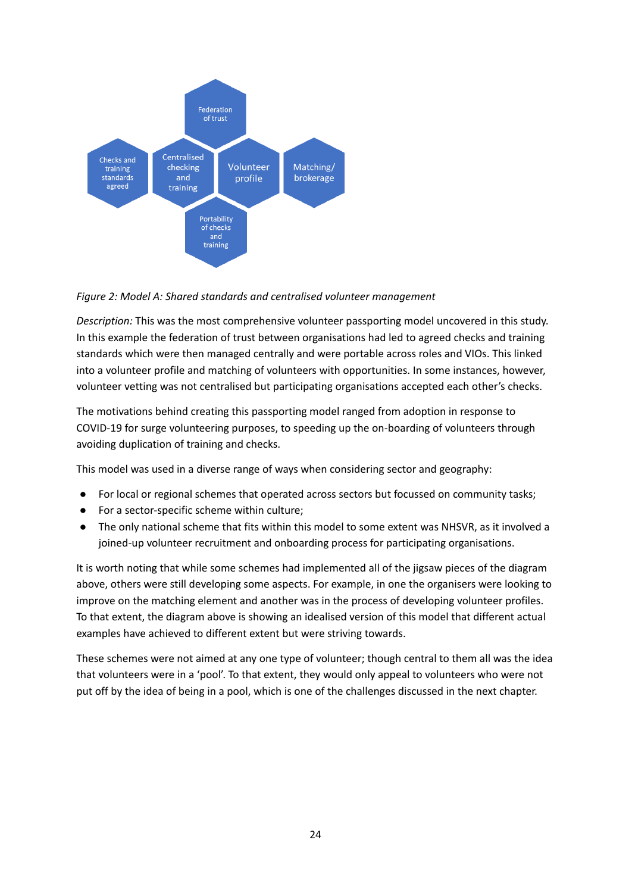Federation of trust

Checks and training standards agreed

Centralised checking and training

Volunteer profile

Matching/ brokerage

Portability of checks and training

*Figure 2: Model A: Shared standards and centralised volunteer management*

*Description:* This was the most comprehensive volunteer passporting model uncovered in this study. In this example the federation of trust between organisations had led to agreed checks and training standards which were then managed centrally and were portable across roles and VIOs. This linked into a volunteer profile and matching of volunteers with opportunities. In some instances, however, volunteer vetting was not centralised but participating organisations accepted each other's checks.

The motivations behind creating this passporting model ranged from adoption in response to COVID-19 for surge volunteering purposes, to speeding up the on-boarding of volunteers through avoiding duplication of training and checks.

This model was used in a diverse range of ways when considering sector and geography:

- For local or regional schemes that operated across sectors but focussed on community tasks;
- For a sector-specific scheme within culture;
- The only national scheme that fits within this model to some extent was NHSVR, as it involved a joined-up volunteer recruitment and onboarding process for participating organisations.

It is worth noting that while some schemes had implemented all of the jigsaw pieces of the diagram above, others were still developing some aspects. For example, in one the organisers were looking to improve on the matching element and another was in the process of developing volunteer profiles. To that extent, the diagram above is showing an idealised version of this model that different actual examples have achieved to different extent but were striving towards.

These schemes were not aimed at any one type of volunteer; though central to them all was the idea that volunteers were in a 'pool'. To that extent, they would only appeal to volunteers who were not put off by the idea of being in a pool, which is one of the challenges discussed in the next chapter.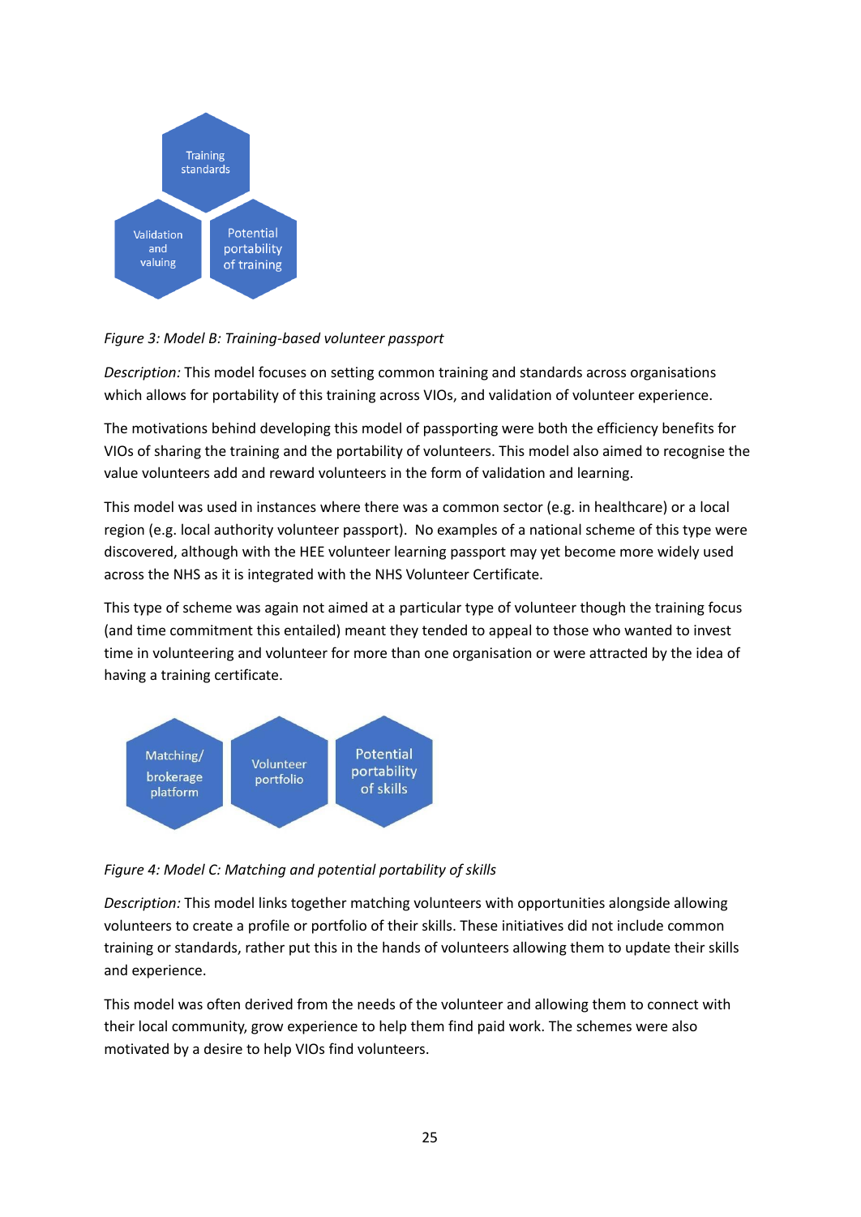Training standards

Validation and valuing

Potential portability of training

*Figure 3: Model B: Training-based volunteer passport*

*Description:* This model focuses on setting common training and standards across organisations which allows for portability of this training across VIOs, and validation of volunteer experience.

The motivations behind developing this model of passporting were both the efficiency benefits for VIOs of sharing the training and the portability of volunteers. This model also aimed to recognise the value volunteers add and reward volunteers in the form of validation and learning.

This model was used in instances where there was a common sector (e.g. in healthcare) or a local region (e.g. local authority volunteer passport). No examples of a national scheme of this type were discovered, although with the HEE volunteer learning passport may yet become more widely used across the NHS as it is integrated with the NHS Volunteer Certificate.

This type of scheme was again not aimed at a particular type of volunteer though the training focus (and time commitment this entailed) meant they tended to appeal to those who wanted to invest time in volunteering and volunteer for more than one organisation or were attracted by the idea of having a training certificate.

Matching/ brokerage platform

Volunteer portfolio

Potential portability of skills

*Figure 4: Model C: Matching and potential portability of skills*

*Description:* This model links together matching volunteers with opportunities alongside allowing volunteers to create a profile or portfolio of their skills. These initiatives did not include common training or standards, rather put this in the hands of volunteers allowing them to update their skills and experience.

This model was often derived from the needs of the volunteer and allowing them to connect with their local community, grow experience to help them find paid work. The schemes were also motivated by a desire to help VIOs find volunteers.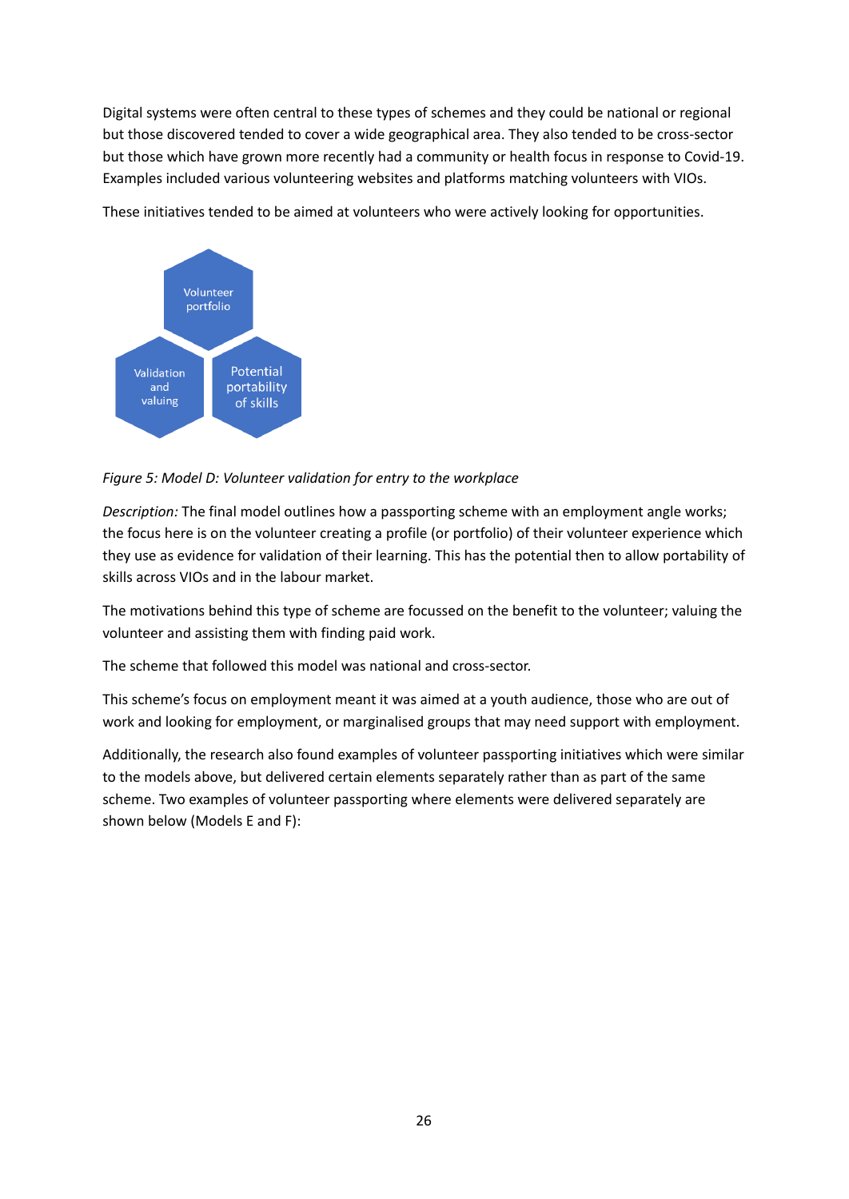Digital systems were often central to these types of schemes and they could be national or regional but those discovered tended to cover a wide geographical area. They also tended to be cross-sector but those which have grown more recently had a community or health focus in response to Covid-19. Examples included various volunteering websites and platforms matching volunteers with VIOs.

These initiatives tended to be aimed at volunteers who were actively looking for opportunities.

Volunteer portfolio

Validation and valuing

Potential portability of skills

*Figure 5: Model D: Volunteer validation for entry to the workplace*

*Description:* The final model outlines how a passporting scheme with an employment angle works; the focus here is on the volunteer creating a profile (or portfolio) of their volunteer experience which they use as evidence for validation of their learning. This has the potential then to allow portability of skills across VIOs and in the labour market.

The motivations behind this type of scheme are focussed on the benefit to the volunteer; valuing the volunteer and assisting them with finding paid work.

The scheme that followed this model was national and cross-sector.

This scheme's focus on employment meant it was aimed at a youth audience, those who are out of work and looking for employment, or marginalised groups that may need support with employment.

Additionally, the research also found examples of volunteer passporting initiatives which were similar to the models above, but delivered certain elements separately rather than as part of the same scheme. Two examples of volunteer passporting where elements were delivered separately are shown below (Models E and F):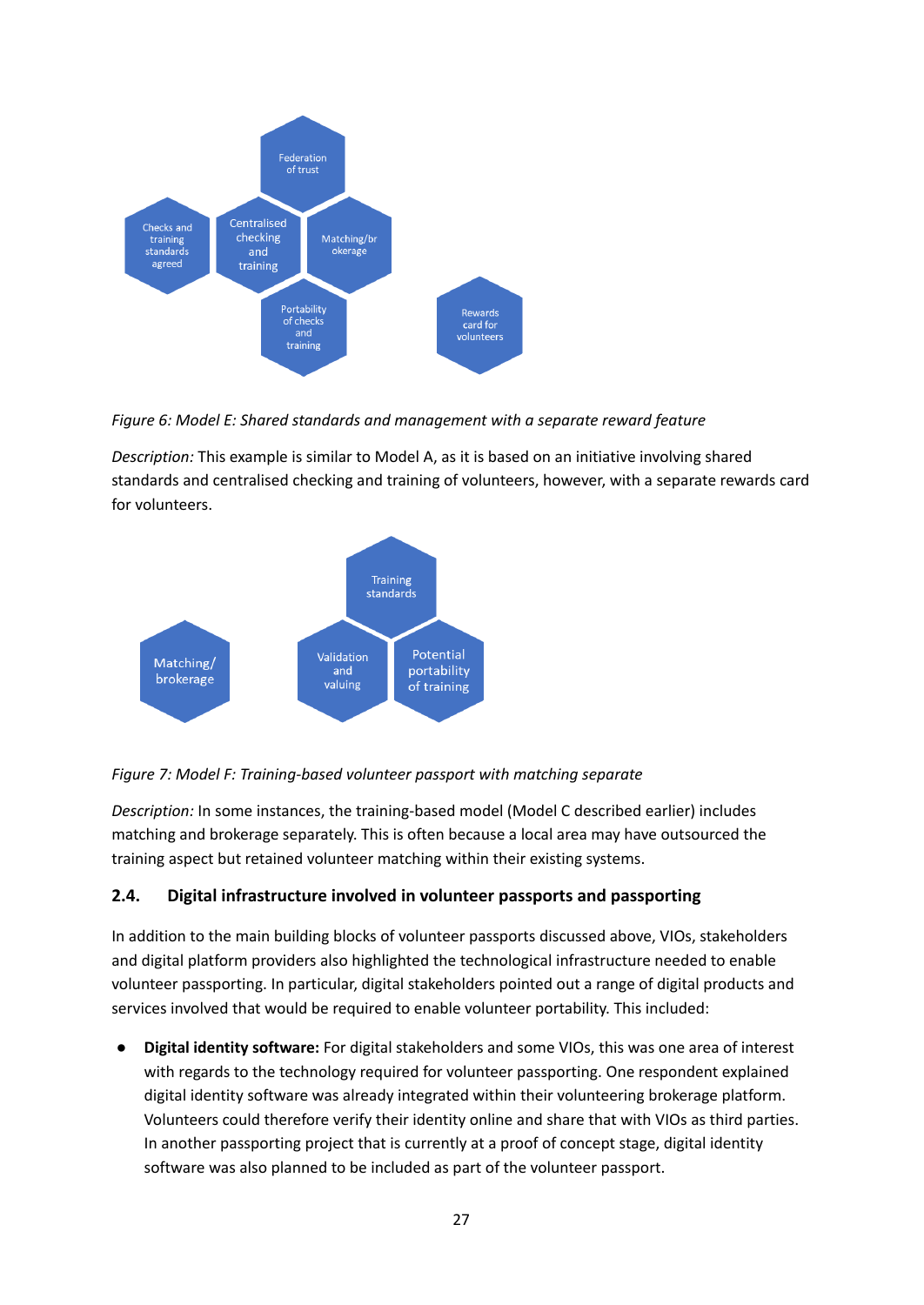Federation of trust

Checks and training standards agreed

Centralised checking and training

Matching/brokerage

Portability of checks and training

Rewards card for volunteers

*Figure 6: Model E: Shared standards and management with a separate reward feature*

*Description:* This example is similar to Model A, as it is based on an initiative involving shared standards and centralised checking and training of volunteers, however, with a separate rewards card for volunteers.

Training standards

Matching/ brokerage

Validation and valuing

Potential portability of training

*Figure 7: Model F: Training-based volunteer passport with matching separate*

*Description:* In some instances, the training-based model (Model C described earlier) includes matching and brokerage separately. This is often because a local area may have outsourced the training aspect but retained volunteer matching within their existing systems.

### 2.4. Digital infrastructure involved in volunteer passports and passporting

In addition to the main building blocks of volunteer passports discussed above, VIOs, stakeholders and digital platform providers also highlighted the technological infrastructure needed to enable volunteer passporting. In particular, digital stakeholders pointed out a range of digital products and services involved that would be required to enable volunteer portability. This included:

- **Digital identity software:** For digital stakeholders and some VIOs, this was one area of interest with regards to the technology required for volunteer passporting. One respondent explained digital identity software was already integrated within their volunteering brokerage platform. Volunteers could therefore verify their identity online and share that with VIOs as third parties. In another passporting project that is currently at a proof of concept stage, digital identity software was also planned to be included as part of the volunteer passport.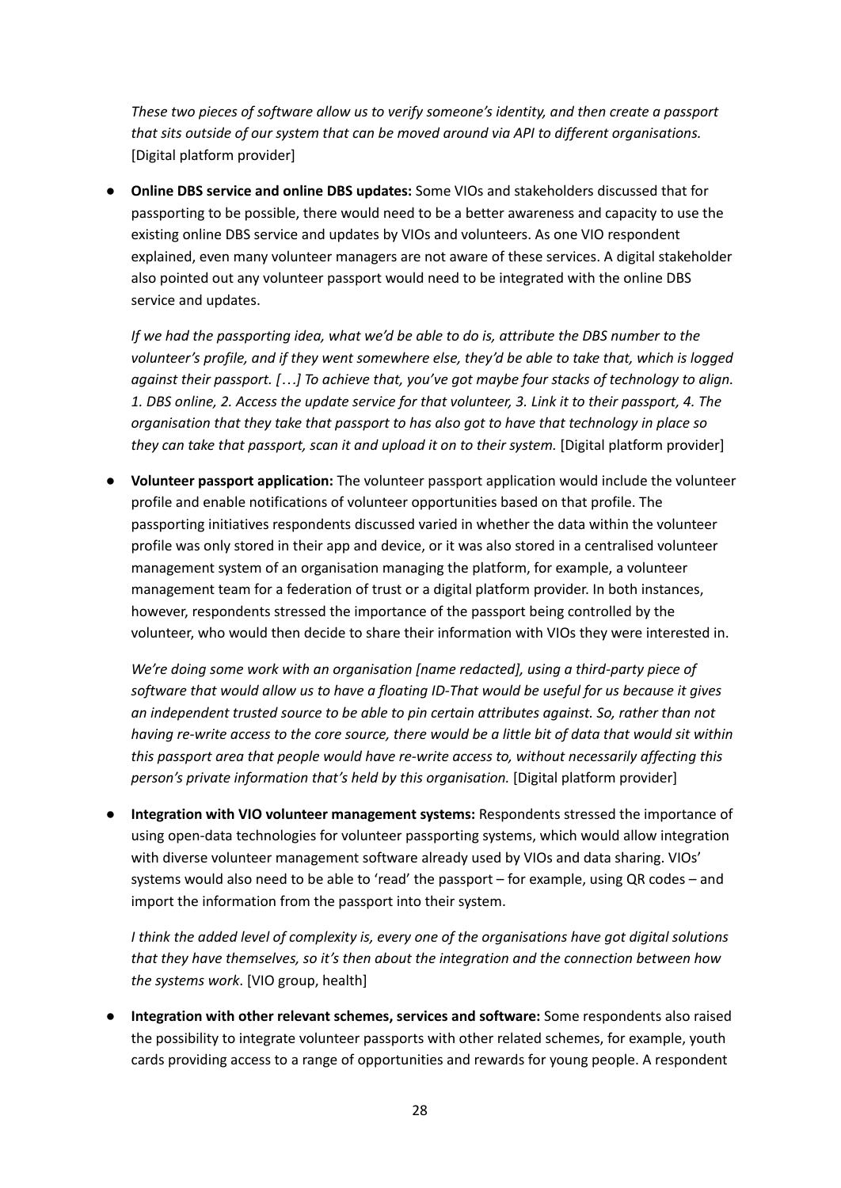*These two pieces of software allow us to verify someone's identity, and then create a passport that sits outside of our system that can be moved around via API to different organisations.* [Digital platform provider]

- **Online DBS service and online DBS updates:** Some VIOs and stakeholders discussed that for passporting to be possible, there would need to be a better awareness and capacity to use the existing online DBS service and updates by VIOs and volunteers. As one VIO respondent explained, even many volunteer managers are not aware of these services. A digital stakeholder also pointed out any volunteer passport would need to be integrated with the online DBS service and updates.

  *If we had the passporting idea, what we'd be able to do is, attribute the DBS number to the volunteer's profile, and if they went somewhere else, they'd be able to take that, which is logged against their passport. […] To achieve that, you've got maybe four stacks of technology to align. 1. DBS online, 2. Access the update service for that volunteer, 3. Link it to their passport, 4. The organisation that they take that passport to has also got to have that technology in place so they can take that passport, scan it and upload it on to their system.* [Digital platform provider]

- **Volunteer passport application:** The volunteer passport application would include the volunteer profile and enable notifications of volunteer opportunities based on that profile. The passporting initiatives respondents discussed varied in whether the data within the volunteer profile was only stored in their app and device, or it was also stored in a centralised volunteer management system of an organisation managing the platform, for example, a volunteer management team for a federation of trust or a digital platform provider. In both instances, however, respondents stressed the importance of the passport being controlled by the volunteer, who would then decide to share their information with VIOs they were interested in.

  *We're doing some work with an organisation [name redacted], using a third-party piece of software that would allow us to have a floating ID-That would be useful for us because it gives an independent trusted source to be able to pin certain attributes against. So, rather than not having re-write access to the core source, there would be a little bit of data that would sit within this passport area that people would have re-write access to, without necessarily affecting this person's private information that's held by this organisation.* [Digital platform provider]

- **Integration with VIO volunteer management systems:** Respondents stressed the importance of using open-data technologies for volunteer passporting systems, which would allow integration with diverse volunteer management software already used by VIOs and data sharing. VIOs' systems would also need to be able to 'read' the passport – for example, using QR codes – and import the information from the passport into their system.

  *I think the added level of complexity is, every one of the organisations have got digital solutions that they have themselves, so it's then about the integration and the connection between how the systems work.* [VIO group, health]

- **Integration with other relevant schemes, services and software:** Some respondents also raised the possibility to integrate volunteer passports with other related schemes, for example, youth cards providing access to a range of opportunities and rewards for young people. A respondent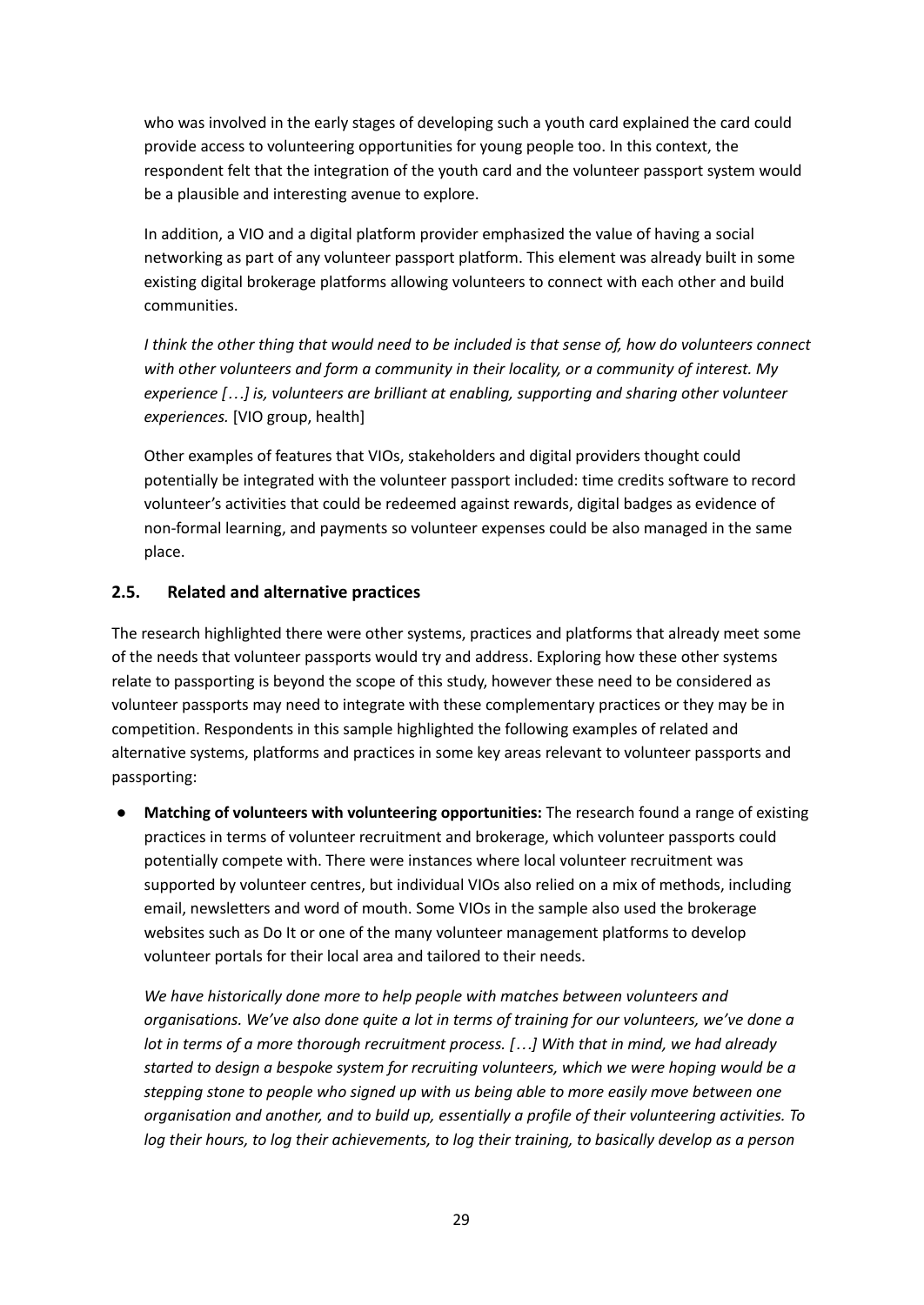who was involved in the early stages of developing such a youth card explained the card could provide access to volunteering opportunities for young people too. In this context, the respondent felt that the integration of the youth card and the volunteer passport system would be a plausible and interesting avenue to explore.

In addition, a VIO and a digital platform provider emphasized the value of having a social networking as part of any volunteer passport platform. This element was already built in some existing digital brokerage platforms allowing volunteers to connect with each other and build communities.

*I think the other thing that would need to be included is that sense of, how do volunteers connect with other volunteers and form a community in their locality, or a community of interest. My experience […] is, volunteers are brilliant at enabling, supporting and sharing other volunteer experiences.* [VIO group, health]

Other examples of features that VIOs, stakeholders and digital providers thought could potentially be integrated with the volunteer passport included: time credits software to record volunteer's activities that could be redeemed against rewards, digital badges as evidence of non-formal learning, and payments so volunteer expenses could be also managed in the same place.

## 2.5. Related and alternative practices

The research highlighted there were other systems, practices and platforms that already meet some of the needs that volunteer passports would try and address. Exploring how these other systems relate to passporting is beyond the scope of this study, however these need to be considered as volunteer passports may need to integrate with these complementary practices or they may be in competition. Respondents in this sample highlighted the following examples of related and alternative systems, platforms and practices in some key areas relevant to volunteer passports and passporting:

- **Matching of volunteers with volunteering opportunities:** The research found a range of existing practices in terms of volunteer recruitment and brokerage, which volunteer passports could potentially compete with. There were instances where local volunteer recruitment was supported by volunteer centres, but individual VIOs also relied on a mix of methods, including email, newsletters and word of mouth. Some VIOs in the sample also used the brokerage websites such as Do It or one of the many volunteer management platforms to develop volunteer portals for their local area and tailored to their needs.

  *We have historically done more to help people with matches between volunteers and organisations. We've also done quite a lot in terms of training for our volunteers, we've done a lot in terms of a more thorough recruitment process. […] With that in mind, we had already started to design a bespoke system for recruiting volunteers, which we were hoping would be a stepping stone to people who signed up with us being able to more easily move between one organisation and another, and to build up, essentially a profile of their volunteering activities. To log their hours, to log their achievements, to log their training, to basically develop as a person*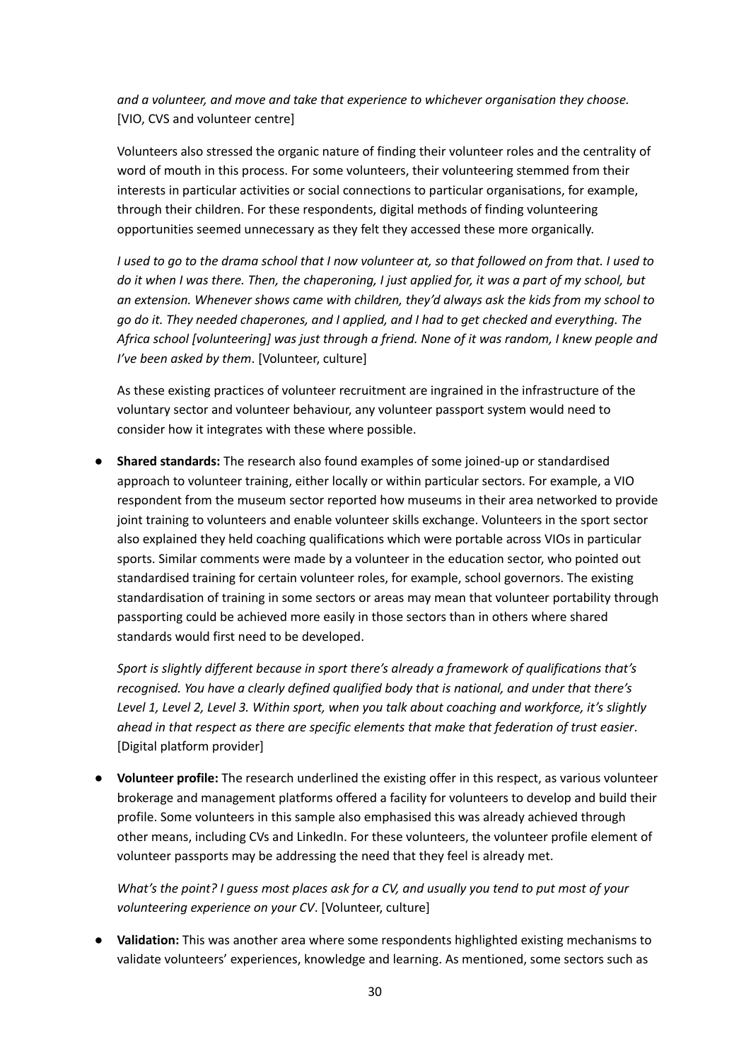*and a volunteer, and move and take that experience to whichever organisation they choose.* [VIO, CVS and volunteer centre]

Volunteers also stressed the organic nature of finding their volunteer roles and the centrality of word of mouth in this process. For some volunteers, their volunteering stemmed from their interests in particular activities or social connections to particular organisations, for example, through their children. For these respondents, digital methods of finding volunteering opportunities seemed unnecessary as they felt they accessed these more organically.

*I used to go to the drama school that I now volunteer at, so that followed on from that. I used to do it when I was there. Then, the chaperoning, I just applied for, it was a part of my school, but an extension. Whenever shows came with children, they'd always ask the kids from my school to go do it. They needed chaperones, and I applied, and I had to get checked and everything. The Africa school [volunteering] was just through a friend. None of it was random, I knew people and I've been asked by them*. [Volunteer, culture]

As these existing practices of volunteer recruitment are ingrained in the infrastructure of the voluntary sector and volunteer behaviour, any volunteer passport system would need to consider how it integrates with these where possible.

- **Shared standards:** The research also found examples of some joined-up or standardised approach to volunteer training, either locally or within particular sectors. For example, a VIO respondent from the museum sector reported how museums in their area networked to provide joint training to volunteers and enable volunteer skills exchange. Volunteers in the sport sector also explained they held coaching qualifications which were portable across VIOs in particular sports. Similar comments were made by a volunteer in the education sector, who pointed out standardised training for certain volunteer roles, for example, school governors. The existing standardisation of training in some sectors or areas may mean that volunteer portability through passporting could be achieved more easily in those sectors than in others where shared standards would first need to be developed.

  *Sport is slightly different because in sport there's already a framework of qualifications that's recognised. You have a clearly defined qualified body that is national, and under that there's Level 1, Level 2, Level 3. Within sport, when you talk about coaching and workforce, it's slightly ahead in that respect as there are specific elements that make that federation of trust easier*. [Digital platform provider]

- **Volunteer profile:** The research underlined the existing offer in this respect, as various volunteer brokerage and management platforms offered a facility for volunteers to develop and build their profile. Some volunteers in this sample also emphasised this was already achieved through other means, including CVs and LinkedIn. For these volunteers, the volunteer profile element of volunteer passports may be addressing the need that they feel is already met.

  *What's the point? I guess most places ask for a CV, and usually you tend to put most of your volunteering experience on your CV*. [Volunteer, culture]

- **Validation:** This was another area where some respondents highlighted existing mechanisms to validate volunteers' experiences, knowledge and learning. As mentioned, some sectors such as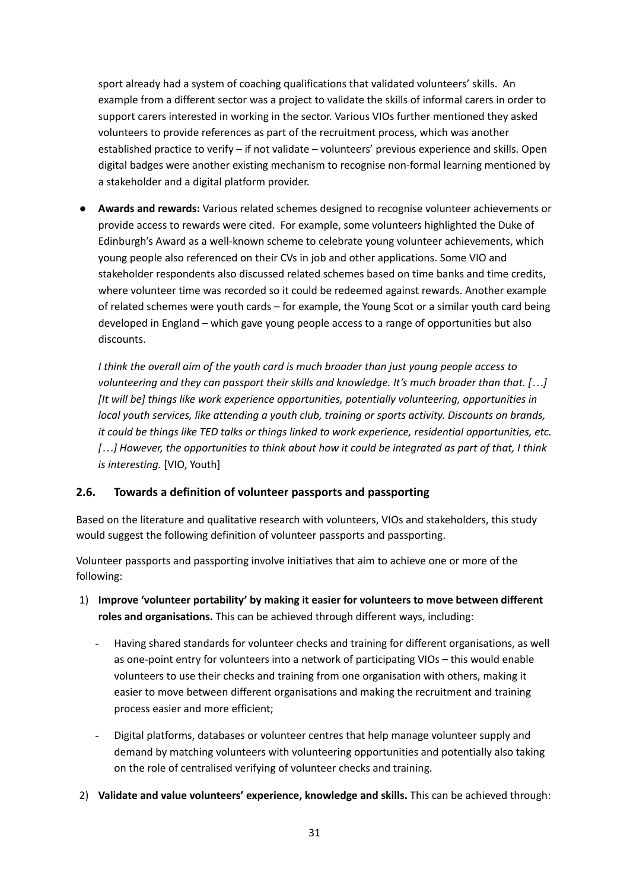sport already had a system of coaching qualifications that validated volunteers' skills. An example from a different sector was a project to validate the skills of informal carers in order to support carers interested in working in the sector. Various VIOs further mentioned they asked volunteers to provide references as part of the recruitment process, which was another established practice to verify – if not validate – volunteers' previous experience and skills. Open digital badges were another existing mechanism to recognise non-formal learning mentioned by a stakeholder and a digital platform provider.

- **Awards and rewards:** Various related schemes designed to recognise volunteer achievements or provide access to rewards were cited. For example, some volunteers highlighted the Duke of Edinburgh's Award as a well-known scheme to celebrate young volunteer achievements, which young people also referenced on their CVs in job and other applications. Some VIO and stakeholder respondents also discussed related schemes based on time banks and time credits, where volunteer time was recorded so it could be redeemed against rewards. Another example of related schemes were youth cards – for example, the Young Scot or a similar youth card being developed in England – which gave young people access to a range of opportunities but also discounts.

  *I think the overall aim of the youth card is much broader than just young people access to volunteering and they can passport their skills and knowledge. It's much broader than that. […] [It will be] things like work experience opportunities, potentially volunteering, opportunities in local youth services, like attending a youth club, training or sports activity. Discounts on brands, it could be things like TED talks or things linked to work experience, residential opportunities, etc. […] However, the opportunities to think about how it could be integrated as part of that, I think is interesting.* [VIO, Youth]

## 2.6. Towards a definition of volunteer passports and passporting

Based on the literature and qualitative research with volunteers, VIOs and stakeholders, this study would suggest the following definition of volunteer passports and passporting.

Volunteer passports and passporting involve initiatives that aim to achieve one or more of the following:

1) **Improve 'volunteer portability' by making it easier for volunteers to move between different roles and organisations.** This can be achieved through different ways, including:

   - Having shared standards for volunteer checks and training for different organisations, as well as one-point entry for volunteers into a network of participating VIOs – this would enable volunteers to use their checks and training from one organisation with others, making it easier to move between different organisations and making the recruitment and training process easier and more efficient;

   - Digital platforms, databases or volunteer centres that help manage volunteer supply and demand by matching volunteers with volunteering opportunities and potentially also taking on the role of centralised verifying of volunteer checks and training.

2) **Validate and value volunteers' experience, knowledge and skills.** This can be achieved through: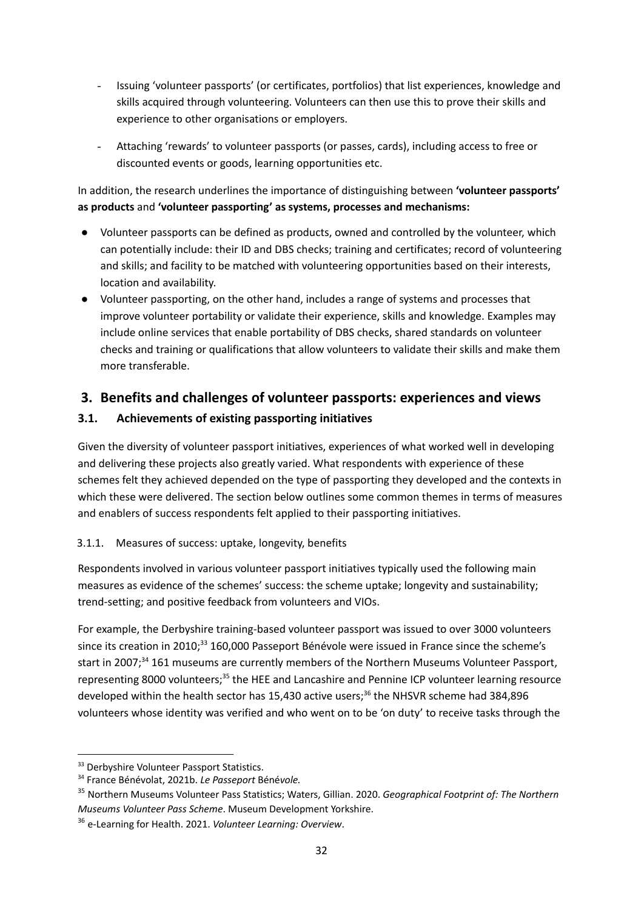- Issuing 'volunteer passports' (or certificates, portfolios) that list experiences, knowledge and skills acquired through volunteering. Volunteers can then use this to prove their skills and experience to other organisations or employers.
- Attaching 'rewards' to volunteer passports (or passes, cards), including access to free or discounted events or goods, learning opportunities etc.

In addition, the research underlines the importance of distinguishing between **'volunteer passports' as products** and **'volunteer passporting' as systems, processes and mechanisms:**

- Volunteer passports can be defined as products, owned and controlled by the volunteer, which can potentially include: their ID and DBS checks; training and certificates; record of volunteering and skills; and facility to be matched with volunteering opportunities based on their interests, location and availability.
- Volunteer passporting, on the other hand, includes a range of systems and processes that improve volunteer portability or validate their experience, skills and knowledge. Examples may include online services that enable portability of DBS checks, shared standards on volunteer checks and training or qualifications that allow volunteers to validate their skills and make them more transferable.

## 3. Benefits and challenges of volunteer passports: experiences and views

### 3.1. Achievements of existing passporting initiatives

Given the diversity of volunteer passport initiatives, experiences of what worked well in developing and delivering these projects also greatly varied. What respondents with experience of these schemes felt they achieved depended on the type of passporting they developed and the contexts in which these were delivered. The section below outlines some common themes in terms of measures and enablers of success respondents felt applied to their passporting initiatives.

#### 3.1.1. Measures of success: uptake, longevity, benefits

Respondents involved in various volunteer passport initiatives typically used the following main measures as evidence of the schemes' success: the scheme uptake; longevity and sustainability; trend-setting; and positive feedback from volunteers and VIOs.

For example, the Derbyshire training-based volunteer passport was issued to over 3000 volunteers since its creation in 2010;[33] 160,000 Passeport Bénévole were issued in France since the scheme's start in 2007;[34] 161 museums are currently members of the Northern Museums Volunteer Passport, representing 8000 volunteers;[35] the HEE and Lancashire and Pennine ICP volunteer learning resource developed within the health sector has 15,430 active users;[36] the NHSVR scheme had 384,896 volunteers whose identity was verified and who went on to be 'on duty' to receive tasks through the

---

[33] Derbyshire Volunteer Passport Statistics.

[34] France Bénévolat, 2021b. *Le Passeport Bénévole.*

[35] Northern Museums Volunteer Pass Statistics; Waters, Gillian. 2020. *Geographical Footprint of: The Northern Museums Volunteer Pass Scheme*. Museum Development Yorkshire.

[36] e-Learning for Health. 2021. *Volunteer Learning: Overview*.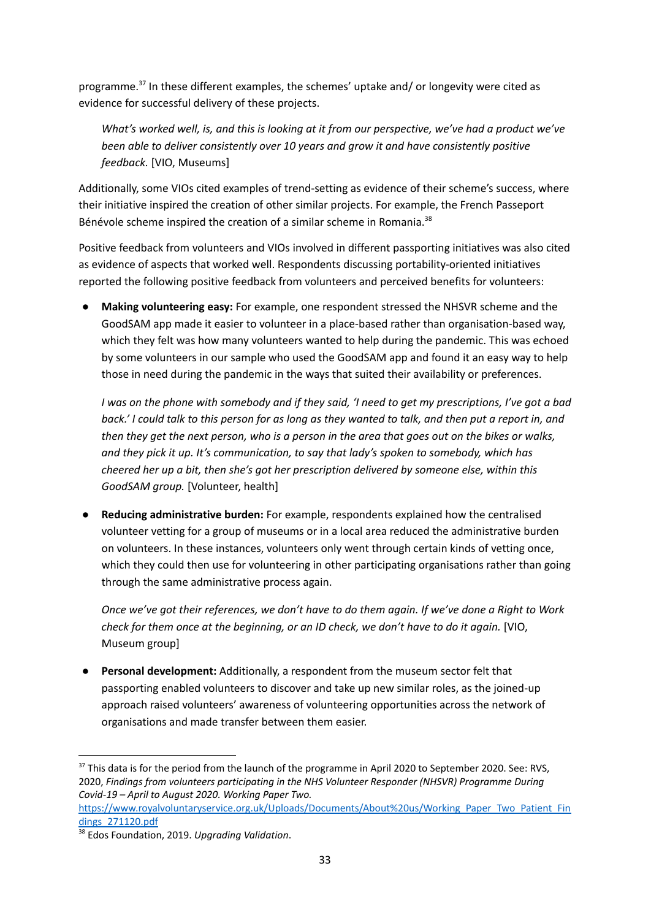programme.[37] In these different examples, the schemes' uptake and/ or longevity were cited as evidence for successful delivery of these projects.

> *What's worked well, is, and this is looking at it from our perspective, we've had a product we've been able to deliver consistently over 10 years and grow it and have consistently positive feedback.* [VIO, Museums]

Additionally, some VIOs cited examples of trend-setting as evidence of their scheme's success, where their initiative inspired the creation of other similar projects. For example, the French Passeport Bénévole scheme inspired the creation of a similar scheme in Romania.[38]

Positive feedback from volunteers and VIOs involved in different passporting initiatives was also cited as evidence of aspects that worked well. Respondents discussing portability-oriented initiatives reported the following positive feedback from volunteers and perceived benefits for volunteers:

- **Making volunteering easy:** For example, one respondent stressed the NHSVR scheme and the GoodSAM app made it easier to volunteer in a place-based rather than organisation-based way, which they felt was how many volunteers wanted to help during the pandemic. This was echoed by some volunteers in our sample who used the GoodSAM app and found it an easy way to help those in need during the pandemic in the ways that suited their availability or preferences.

  *I was on the phone with somebody and if they said, 'I need to get my prescriptions, I've got a bad back.' I could talk to this person for as long as they wanted to talk, and then put a report in, and then they get the next person, who is a person in the area that goes out on the bikes or walks, and they pick it up. It's communication, to say that lady's spoken to somebody, which has cheered her up a bit, then she's got her prescription delivered by someone else, within this GoodSAM group.* [Volunteer, health]

- **Reducing administrative burden:** For example, respondents explained how the centralised volunteer vetting for a group of museums or in a local area reduced the administrative burden on volunteers. In these instances, volunteers only went through certain kinds of vetting once, which they could then use for volunteering in other participating organisations rather than going through the same administrative process again.

  *Once we've got their references, we don't have to do them again. If we've done a Right to Work check for them once at the beginning, or an ID check, we don't have to do it again.* [VIO, Museum group]

- **Personal development:** Additionally, a respondent from the museum sector felt that passporting enabled volunteers to discover and take up new similar roles, as the joined-up approach raised volunteers' awareness of volunteering opportunities across the network of organisations and made transfer between them easier.

---

[37] This data is for the period from the launch of the programme in April 2020 to September 2020. See: RVS, 2020, *Findings from volunteers participating in the NHS Volunteer Responder (NHSVR) Programme During Covid-19 – April to August 2020. Working Paper Two.* https://www.royalvoluntaryservice.org.uk/Uploads/Documents/About%20us/Working_Paper_Two_Patient_Findings_271120.pdf

[38] Edos Foundation, 2019. *Upgrading Validation*.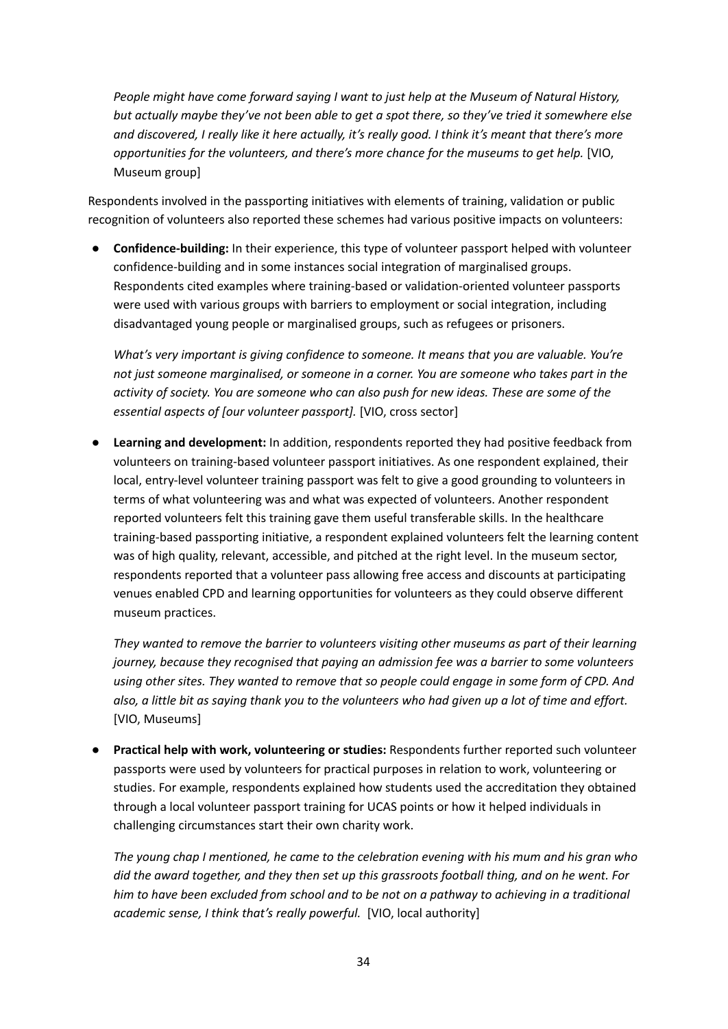*People might have come forward saying I want to just help at the Museum of Natural History, but actually maybe they've not been able to get a spot there, so they've tried it somewhere else and discovered, I really like it here actually, it's really good. I think it's meant that there's more opportunities for the volunteers, and there's more chance for the museums to get help.* [VIO, Museum group]

Respondents involved in the passporting initiatives with elements of training, validation or public recognition of volunteers also reported these schemes had various positive impacts on volunteers:

- **Confidence-building:** In their experience, this type of volunteer passport helped with volunteer confidence-building and in some instances social integration of marginalised groups. Respondents cited examples where training-based or validation-oriented volunteer passports were used with various groups with barriers to employment or social integration, including disadvantaged young people or marginalised groups, such as refugees or prisoners.

  *What's very important is giving confidence to someone. It means that you are valuable. You're not just someone marginalised, or someone in a corner. You are someone who takes part in the activity of society. You are someone who can also push for new ideas. These are some of the essential aspects of [our volunteer passport].* [VIO, cross sector]

- **Learning and development:** In addition, respondents reported they had positive feedback from volunteers on training-based volunteer passport initiatives. As one respondent explained, their local, entry-level volunteer training passport was felt to give a good grounding to volunteers in terms of what volunteering was and what was expected of volunteers. Another respondent reported volunteers felt this training gave them useful transferable skills. In the healthcare training-based passporting initiative, a respondent explained volunteers felt the learning content was of high quality, relevant, accessible, and pitched at the right level. In the museum sector, respondents reported that a volunteer pass allowing free access and discounts at participating venues enabled CPD and learning opportunities for volunteers as they could observe different museum practices.

  *They wanted to remove the barrier to volunteers visiting other museums as part of their learning journey, because they recognised that paying an admission fee was a barrier to some volunteers using other sites. They wanted to remove that so people could engage in some form of CPD. And also, a little bit as saying thank you to the volunteers who had given up a lot of time and effort.* [VIO, Museums]

- **Practical help with work, volunteering or studies:** Respondents further reported such volunteer passports were used by volunteers for practical purposes in relation to work, volunteering or studies. For example, respondents explained how students used the accreditation they obtained through a local volunteer passport training for UCAS points or how it helped individuals in challenging circumstances start their own charity work.

  *The young chap I mentioned, he came to the celebration evening with his mum and his gran who did the award together, and they then set up this grassroots football thing, and on he went. For him to have been excluded from school and to be not on a pathway to achieving in a traditional academic sense, I think that's really powerful.* [VIO, local authority]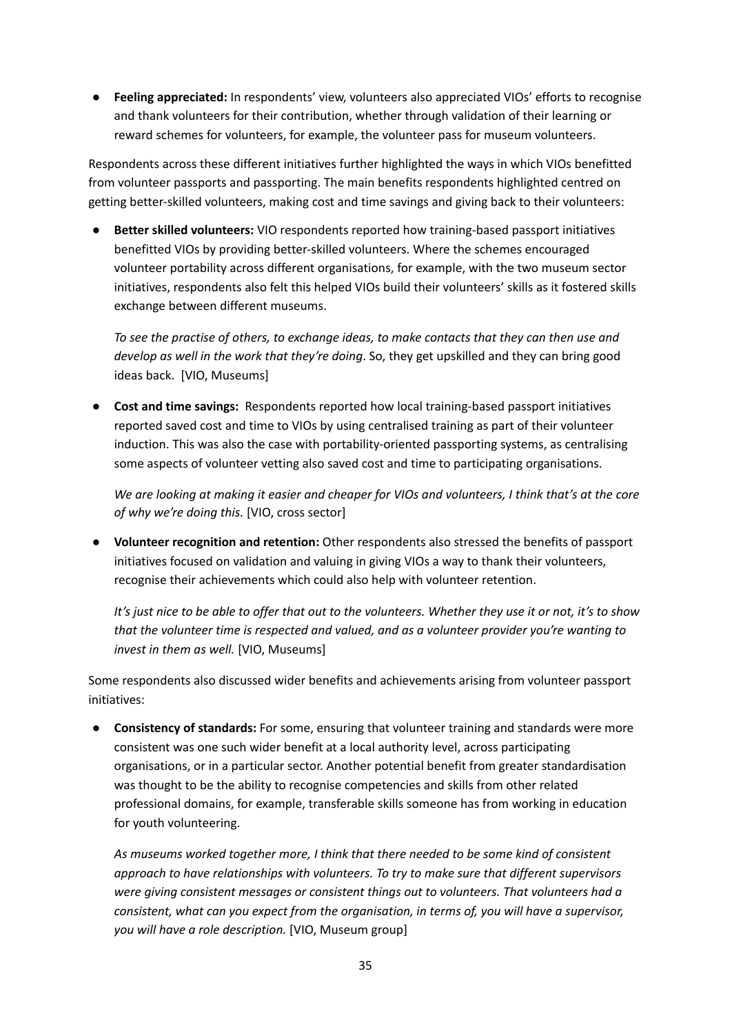- **Feeling appreciated:** In respondents' view, volunteers also appreciated VIOs' efforts to recognise and thank volunteers for their contribution, whether through validation of their learning or reward schemes for volunteers, for example, the volunteer pass for museum volunteers.

Respondents across these different initiatives further highlighted the ways in which VIOs benefitted from volunteer passports and passporting. The main benefits respondents highlighted centred on getting better-skilled volunteers, making cost and time savings and giving back to their volunteers:

- **Better skilled volunteers:** VIO respondents reported how training-based passport initiatives benefitted VIOs by providing better-skilled volunteers. Where the schemes encouraged volunteer portability across different organisations, for example, with the two museum sector initiatives, respondents also felt this helped VIOs build their volunteers' skills as it fostered skills exchange between different museums.

  *To see the practise of others, to exchange ideas, to make contacts that they can then use and develop as well in the work that they're doing*. So, they get upskilled and they can bring good ideas back. [VIO, Museums]

- **Cost and time savings:** Respondents reported how local training-based passport initiatives reported saved cost and time to VIOs by using centralised training as part of their volunteer induction. This was also the case with portability-oriented passporting systems, as centralising some aspects of volunteer vetting also saved cost and time to participating organisations.

  *We are looking at making it easier and cheaper for VIOs and volunteers, I think that's at the core of why we're doing this.* [VIO, cross sector]

- **Volunteer recognition and retention:** Other respondents also stressed the benefits of passport initiatives focused on validation and valuing in giving VIOs a way to thank their volunteers, recognise their achievements which could also help with volunteer retention.

  *It's just nice to be able to offer that out to the volunteers. Whether they use it or not, it's to show that the volunteer time is respected and valued, and as a volunteer provider you're wanting to invest in them as well.* [VIO, Museums]

Some respondents also discussed wider benefits and achievements arising from volunteer passport initiatives:

- **Consistency of standards:** For some, ensuring that volunteer training and standards were more consistent was one such wider benefit at a local authority level, across participating organisations, or in a particular sector. Another potential benefit from greater standardisation was thought to be the ability to recognise competencies and skills from other related professional domains, for example, transferable skills someone has from working in education for youth volunteering.

  *As museums worked together more, I think that there needed to be some kind of consistent approach to have relationships with volunteers. To try to make sure that different supervisors were giving consistent messages or consistent things out to volunteers. That volunteers had a consistent, what can you expect from the organisation, in terms of, you will have a supervisor, you will have a role description.* [VIO, Museum group]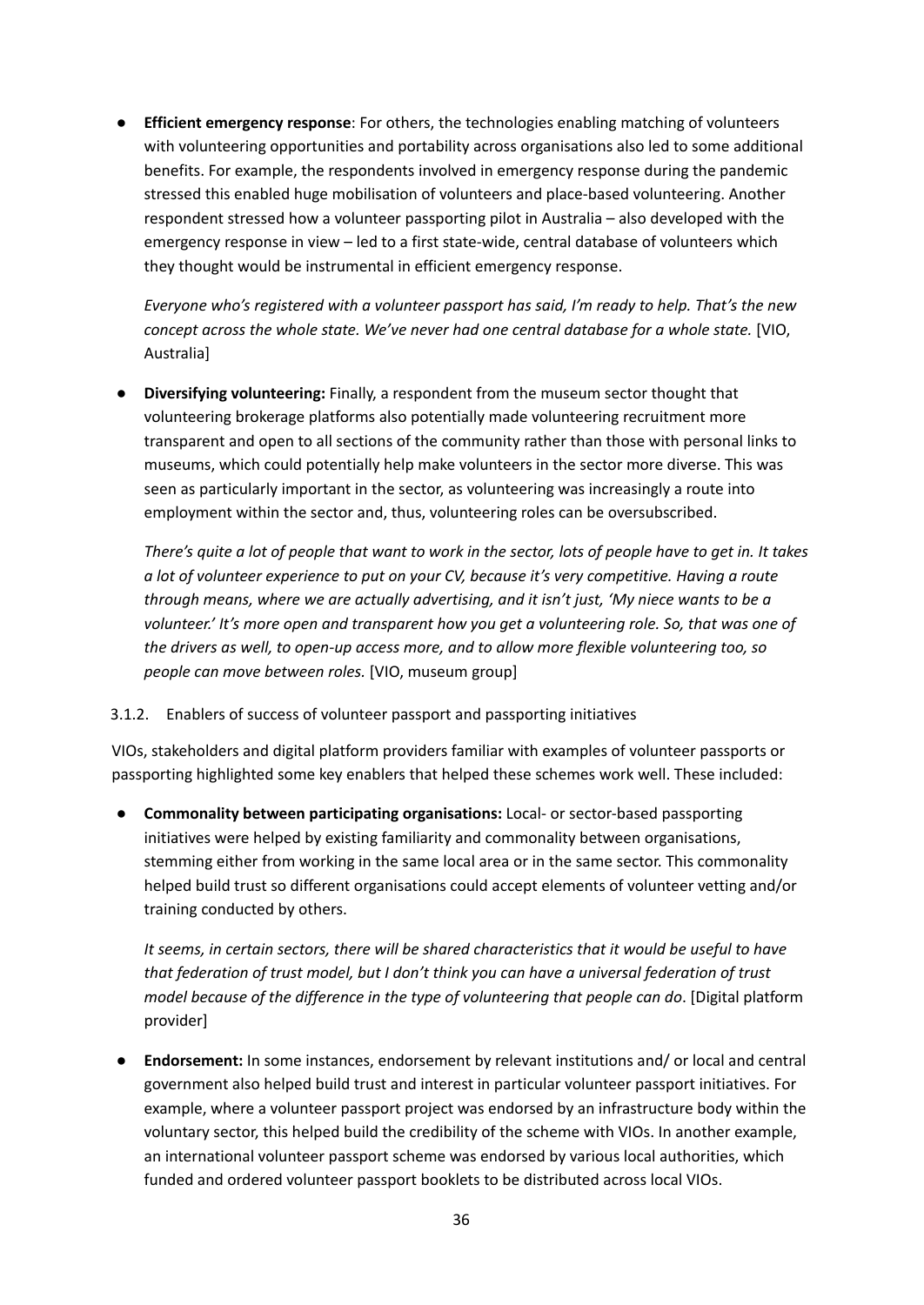- **Efficient emergency response**: For others, the technologies enabling matching of volunteers with volunteering opportunities and portability across organisations also led to some additional benefits. For example, the respondents involved in emergency response during the pandemic stressed this enabled huge mobilisation of volunteers and place-based volunteering. Another respondent stressed how a volunteer passporting pilot in Australia – also developed with the emergency response in view – led to a first state-wide, central database of volunteers which they thought would be instrumental in efficient emergency response.

  *Everyone who's registered with a volunteer passport has said, I'm ready to help. That's the new concept across the whole state. We've never had one central database for a whole state.* [VIO, Australia]

- **Diversifying volunteering:** Finally, a respondent from the museum sector thought that volunteering brokerage platforms also potentially made volunteering recruitment more transparent and open to all sections of the community rather than those with personal links to museums, which could potentially help make volunteers in the sector more diverse. This was seen as particularly important in the sector, as volunteering was increasingly a route into employment within the sector and, thus, volunteering roles can be oversubscribed.

  *There's quite a lot of people that want to work in the sector, lots of people have to get in. It takes a lot of volunteer experience to put on your CV, because it's very competitive. Having a route through means, where we are actually advertising, and it isn't just, 'My niece wants to be a volunteer.' It's more open and transparent how you get a volunteering role. So, that was one of the drivers as well, to open-up access more, and to allow more flexible volunteering too, so people can move between roles.* [VIO, museum group]

### 3.1.2. Enablers of success of volunteer passport and passporting initiatives

VIOs, stakeholders and digital platform providers familiar with examples of volunteer passports or passporting highlighted some key enablers that helped these schemes work well. These included:

- **Commonality between participating organisations:** Local- or sector-based passporting initiatives were helped by existing familiarity and commonality between organisations, stemming either from working in the same local area or in the same sector. This commonality helped build trust so different organisations could accept elements of volunteer vetting and/or training conducted by others.

  *It seems, in certain sectors, there will be shared characteristics that it would be useful to have that federation of trust model, but I don't think you can have a universal federation of trust model because of the difference in the type of volunteering that people can do*. [Digital platform provider]

- **Endorsement:** In some instances, endorsement by relevant institutions and/ or local and central government also helped build trust and interest in particular volunteer passport initiatives. For example, where a volunteer passport project was endorsed by an infrastructure body within the voluntary sector, this helped build the credibility of the scheme with VIOs. In another example, an international volunteer passport scheme was endorsed by various local authorities, which funded and ordered volunteer passport booklets to be distributed across local VIOs.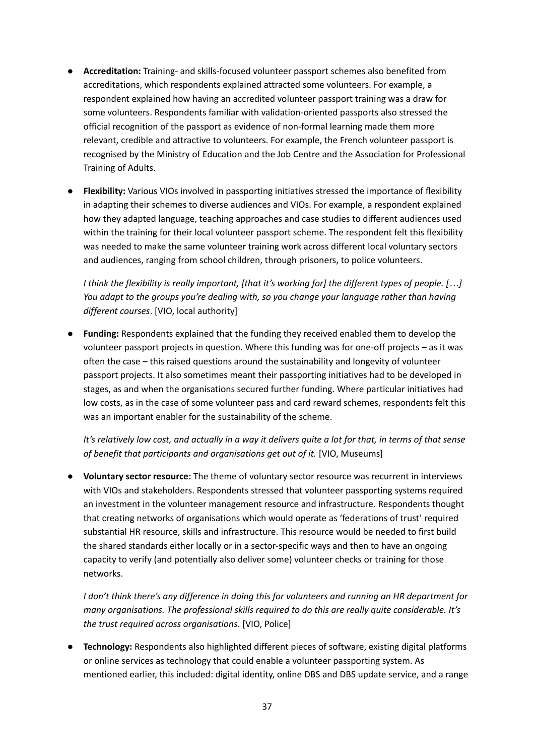- **Accreditation:** Training- and skills-focused volunteer passport schemes also benefited from accreditations, which respondents explained attracted some volunteers. For example, a respondent explained how having an accredited volunteer passport training was a draw for some volunteers. Respondents familiar with validation-oriented passports also stressed the official recognition of the passport as evidence of non-formal learning made them more relevant, credible and attractive to volunteers. For example, the French volunteer passport is recognised by the Ministry of Education and the Job Centre and the Association for Professional Training of Adults.

- **Flexibility:** Various VIOs involved in passporting initiatives stressed the importance of flexibility in adapting their schemes to diverse audiences and VIOs. For example, a respondent explained how they adapted language, teaching approaches and case studies to different audiences used within the training for their local volunteer passport scheme. The respondent felt this flexibility was needed to make the same volunteer training work across different local voluntary sectors and audiences, ranging from school children, through prisoners, to police volunteers.

  *I think the flexibility is really important, [that it's working for] the different types of people. […] You adapt to the groups you're dealing with, so you change your language rather than having different courses*. [VIO, local authority]

- **Funding:** Respondents explained that the funding they received enabled them to develop the volunteer passport projects in question. Where this funding was for one-off projects – as it was often the case – this raised questions around the sustainability and longevity of volunteer passport projects. It also sometimes meant their passporting initiatives had to be developed in stages, as and when the organisations secured further funding. Where particular initiatives had low costs, as in the case of some volunteer pass and card reward schemes, respondents felt this was an important enabler for the sustainability of the scheme.

  *It's relatively low cost, and actually in a way it delivers quite a lot for that, in terms of that sense of benefit that participants and organisations get out of it.* [VIO, Museums]

- **Voluntary sector resource:** The theme of voluntary sector resource was recurrent in interviews with VIOs and stakeholders. Respondents stressed that volunteer passporting systems required an investment in the volunteer management resource and infrastructure. Respondents thought that creating networks of organisations which would operate as 'federations of trust' required substantial HR resource, skills and infrastructure. This resource would be needed to first build the shared standards either locally or in a sector-specific ways and then to have an ongoing capacity to verify (and potentially also deliver some) volunteer checks or training for those networks.

  *I don't think there's any difference in doing this for volunteers and running an HR department for many organisations. The professional skills required to do this are really quite considerable. It's the trust required across organisations.* [VIO, Police]

- **Technology:** Respondents also highlighted different pieces of software, existing digital platforms or online services as technology that could enable a volunteer passporting system. As mentioned earlier, this included: digital identity, online DBS and DBS update service, and a range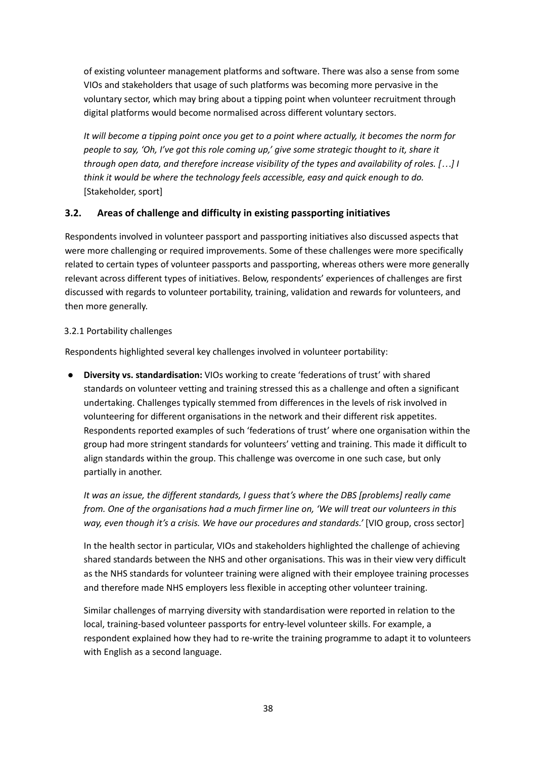of existing volunteer management platforms and software. There was also a sense from some VIOs and stakeholders that usage of such platforms was becoming more pervasive in the voluntary sector, which may bring about a tipping point when volunteer recruitment through digital platforms would become normalised across different voluntary sectors.

*It will become a tipping point once you get to a point where actually, it becomes the norm for people to say, 'Oh, I've got this role coming up,' give some strategic thought to it, share it through open data, and therefore increase visibility of the types and availability of roles. […] I think it would be where the technology feels accessible, easy and quick enough to do.* [Stakeholder, sport]

### 3.2. Areas of challenge and difficulty in existing passporting initiatives

Respondents involved in volunteer passport and passporting initiatives also discussed aspects that were more challenging or required improvements. Some of these challenges were more specifically related to certain types of volunteer passports and passporting, whereas others were more generally relevant across different types of initiatives. Below, respondents' experiences of challenges are first discussed with regards to volunteer portability, training, validation and rewards for volunteers, and then more generally.

#### 3.2.1 Portability challenges

Respondents highlighted several key challenges involved in volunteer portability:

- **Diversity vs. standardisation:** VIOs working to create 'federations of trust' with shared standards on volunteer vetting and training stressed this as a challenge and often a significant undertaking. Challenges typically stemmed from differences in the levels of risk involved in volunteering for different organisations in the network and their different risk appetites. Respondents reported examples of such 'federations of trust' where one organisation within the group had more stringent standards for volunteers' vetting and training. This made it difficult to align standards within the group. This challenge was overcome in one such case, but only partially in another.

  *It was an issue, the different standards, I guess that's where the DBS [problems] really came from. One of the organisations had a much firmer line on, 'We will treat our volunteers in this way, even though it's a crisis. We have our procedures and standards.'* [VIO group, cross sector]

  In the health sector in particular, VIOs and stakeholders highlighted the challenge of achieving shared standards between the NHS and other organisations. This was in their view very difficult as the NHS standards for volunteer training were aligned with their employee training processes and therefore made NHS employers less flexible in accepting other volunteer training.

  Similar challenges of marrying diversity with standardisation were reported in relation to the local, training-based volunteer passports for entry-level volunteer skills. For example, a respondent explained how they had to re-write the training programme to adapt it to volunteers with English as a second language.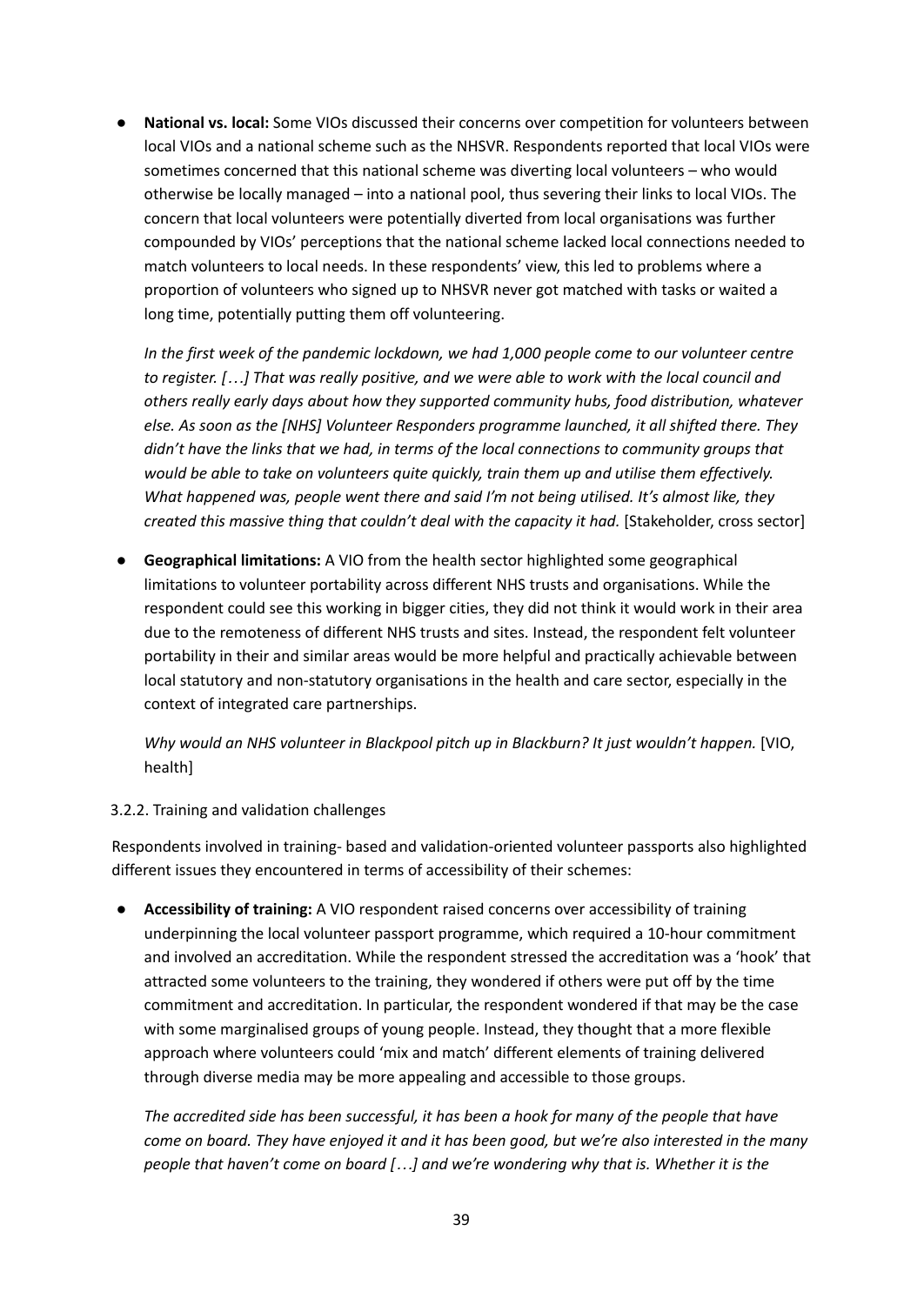- **National vs. local:** Some VIOs discussed their concerns over competition for volunteers between local VIOs and a national scheme such as the NHSVR. Respondents reported that local VIOs were sometimes concerned that this national scheme was diverting local volunteers – who would otherwise be locally managed – into a national pool, thus severing their links to local VIOs. The concern that local volunteers were potentially diverted from local organisations was further compounded by VIOs' perceptions that the national scheme lacked local connections needed to match volunteers to local needs. In these respondents' view, this led to problems where a proportion of volunteers who signed up to NHSVR never got matched with tasks or waited a long time, potentially putting them off volunteering.

  *In the first week of the pandemic lockdown, we had 1,000 people come to our volunteer centre to register. […] That was really positive, and we were able to work with the local council and others really early days about how they supported community hubs, food distribution, whatever else. As soon as the [NHS] Volunteer Responders programme launched, it all shifted there. They didn't have the links that we had, in terms of the local connections to community groups that would be able to take on volunteers quite quickly, train them up and utilise them effectively. What happened was, people went there and said I'm not being utilised. It's almost like, they created this massive thing that couldn't deal with the capacity it had.* [Stakeholder, cross sector]

- **Geographical limitations:** A VIO from the health sector highlighted some geographical limitations to volunteer portability across different NHS trusts and organisations. While the respondent could see this working in bigger cities, they did not think it would work in their area due to the remoteness of different NHS trusts and sites. Instead, the respondent felt volunteer portability in their and similar areas would be more helpful and practically achievable between local statutory and non-statutory organisations in the health and care sector, especially in the context of integrated care partnerships.

  *Why would an NHS volunteer in Blackpool pitch up in Blackburn? It just wouldn't happen.* [VIO, health]

#### 3.2.2. Training and validation challenges

Respondents involved in training- based and validation-oriented volunteer passports also highlighted different issues they encountered in terms of accessibility of their schemes:

- **Accessibility of training:** A VIO respondent raised concerns over accessibility of training underpinning the local volunteer passport programme, which required a 10-hour commitment and involved an accreditation. While the respondent stressed the accreditation was a 'hook' that attracted some volunteers to the training, they wondered if others were put off by the time commitment and accreditation. In particular, the respondent wondered if that may be the case with some marginalised groups of young people. Instead, they thought that a more flexible approach where volunteers could 'mix and match' different elements of training delivered through diverse media may be more appealing and accessible to those groups.

  *The accredited side has been successful, it has been a hook for many of the people that have come on board. They have enjoyed it and it has been good, but we're also interested in the many people that haven't come on board […] and we're wondering why that is. Whether it is the*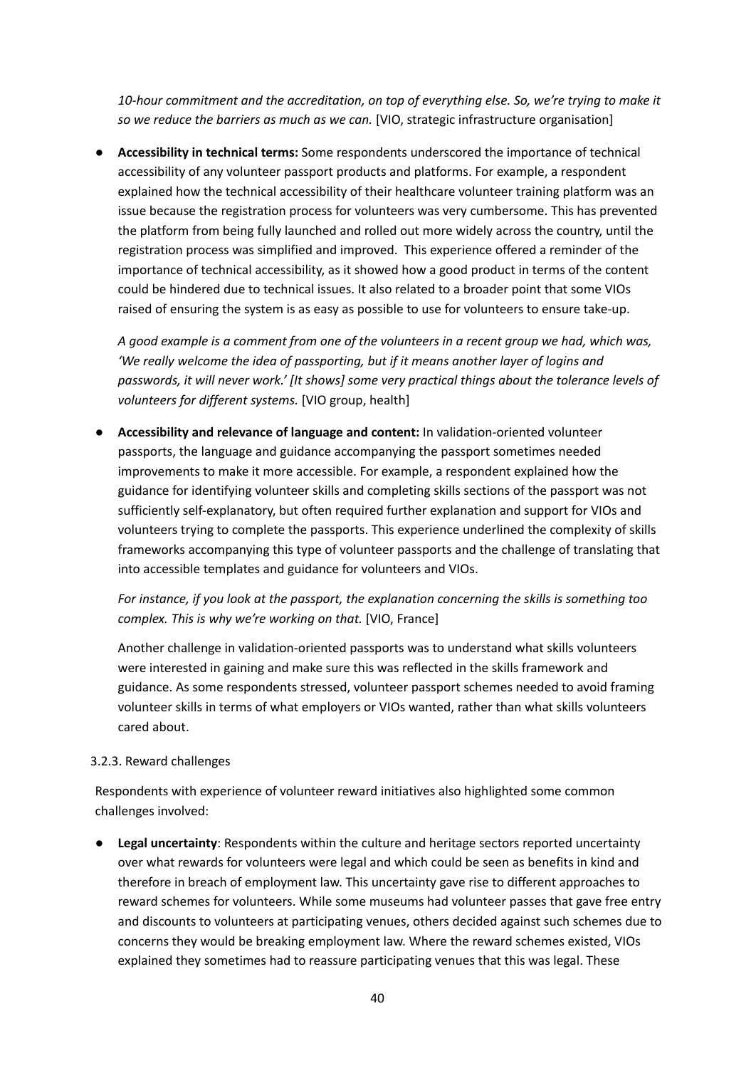*10-hour commitment and the accreditation, on top of everything else. So, we're trying to make it so we reduce the barriers as much as we can.* [VIO, strategic infrastructure organisation]

- **Accessibility in technical terms:** Some respondents underscored the importance of technical accessibility of any volunteer passport products and platforms. For example, a respondent explained how the technical accessibility of their healthcare volunteer training platform was an issue because the registration process for volunteers was very cumbersome. This has prevented the platform from being fully launched and rolled out more widely across the country, until the registration process was simplified and improved. This experience offered a reminder of the importance of technical accessibility, as it showed how a good product in terms of the content could be hindered due to technical issues. It also related to a broader point that some VIOs raised of ensuring the system is as easy as possible to use for volunteers to ensure take-up.

  *A good example is a comment from one of the volunteers in a recent group we had, which was, 'We really welcome the idea of passporting, but if it means another layer of logins and passwords, it will never work.' [It shows] some very practical things about the tolerance levels of volunteers for different systems.* [VIO group, health]

- **Accessibility and relevance of language and content:** In validation-oriented volunteer passports, the language and guidance accompanying the passport sometimes needed improvements to make it more accessible. For example, a respondent explained how the guidance for identifying volunteer skills and completing skills sections of the passport was not sufficiently self-explanatory, but often required further explanation and support for VIOs and volunteers trying to complete the passports. This experience underlined the complexity of skills frameworks accompanying this type of volunteer passports and the challenge of translating that into accessible templates and guidance for volunteers and VIOs.

  *For instance, if you look at the passport, the explanation concerning the skills is something too complex. This is why we're working on that.* [VIO, France]

  Another challenge in validation-oriented passports was to understand what skills volunteers were interested in gaining and make sure this was reflected in the skills framework and guidance. As some respondents stressed, volunteer passport schemes needed to avoid framing volunteer skills in terms of what employers or VIOs wanted, rather than what skills volunteers cared about.

### 3.2.3. Reward challenges

Respondents with experience of volunteer reward initiatives also highlighted some common challenges involved:

- **Legal uncertainty**: Respondents within the culture and heritage sectors reported uncertainty over what rewards for volunteers were legal and which could be seen as benefits in kind and therefore in breach of employment law. This uncertainty gave rise to different approaches to reward schemes for volunteers. While some museums had volunteer passes that gave free entry and discounts to volunteers at participating venues, others decided against such schemes due to concerns they would be breaking employment law. Where the reward schemes existed, VIOs explained they sometimes had to reassure participating venues that this was legal. These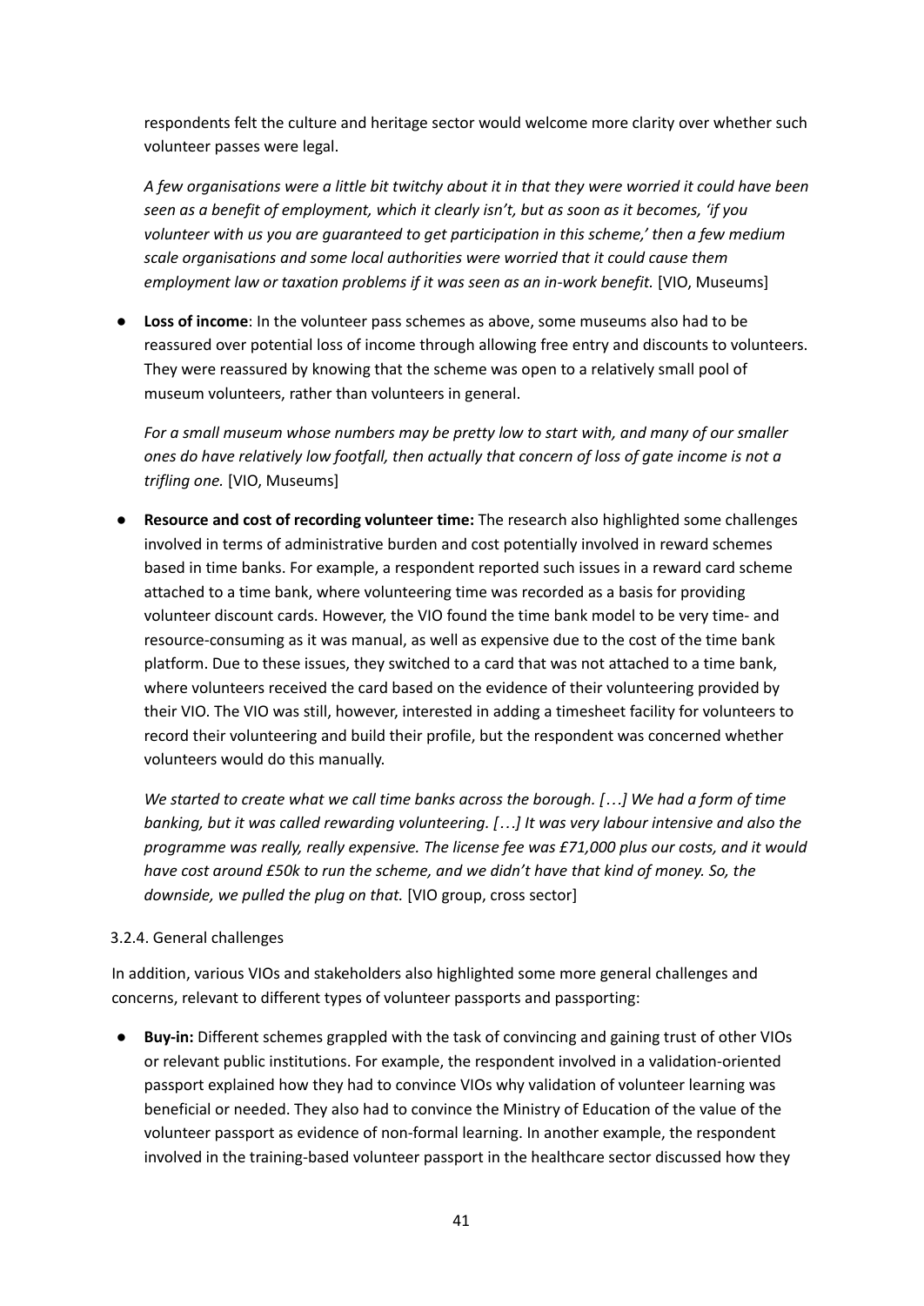respondents felt the culture and heritage sector would welcome more clarity over whether such volunteer passes were legal.

*A few organisations were a little bit twitchy about it in that they were worried it could have been seen as a benefit of employment, which it clearly isn't, but as soon as it becomes, 'if you volunteer with us you are guaranteed to get participation in this scheme,' then a few medium scale organisations and some local authorities were worried that it could cause them employment law or taxation problems if it was seen as an in-work benefit.* [VIO, Museums]

- **Loss of income**: In the volunteer pass schemes as above, some museums also had to be reassured over potential loss of income through allowing free entry and discounts to volunteers. They were reassured by knowing that the scheme was open to a relatively small pool of museum volunteers, rather than volunteers in general.

  *For a small museum whose numbers may be pretty low to start with, and many of our smaller ones do have relatively low footfall, then actually that concern of loss of gate income is not a trifling one.* [VIO, Museums]

- **Resource and cost of recording volunteer time:** The research also highlighted some challenges involved in terms of administrative burden and cost potentially involved in reward schemes based in time banks. For example, a respondent reported such issues in a reward card scheme attached to a time bank, where volunteering time was recorded as a basis for providing volunteer discount cards. However, the VIO found the time bank model to be very time- and resource-consuming as it was manual, as well as expensive due to the cost of the time bank platform. Due to these issues, they switched to a card that was not attached to a time bank, where volunteers received the card based on the evidence of their volunteering provided by their VIO. The VIO was still, however, interested in adding a timesheet facility for volunteers to record their volunteering and build their profile, but the respondent was concerned whether volunteers would do this manually.

  *We started to create what we call time banks across the borough. […] We had a form of time banking, but it was called rewarding volunteering. […] It was very labour intensive and also the programme was really, really expensive. The license fee was £71,000 plus our costs, and it would have cost around £50k to run the scheme, and we didn't have that kind of money. So, the downside, we pulled the plug on that.* [VIO group, cross sector]

#### 3.2.4. General challenges

In addition, various VIOs and stakeholders also highlighted some more general challenges and concerns, relevant to different types of volunteer passports and passporting:

- **Buy-in:** Different schemes grappled with the task of convincing and gaining trust of other VIOs or relevant public institutions. For example, the respondent involved in a validation-oriented passport explained how they had to convince VIOs why validation of volunteer learning was beneficial or needed. They also had to convince the Ministry of Education of the value of the volunteer passport as evidence of non-formal learning. In another example, the respondent involved in the training-based volunteer passport in the healthcare sector discussed how they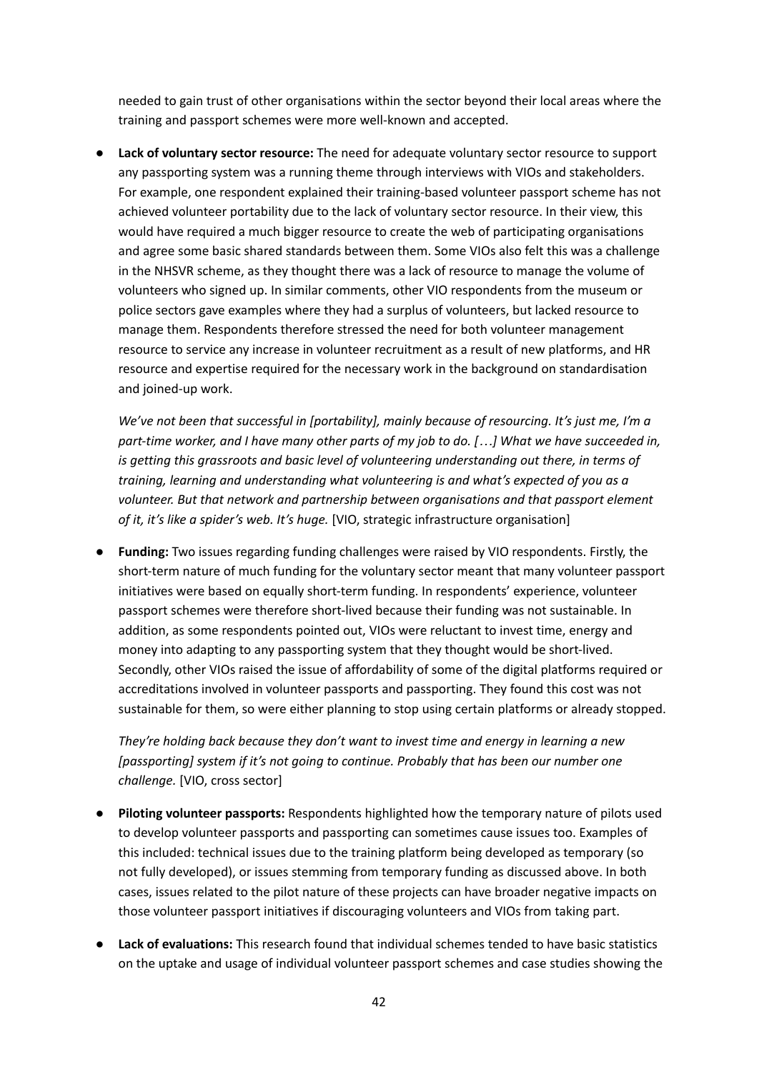needed to gain trust of other organisations within the sector beyond their local areas where the training and passport schemes were more well-known and accepted.

- **Lack of voluntary sector resource:** The need for adequate voluntary sector resource to support any passporting system was a running theme through interviews with VIOs and stakeholders. For example, one respondent explained their training-based volunteer passport scheme has not achieved volunteer portability due to the lack of voluntary sector resource. In their view, this would have required a much bigger resource to create the web of participating organisations and agree some basic shared standards between them. Some VIOs also felt this was a challenge in the NHSVR scheme, as they thought there was a lack of resource to manage the volume of volunteers who signed up. In similar comments, other VIO respondents from the museum or police sectors gave examples where they had a surplus of volunteers, but lacked resource to manage them. Respondents therefore stressed the need for both volunteer management resource to service any increase in volunteer recruitment as a result of new platforms, and HR resource and expertise required for the necessary work in the background on standardisation and joined-up work.

  *We've not been that successful in [portability], mainly because of resourcing. It's just me, I'm a part-time worker, and I have many other parts of my job to do. […] What we have succeeded in, is getting this grassroots and basic level of volunteering understanding out there, in terms of training, learning and understanding what volunteering is and what's expected of you as a volunteer. But that network and partnership between organisations and that passport element of it, it's like a spider's web. It's huge.* [VIO, strategic infrastructure organisation]

- **Funding:** Two issues regarding funding challenges were raised by VIO respondents. Firstly, the short-term nature of much funding for the voluntary sector meant that many volunteer passport initiatives were based on equally short-term funding. In respondents' experience, volunteer passport schemes were therefore short-lived because their funding was not sustainable. In addition, as some respondents pointed out, VIOs were reluctant to invest time, energy and money into adapting to any passporting system that they thought would be short-lived. Secondly, other VIOs raised the issue of affordability of some of the digital platforms required or accreditations involved in volunteer passports and passporting. They found this cost was not sustainable for them, so were either planning to stop using certain platforms or already stopped.

  *They're holding back because they don't want to invest time and energy in learning a new [passporting] system if it's not going to continue. Probably that has been our number one challenge.* [VIO, cross sector]

- **Piloting volunteer passports:** Respondents highlighted how the temporary nature of pilots used to develop volunteer passports and passporting can sometimes cause issues too. Examples of this included: technical issues due to the training platform being developed as temporary (so not fully developed), or issues stemming from temporary funding as discussed above. In both cases, issues related to the pilot nature of these projects can have broader negative impacts on those volunteer passport initiatives if discouraging volunteers and VIOs from taking part.

- **Lack of evaluations:** This research found that individual schemes tended to have basic statistics on the uptake and usage of individual volunteer passport schemes and case studies showing the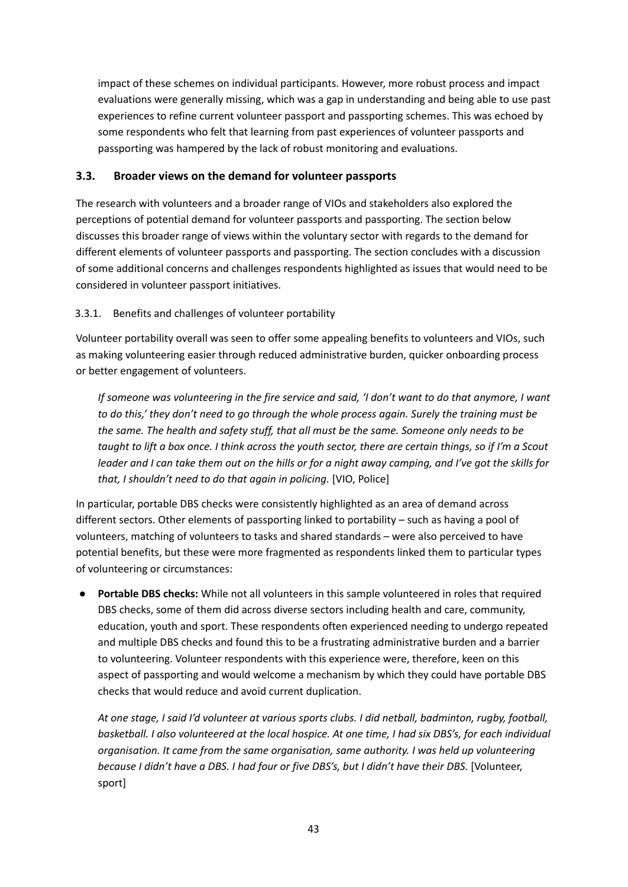impact of these schemes on individual participants. However, more robust process and impact evaluations were generally missing, which was a gap in understanding and being able to use past experiences to refine current volunteer passport and passporting schemes. This was echoed by some respondents who felt that learning from past experiences of volunteer passports and passporting was hampered by the lack of robust monitoring and evaluations.

## 3.3. Broader views on the demand for volunteer passports

The research with volunteers and a broader range of VIOs and stakeholders also explored the perceptions of potential demand for volunteer passports and passporting. The section below discusses this broader range of views within the voluntary sector with regards to the demand for different elements of volunteer passports and passporting. The section concludes with a discussion of some additional concerns and challenges respondents highlighted as issues that would need to be considered in volunteer passport initiatives.

### 3.3.1. Benefits and challenges of volunteer portability

Volunteer portability overall was seen to offer some appealing benefits to volunteers and VIOs, such as making volunteering easier through reduced administrative burden, quicker onboarding process or better engagement of volunteers.

> *If someone was volunteering in the fire service and said, 'I don't want to do that anymore, I want to do this,' they don't need to go through the whole process again. Surely the training must be the same. The health and safety stuff, that all must be the same. Someone only needs to be taught to lift a box once. I think across the youth sector, there are certain things, so if I'm a Scout leader and I can take them out on the hills or for a night away camping, and I've got the skills for that, I shouldn't need to do that again in policing.* [VIO, Police]

In particular, portable DBS checks were consistently highlighted as an area of demand across different sectors. Other elements of passporting linked to portability – such as having a pool of volunteers, matching of volunteers to tasks and shared standards – were also perceived to have potential benefits, but these were more fragmented as respondents linked them to particular types of volunteering or circumstances:

- **Portable DBS checks:** While not all volunteers in this sample volunteered in roles that required DBS checks, some of them did across diverse sectors including health and care, community, education, youth and sport. These respondents often experienced needing to undergo repeated and multiple DBS checks and found this to be a frustrating administrative burden and a barrier to volunteering. Volunteer respondents with this experience were, therefore, keen on this aspect of passporting and would welcome a mechanism by which they could have portable DBS checks that would reduce and avoid current duplication.

  > *At one stage, I said I'd volunteer at various sports clubs. I did netball, badminton, rugby, football, basketball. I also volunteered at the local hospice. At one time, I had six DBS's, for each individual organisation. It came from the same organisation, same authority. I was held up volunteering because I didn't have a DBS. I had four or five DBS's, but I didn't have their DBS.* [Volunteer, sport]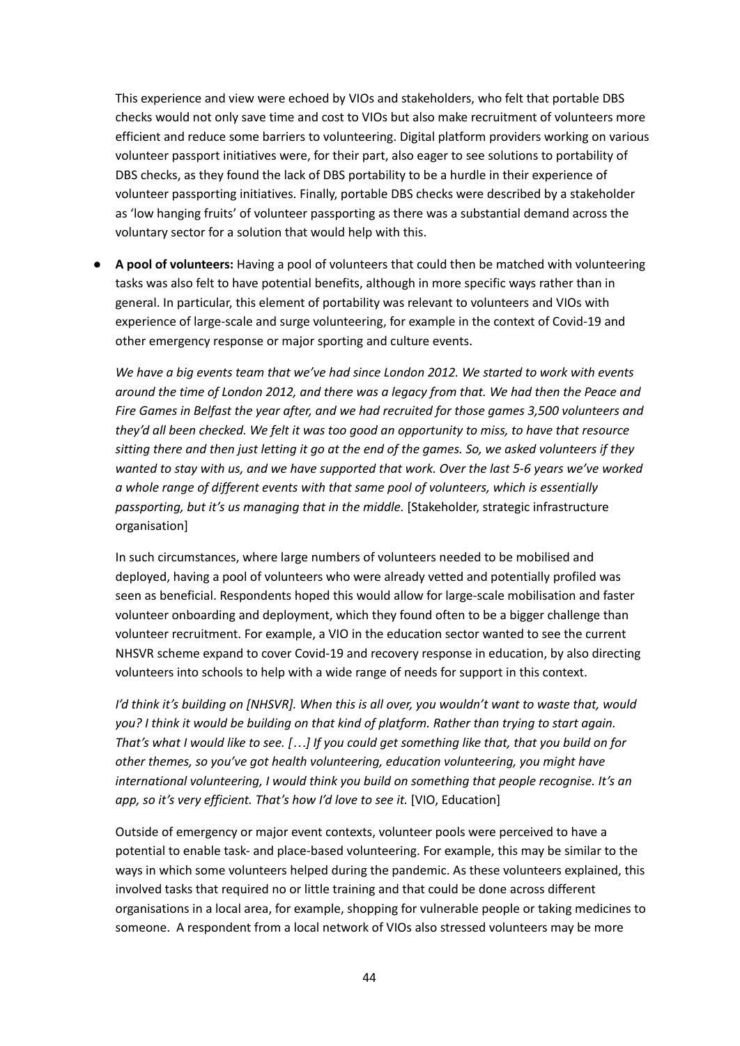This experience and view were echoed by VIOs and stakeholders, who felt that portable DBS checks would not only save time and cost to VIOs but also make recruitment of volunteers more efficient and reduce some barriers to volunteering. Digital platform providers working on various volunteer passport initiatives were, for their part, also eager to see solutions to portability of DBS checks, as they found the lack of DBS portability to be a hurdle in their experience of volunteer passporting initiatives. Finally, portable DBS checks were described by a stakeholder as 'low hanging fruits' of volunteer passporting as there was a substantial demand across the voluntary sector for a solution that would help with this.

- **A pool of volunteers:** Having a pool of volunteers that could then be matched with volunteering tasks was also felt to have potential benefits, although in more specific ways rather than in general. In particular, this element of portability was relevant to volunteers and VIOs with experience of large-scale and surge volunteering, for example in the context of Covid-19 and other emergency response or major sporting and culture events.

  *We have a big events team that we've had since London 2012. We started to work with events around the time of London 2012, and there was a legacy from that. We had then the Peace and Fire Games in Belfast the year after, and we had recruited for those games 3,500 volunteers and they'd all been checked. We felt it was too good an opportunity to miss, to have that resource sitting there and then just letting it go at the end of the games. So, we asked volunteers if they wanted to stay with us, and we have supported that work. Over the last 5-6 years we've worked a whole range of different events with that same pool of volunteers, which is essentially passporting, but it's us managing that in the middle.* [Stakeholder, strategic infrastructure organisation]

  In such circumstances, where large numbers of volunteers needed to be mobilised and deployed, having a pool of volunteers who were already vetted and potentially profiled was seen as beneficial. Respondents hoped this would allow for large-scale mobilisation and faster volunteer onboarding and deployment, which they found often to be a bigger challenge than volunteer recruitment. For example, a VIO in the education sector wanted to see the current NHSVR scheme expand to cover Covid-19 and recovery response in education, by also directing volunteers into schools to help with a wide range of needs for support in this context.

  *I'd think it's building on [NHSVR]. When this is all over, you wouldn't want to waste that, would you? I think it would be building on that kind of platform. Rather than trying to start again. That's what I would like to see. […] If you could get something like that, that you build on for other themes, so you've got health volunteering, education volunteering, you might have international volunteering, I would think you build on something that people recognise. It's an app, so it's very efficient. That's how I'd love to see it.* [VIO, Education]

  Outside of emergency or major event contexts, volunteer pools were perceived to have a potential to enable task- and place-based volunteering. For example, this may be similar to the ways in which some volunteers helped during the pandemic. As these volunteers explained, this involved tasks that required no or little training and that could be done across different organisations in a local area, for example, shopping for vulnerable people or taking medicines to someone. A respondent from a local network of VIOs also stressed volunteers may be more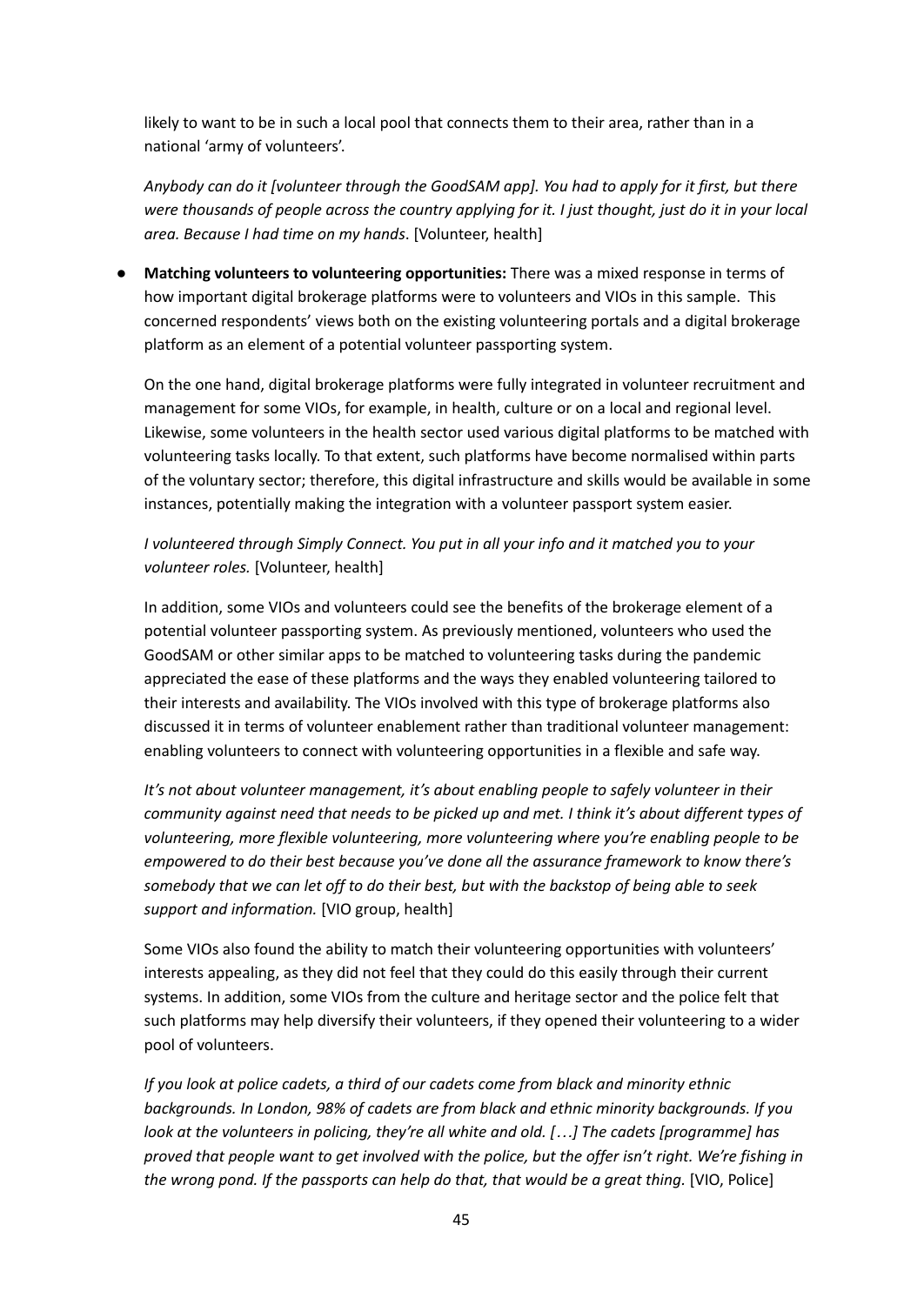likely to want to be in such a local pool that connects them to their area, rather than in a national 'army of volunteers'.

*Anybody can do it [volunteer through the GoodSAM app]. You had to apply for it first, but there were thousands of people across the country applying for it. I just thought, just do it in your local area. Because I had time on my hands*. [Volunteer, health]

- **Matching volunteers to volunteering opportunities:** There was a mixed response in terms of how important digital brokerage platforms were to volunteers and VIOs in this sample. This concerned respondents' views both on the existing volunteering portals and a digital brokerage platform as an element of a potential volunteer passporting system.

  On the one hand, digital brokerage platforms were fully integrated in volunteer recruitment and management for some VIOs, for example, in health, culture or on a local and regional level. Likewise, some volunteers in the health sector used various digital platforms to be matched with volunteering tasks locally. To that extent, such platforms have become normalised within parts of the voluntary sector; therefore, this digital infrastructure and skills would be available in some instances, potentially making the integration with a volunteer passport system easier.

  *I volunteered through Simply Connect. You put in all your info and it matched you to your volunteer roles.* [Volunteer, health]

  In addition, some VIOs and volunteers could see the benefits of the brokerage element of a potential volunteer passporting system. As previously mentioned, volunteers who used the GoodSAM or other similar apps to be matched to volunteering tasks during the pandemic appreciated the ease of these platforms and the ways they enabled volunteering tailored to their interests and availability. The VIOs involved with this type of brokerage platforms also discussed it in terms of volunteer enablement rather than traditional volunteer management: enabling volunteers to connect with volunteering opportunities in a flexible and safe way.

  *It's not about volunteer management, it's about enabling people to safely volunteer in their community against need that needs to be picked up and met. I think it's about different types of volunteering, more flexible volunteering, more volunteering where you're enabling people to be empowered to do their best because you've done all the assurance framework to know there's somebody that we can let off to do their best, but with the backstop of being able to seek support and information.* [VIO group, health]

  Some VIOs also found the ability to match their volunteering opportunities with volunteers' interests appealing, as they did not feel that they could do this easily through their current systems. In addition, some VIOs from the culture and heritage sector and the police felt that such platforms may help diversify their volunteers, if they opened their volunteering to a wider pool of volunteers.

  *If you look at police cadets, a third of our cadets come from black and minority ethnic backgrounds. In London, 98% of cadets are from black and ethnic minority backgrounds. If you look at the volunteers in policing, they're all white and old. […] The cadets [programme] has proved that people want to get involved with the police, but the offer isn't right. We're fishing in the wrong pond. If the passports can help do that, that would be a great thing.* [VIO, Police]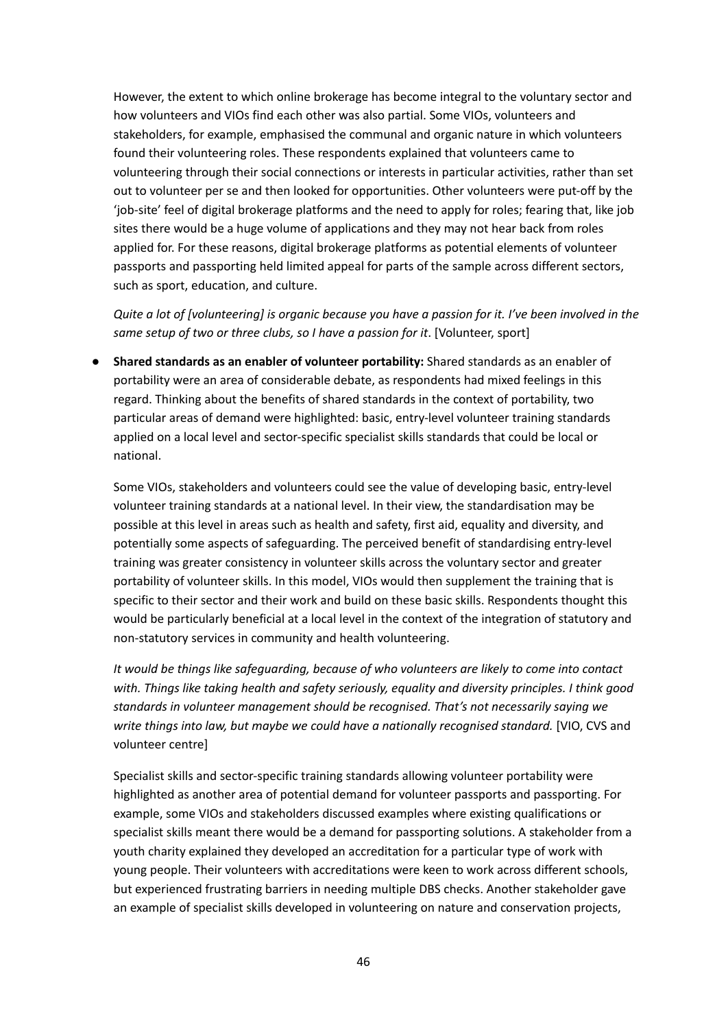However, the extent to which online brokerage has become integral to the voluntary sector and how volunteers and VIOs find each other was also partial. Some VIOs, volunteers and stakeholders, for example, emphasised the communal and organic nature in which volunteers found their volunteering roles. These respondents explained that volunteers came to volunteering through their social connections or interests in particular activities, rather than set out to volunteer per se and then looked for opportunities. Other volunteers were put-off by the 'job-site' feel of digital brokerage platforms and the need to apply for roles; fearing that, like job sites there would be a huge volume of applications and they may not hear back from roles applied for. For these reasons, digital brokerage platforms as potential elements of volunteer passports and passporting held limited appeal for parts of the sample across different sectors, such as sport, education, and culture.

*Quite a lot of [volunteering] is organic because you have a passion for it. I've been involved in the same setup of two or three clubs, so I have a passion for it*. [Volunteer, sport]

- **Shared standards as an enabler of volunteer portability:** Shared standards as an enabler of portability were an area of considerable debate, as respondents had mixed feelings in this regard. Thinking about the benefits of shared standards in the context of portability, two particular areas of demand were highlighted: basic, entry-level volunteer training standards applied on a local level and sector-specific specialist skills standards that could be local or national.

  Some VIOs, stakeholders and volunteers could see the value of developing basic, entry-level volunteer training standards at a national level. In their view, the standardisation may be possible at this level in areas such as health and safety, first aid, equality and diversity, and potentially some aspects of safeguarding. The perceived benefit of standardising entry-level training was greater consistency in volunteer skills across the voluntary sector and greater portability of volunteer skills. In this model, VIOs would then supplement the training that is specific to their sector and their work and build on these basic skills. Respondents thought this would be particularly beneficial at a local level in the context of the integration of statutory and non-statutory services in community and health volunteering.

  *It would be things like safeguarding, because of who volunteers are likely to come into contact with. Things like taking health and safety seriously, equality and diversity principles. I think good standards in volunteer management should be recognised. That's not necessarily saying we write things into law, but maybe we could have a nationally recognised standard.* [VIO, CVS and volunteer centre]

  Specialist skills and sector-specific training standards allowing volunteer portability were highlighted as another area of potential demand for volunteer passports and passporting. For example, some VIOs and stakeholders discussed examples where existing qualifications or specialist skills meant there would be a demand for passporting solutions. A stakeholder from a youth charity explained they developed an accreditation for a particular type of work with young people. Their volunteers with accreditations were keen to work across different schools, but experienced frustrating barriers in needing multiple DBS checks. Another stakeholder gave an example of specialist skills developed in volunteering on nature and conservation projects,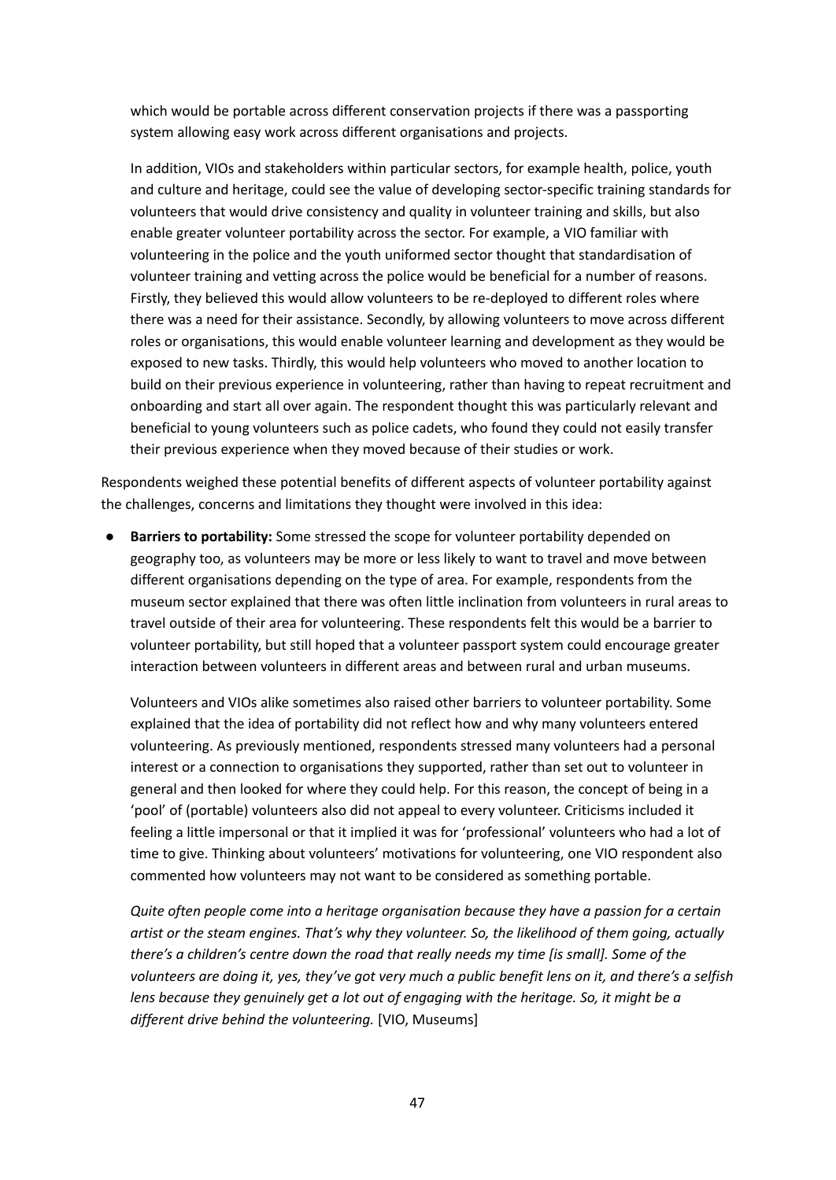which would be portable across different conservation projects if there was a passporting system allowing easy work across different organisations and projects.

In addition, VIOs and stakeholders within particular sectors, for example health, police, youth and culture and heritage, could see the value of developing sector-specific training standards for volunteers that would drive consistency and quality in volunteer training and skills, but also enable greater volunteer portability across the sector. For example, a VIO familiar with volunteering in the police and the youth uniformed sector thought that standardisation of volunteer training and vetting across the police would be beneficial for a number of reasons. Firstly, they believed this would allow volunteers to be re-deployed to different roles where there was a need for their assistance. Secondly, by allowing volunteers to move across different roles or organisations, this would enable volunteer learning and development as they would be exposed to new tasks. Thirdly, this would help volunteers who moved to another location to build on their previous experience in volunteering, rather than having to repeat recruitment and onboarding and start all over again. The respondent thought this was particularly relevant and beneficial to young volunteers such as police cadets, who found they could not easily transfer their previous experience when they moved because of their studies or work.

Respondents weighed these potential benefits of different aspects of volunteer portability against the challenges, concerns and limitations they thought were involved in this idea:

- **Barriers to portability:** Some stressed the scope for volunteer portability depended on geography too, as volunteers may be more or less likely to want to travel and move between different organisations depending on the type of area. For example, respondents from the museum sector explained that there was often little inclination from volunteers in rural areas to travel outside of their area for volunteering. These respondents felt this would be a barrier to volunteer portability, but still hoped that a volunteer passport system could encourage greater interaction between volunteers in different areas and between rural and urban museums.

  Volunteers and VIOs alike sometimes also raised other barriers to volunteer portability. Some explained that the idea of portability did not reflect how and why many volunteers entered volunteering. As previously mentioned, respondents stressed many volunteers had a personal interest or a connection to organisations they supported, rather than set out to volunteer in general and then looked for where they could help. For this reason, the concept of being in a 'pool' of (portable) volunteers also did not appeal to every volunteer. Criticisms included it feeling a little impersonal or that it implied it was for 'professional' volunteers who had a lot of time to give. Thinking about volunteers' motivations for volunteering, one VIO respondent also commented how volunteers may not want to be considered as something portable.

  *Quite often people come into a heritage organisation because they have a passion for a certain artist or the steam engines. That's why they volunteer. So, the likelihood of them going, actually there's a children's centre down the road that really needs my time [is small]. Some of the volunteers are doing it, yes, they've got very much a public benefit lens on it, and there's a selfish lens because they genuinely get a lot out of engaging with the heritage. So, it might be a different drive behind the volunteering.* [VIO, Museums]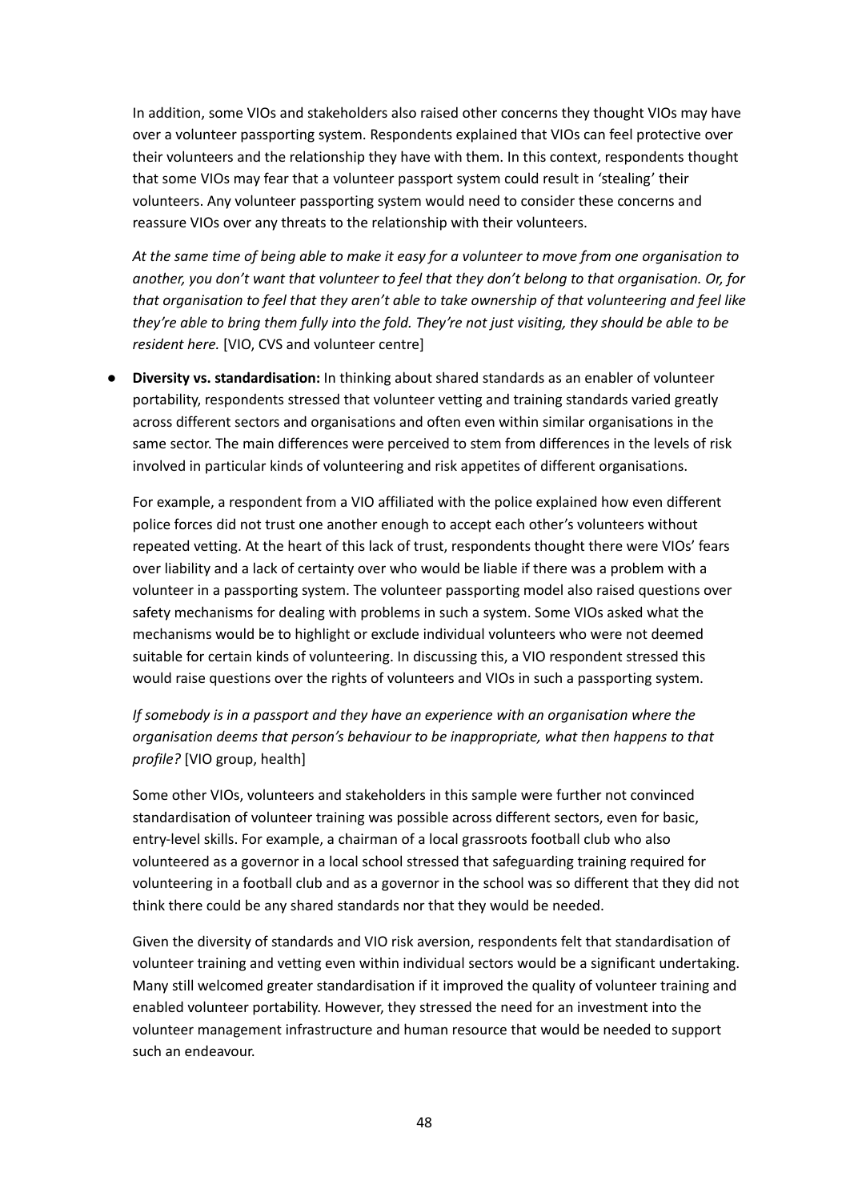In addition, some VIOs and stakeholders also raised other concerns they thought VIOs may have over a volunteer passporting system. Respondents explained that VIOs can feel protective over their volunteers and the relationship they have with them. In this context, respondents thought that some VIOs may fear that a volunteer passport system could result in 'stealing' their volunteers. Any volunteer passporting system would need to consider these concerns and reassure VIOs over any threats to the relationship with their volunteers.

*At the same time of being able to make it easy for a volunteer to move from one organisation to another, you don't want that volunteer to feel that they don't belong to that organisation. Or, for that organisation to feel that they aren't able to take ownership of that volunteering and feel like they're able to bring them fully into the fold. They're not just visiting, they should be able to be resident here.* [VIO, CVS and volunteer centre]

- **Diversity vs. standardisation:** In thinking about shared standards as an enabler of volunteer portability, respondents stressed that volunteer vetting and training standards varied greatly across different sectors and organisations and often even within similar organisations in the same sector. The main differences were perceived to stem from differences in the levels of risk involved in particular kinds of volunteering and risk appetites of different organisations.

  For example, a respondent from a VIO affiliated with the police explained how even different police forces did not trust one another enough to accept each other's volunteers without repeated vetting. At the heart of this lack of trust, respondents thought there were VIOs' fears over liability and a lack of certainty over who would be liable if there was a problem with a volunteer in a passporting system. The volunteer passporting model also raised questions over safety mechanisms for dealing with problems in such a system. Some VIOs asked what the mechanisms would be to highlight or exclude individual volunteers who were not deemed suitable for certain kinds of volunteering. In discussing this, a VIO respondent stressed this would raise questions over the rights of volunteers and VIOs in such a passporting system.

  *If somebody is in a passport and they have an experience with an organisation where the organisation deems that person's behaviour to be inappropriate, what then happens to that profile?* [VIO group, health]

  Some other VIOs, volunteers and stakeholders in this sample were further not convinced standardisation of volunteer training was possible across different sectors, even for basic, entry-level skills. For example, a chairman of a local grassroots football club who also volunteered as a governor in a local school stressed that safeguarding training required for volunteering in a football club and as a governor in the school was so different that they did not think there could be any shared standards nor that they would be needed.

  Given the diversity of standards and VIO risk aversion, respondents felt that standardisation of volunteer training and vetting even within individual sectors would be a significant undertaking. Many still welcomed greater standardisation if it improved the quality of volunteer training and enabled volunteer portability. However, they stressed the need for an investment into the volunteer management infrastructure and human resource that would be needed to support such an endeavour.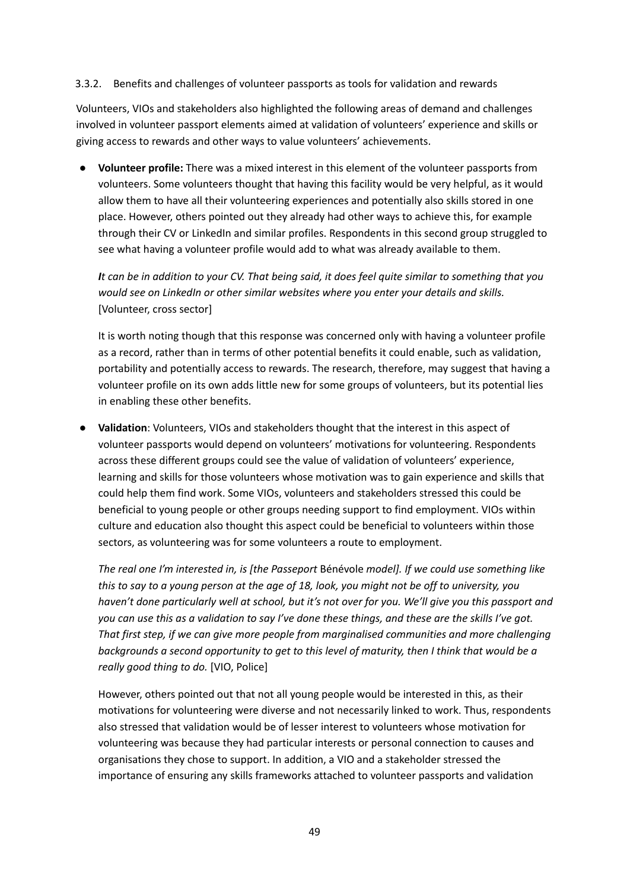### 3.3.2. Benefits and challenges of volunteer passports as tools for validation and rewards

Volunteers, VIOs and stakeholders also highlighted the following areas of demand and challenges involved in volunteer passport elements aimed at validation of volunteers' experience and skills or giving access to rewards and other ways to value volunteers' achievements.

- **Volunteer profile:** There was a mixed interest in this element of the volunteer passports from volunteers. Some volunteers thought that having this facility would be very helpful, as it would allow them to have all their volunteering experiences and potentially also skills stored in one place. However, others pointed out they already had other ways to achieve this, for example through their CV or LinkedIn and similar profiles. Respondents in this second group struggled to see what having a volunteer profile would add to what was already available to them.

  *It can be in addition to your CV. That being said, it does feel quite similar to something that you would see on LinkedIn or other similar websites where you enter your details and skills.* [Volunteer, cross sector]

  It is worth noting though that this response was concerned only with having a volunteer profile as a record, rather than in terms of other potential benefits it could enable, such as validation, portability and potentially access to rewards. The research, therefore, may suggest that having a volunteer profile on its own adds little new for some groups of volunteers, but its potential lies in enabling these other benefits.

- **Validation**: Volunteers, VIOs and stakeholders thought that the interest in this aspect of volunteer passports would depend on volunteers' motivations for volunteering. Respondents across these different groups could see the value of validation of volunteers' experience, learning and skills for those volunteers whose motivation was to gain experience and skills that could help them find work. Some VIOs, volunteers and stakeholders stressed this could be beneficial to young people or other groups needing support to find employment. VIOs within culture and education also thought this aspect could be beneficial to volunteers within those sectors, as volunteering was for some volunteers a route to employment.

  *The real one I'm interested in, is [the Passeport* Bénévole *model]. If we could use something like this to say to a young person at the age of 18, look, you might not be off to university, you haven't done particularly well at school, but it's not over for you. We'll give you this passport and you can use this as a validation to say I've done these things, and these are the skills I've got. That first step, if we can give more people from marginalised communities and more challenging backgrounds a second opportunity to get to this level of maturity, then I think that would be a really good thing to do.* [VIO, Police]

  However, others pointed out that not all young people would be interested in this, as their motivations for volunteering were diverse and not necessarily linked to work. Thus, respondents also stressed that validation would be of lesser interest to volunteers whose motivation for volunteering was because they had particular interests or personal connection to causes and organisations they chose to support. In addition, a VIO and a stakeholder stressed the importance of ensuring any skills frameworks attached to volunteer passports and validation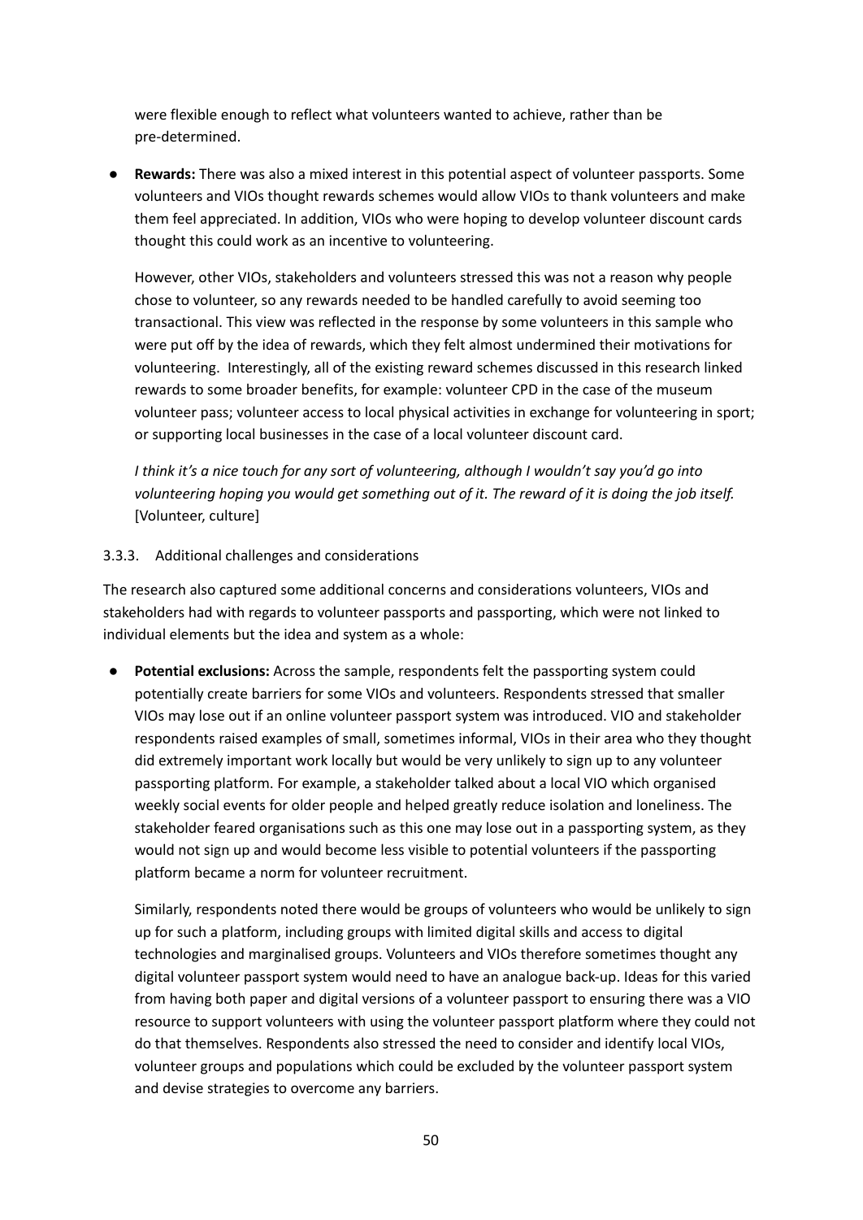were flexible enough to reflect what volunteers wanted to achieve, rather than be pre-determined.

- **Rewards:** There was also a mixed interest in this potential aspect of volunteer passports. Some volunteers and VIOs thought rewards schemes would allow VIOs to thank volunteers and make them feel appreciated. In addition, VIOs who were hoping to develop volunteer discount cards thought this could work as an incentive to volunteering.

  However, other VIOs, stakeholders and volunteers stressed this was not a reason why people chose to volunteer, so any rewards needed to be handled carefully to avoid seeming too transactional. This view was reflected in the response by some volunteers in this sample who were put off by the idea of rewards, which they felt almost undermined their motivations for volunteering. Interestingly, all of the existing reward schemes discussed in this research linked rewards to some broader benefits, for example: volunteer CPD in the case of the museum volunteer pass; volunteer access to local physical activities in exchange for volunteering in sport; or supporting local businesses in the case of a local volunteer discount card.

  *I think it's a nice touch for any sort of volunteering, although I wouldn't say you'd go into volunteering hoping you would get something out of it. The reward of it is doing the job itself.* [Volunteer, culture]

### 3.3.3. Additional challenges and considerations

The research also captured some additional concerns and considerations volunteers, VIOs and stakeholders had with regards to volunteer passports and passporting, which were not linked to individual elements but the idea and system as a whole:

- **Potential exclusions:** Across the sample, respondents felt the passporting system could potentially create barriers for some VIOs and volunteers. Respondents stressed that smaller VIOs may lose out if an online volunteer passport system was introduced. VIO and stakeholder respondents raised examples of small, sometimes informal, VIOs in their area who they thought did extremely important work locally but would be very unlikely to sign up to any volunteer passporting platform. For example, a stakeholder talked about a local VIO which organised weekly social events for older people and helped greatly reduce isolation and loneliness. The stakeholder feared organisations such as this one may lose out in a passporting system, as they would not sign up and would become less visible to potential volunteers if the passporting platform became a norm for volunteer recruitment.

  Similarly, respondents noted there would be groups of volunteers who would be unlikely to sign up for such a platform, including groups with limited digital skills and access to digital technologies and marginalised groups. Volunteers and VIOs therefore sometimes thought any digital volunteer passport system would need to have an analogue back-up. Ideas for this varied from having both paper and digital versions of a volunteer passport to ensuring there was a VIO resource to support volunteers with using the volunteer passport platform where they could not do that themselves. Respondents also stressed the need to consider and identify local VIOs, volunteer groups and populations which could be excluded by the volunteer passport system and devise strategies to overcome any barriers.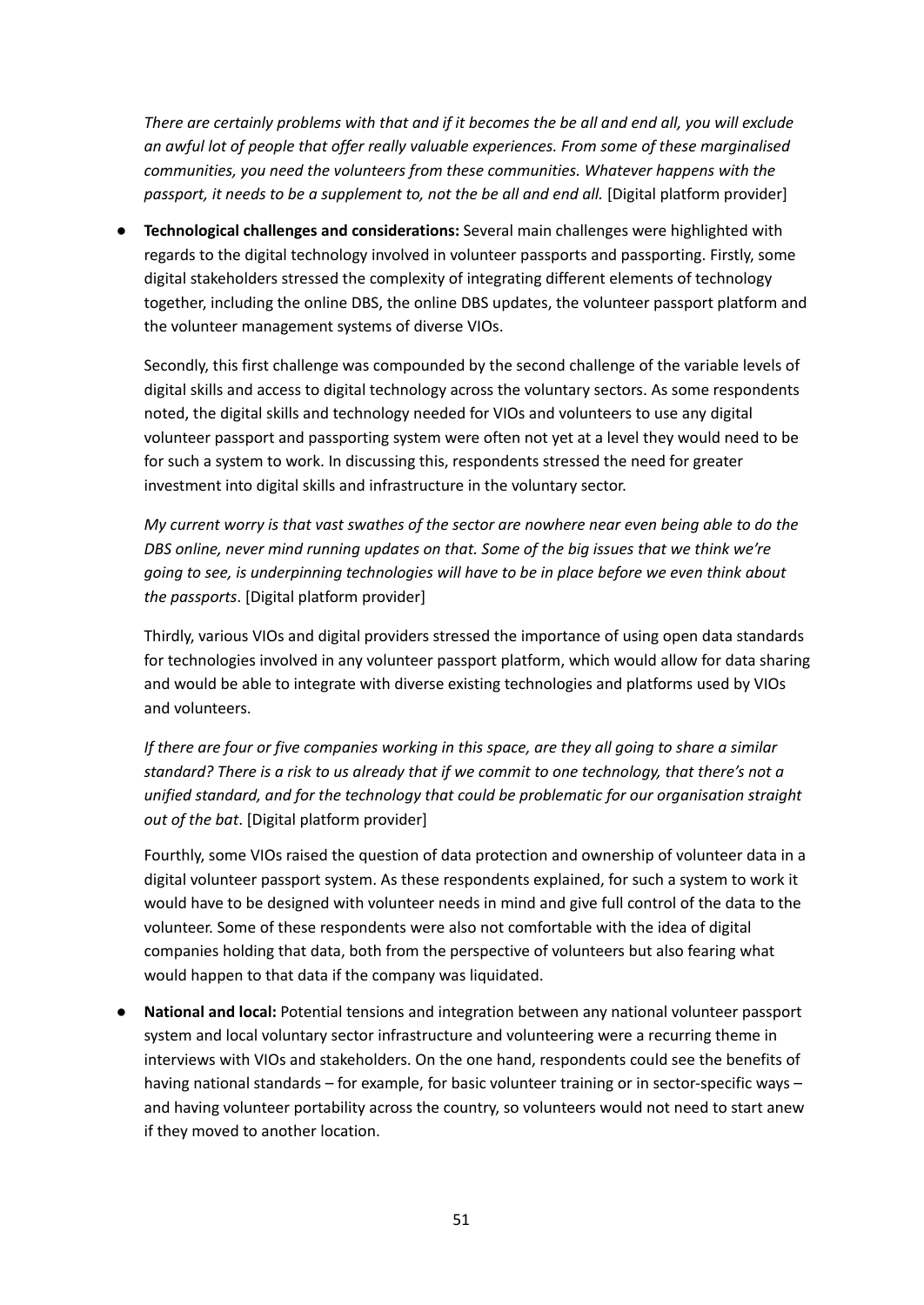*There are certainly problems with that and if it becomes the be all and end all, you will exclude an awful lot of people that offer really valuable experiences. From some of these marginalised communities, you need the volunteers from these communities. Whatever happens with the passport, it needs to be a supplement to, not the be all and end all.* [Digital platform provider]

- **Technological challenges and considerations:** Several main challenges were highlighted with regards to the digital technology involved in volunteer passports and passporting. Firstly, some digital stakeholders stressed the complexity of integrating different elements of technology together, including the online DBS, the online DBS updates, the volunteer passport platform and the volunteer management systems of diverse VIOs.

  Secondly, this first challenge was compounded by the second challenge of the variable levels of digital skills and access to digital technology across the voluntary sectors. As some respondents noted, the digital skills and technology needed for VIOs and volunteers to use any digital volunteer passport and passporting system were often not yet at a level they would need to be for such a system to work. In discussing this, respondents stressed the need for greater investment into digital skills and infrastructure in the voluntary sector.

  *My current worry is that vast swathes of the sector are nowhere near even being able to do the DBS online, never mind running updates on that. Some of the big issues that we think we're going to see, is underpinning technologies will have to be in place before we even think about the passports*. [Digital platform provider]

  Thirdly, various VIOs and digital providers stressed the importance of using open data standards for technologies involved in any volunteer passport platform, which would allow for data sharing and would be able to integrate with diverse existing technologies and platforms used by VIOs and volunteers.

  *If there are four or five companies working in this space, are they all going to share a similar standard? There is a risk to us already that if we commit to one technology, that there's not a unified standard, and for the technology that could be problematic for our organisation straight out of the bat*. [Digital platform provider]

  Fourthly, some VIOs raised the question of data protection and ownership of volunteer data in a digital volunteer passport system. As these respondents explained, for such a system to work it would have to be designed with volunteer needs in mind and give full control of the data to the volunteer. Some of these respondents were also not comfortable with the idea of digital companies holding that data, both from the perspective of volunteers but also fearing what would happen to that data if the company was liquidated.

- **National and local:** Potential tensions and integration between any national volunteer passport system and local voluntary sector infrastructure and volunteering were a recurring theme in interviews with VIOs and stakeholders. On the one hand, respondents could see the benefits of having national standards – for example, for basic volunteer training or in sector-specific ways – and having volunteer portability across the country, so volunteers would not need to start anew if they moved to another location.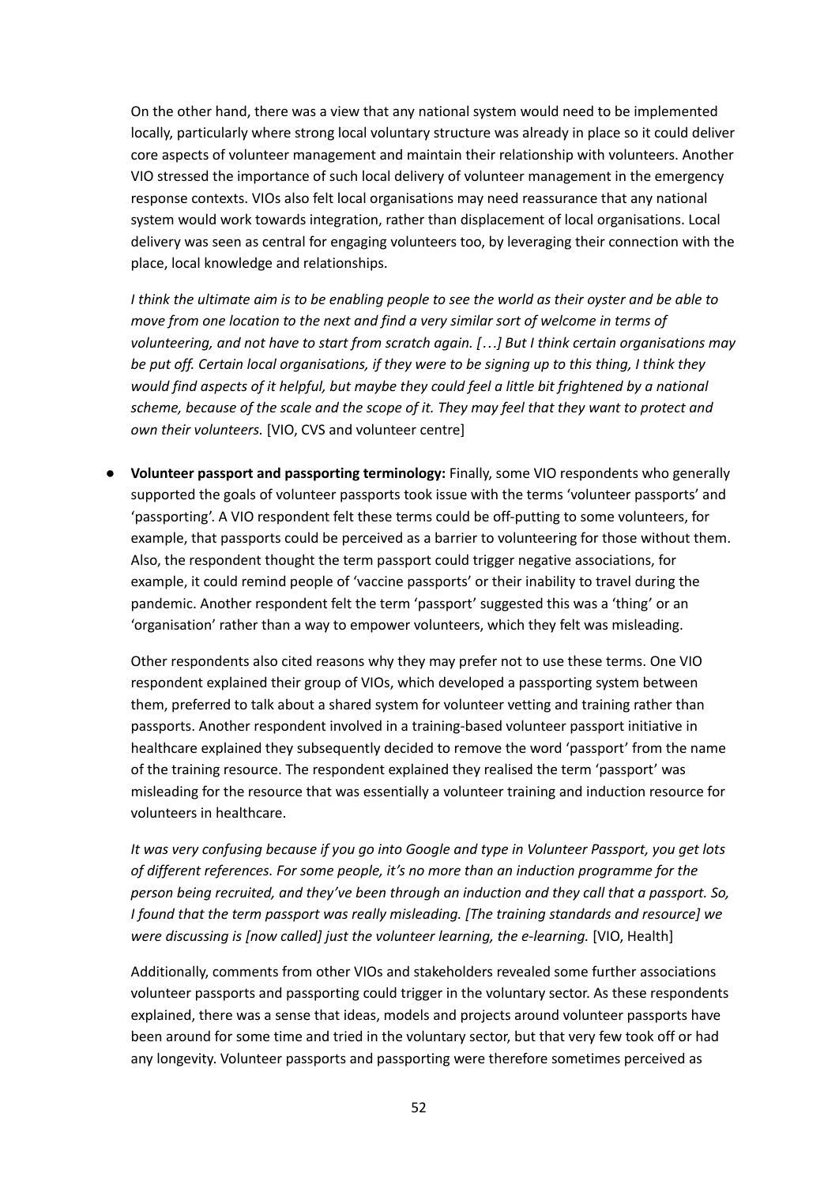On the other hand, there was a view that any national system would need to be implemented locally, particularly where strong local voluntary structure was already in place so it could deliver core aspects of volunteer management and maintain their relationship with volunteers. Another VIO stressed the importance of such local delivery of volunteer management in the emergency response contexts. VIOs also felt local organisations may need reassurance that any national system would work towards integration, rather than displacement of local organisations. Local delivery was seen as central for engaging volunteers too, by leveraging their connection with the place, local knowledge and relationships.

*I think the ultimate aim is to be enabling people to see the world as their oyster and be able to move from one location to the next and find a very similar sort of welcome in terms of volunteering, and not have to start from scratch again. […] But I think certain organisations may be put off. Certain local organisations, if they were to be signing up to this thing, I think they would find aspects of it helpful, but maybe they could feel a little bit frightened by a national scheme, because of the scale and the scope of it. They may feel that they want to protect and own their volunteers.* [VIO, CVS and volunteer centre]

- **Volunteer passport and passporting terminology:** Finally, some VIO respondents who generally supported the goals of volunteer passports took issue with the terms 'volunteer passports' and 'passporting'. A VIO respondent felt these terms could be off-putting to some volunteers, for example, that passports could be perceived as a barrier to volunteering for those without them. Also, the respondent thought the term passport could trigger negative associations, for example, it could remind people of 'vaccine passports' or their inability to travel during the pandemic. Another respondent felt the term 'passport' suggested this was a 'thing' or an 'organisation' rather than a way to empower volunteers, which they felt was misleading.

  Other respondents also cited reasons why they may prefer not to use these terms. One VIO respondent explained their group of VIOs, which developed a passporting system between them, preferred to talk about a shared system for volunteer vetting and training rather than passports. Another respondent involved in a training-based volunteer passport initiative in healthcare explained they subsequently decided to remove the word 'passport' from the name of the training resource. The respondent explained they realised the term 'passport' was misleading for the resource that was essentially a volunteer training and induction resource for volunteers in healthcare.

  *It was very confusing because if you go into Google and type in Volunteer Passport, you get lots of different references. For some people, it's no more than an induction programme for the person being recruited, and they've been through an induction and they call that a passport. So, I found that the term passport was really misleading. [The training standards and resource] we were discussing is [now called] just the volunteer learning, the e-learning.* [VIO, Health]

  Additionally, comments from other VIOs and stakeholders revealed some further associations volunteer passports and passporting could trigger in the voluntary sector. As these respondents explained, there was a sense that ideas, models and projects around volunteer passports have been around for some time and tried in the voluntary sector, but that very few took off or had any longevity. Volunteer passports and passporting were therefore sometimes perceived as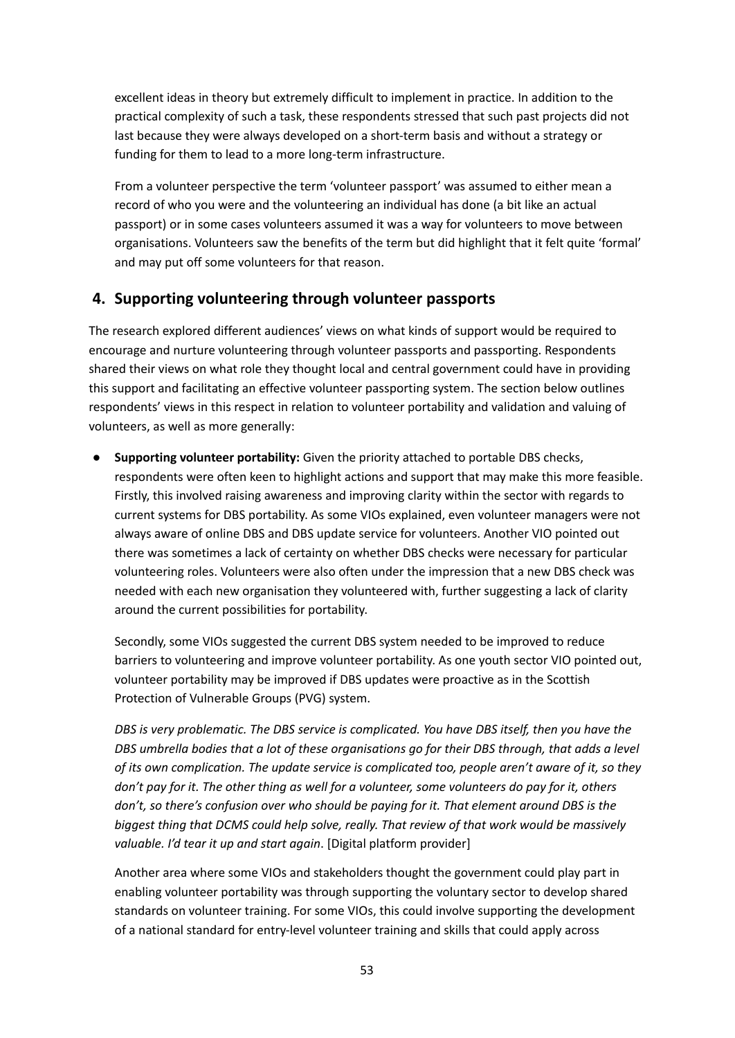excellent ideas in theory but extremely difficult to implement in practice. In addition to the practical complexity of such a task, these respondents stressed that such past projects did not last because they were always developed on a short-term basis and without a strategy or funding for them to lead to a more long-term infrastructure.

From a volunteer perspective the term 'volunteer passport' was assumed to either mean a record of who you were and the volunteering an individual has done (a bit like an actual passport) or in some cases volunteers assumed it was a way for volunteers to move between organisations. Volunteers saw the benefits of the term but did highlight that it felt quite 'formal' and may put off some volunteers for that reason.

## 4. Supporting volunteering through volunteer passports

The research explored different audiences' views on what kinds of support would be required to encourage and nurture volunteering through volunteer passports and passporting. Respondents shared their views on what role they thought local and central government could have in providing this support and facilitating an effective volunteer passporting system. The section below outlines respondents' views in this respect in relation to volunteer portability and validation and valuing of volunteers, as well as more generally:

- **Supporting volunteer portability:** Given the priority attached to portable DBS checks, respondents were often keen to highlight actions and support that may make this more feasible. Firstly, this involved raising awareness and improving clarity within the sector with regards to current systems for DBS portability. As some VIOs explained, even volunteer managers were not always aware of online DBS and DBS update service for volunteers. Another VIO pointed out there was sometimes a lack of certainty on whether DBS checks were necessary for particular volunteering roles. Volunteers were also often under the impression that a new DBS check was needed with each new organisation they volunteered with, further suggesting a lack of clarity around the current possibilities for portability.

  Secondly, some VIOs suggested the current DBS system needed to be improved to reduce barriers to volunteering and improve volunteer portability. As one youth sector VIO pointed out, volunteer portability may be improved if DBS updates were proactive as in the Scottish Protection of Vulnerable Groups (PVG) system.

  *DBS is very problematic. The DBS service is complicated. You have DBS itself, then you have the DBS umbrella bodies that a lot of these organisations go for their DBS through, that adds a level of its own complication. The update service is complicated too, people aren't aware of it, so they don't pay for it. The other thing as well for a volunteer, some volunteers do pay for it, others don't, so there's confusion over who should be paying for it. That element around DBS is the biggest thing that DCMS could help solve, really. That review of that work would be massively valuable. I'd tear it up and start again*. [Digital platform provider]

  Another area where some VIOs and stakeholders thought the government could play part in enabling volunteer portability was through supporting the voluntary sector to develop shared standards on volunteer training. For some VIOs, this could involve supporting the development of a national standard for entry-level volunteer training and skills that could apply across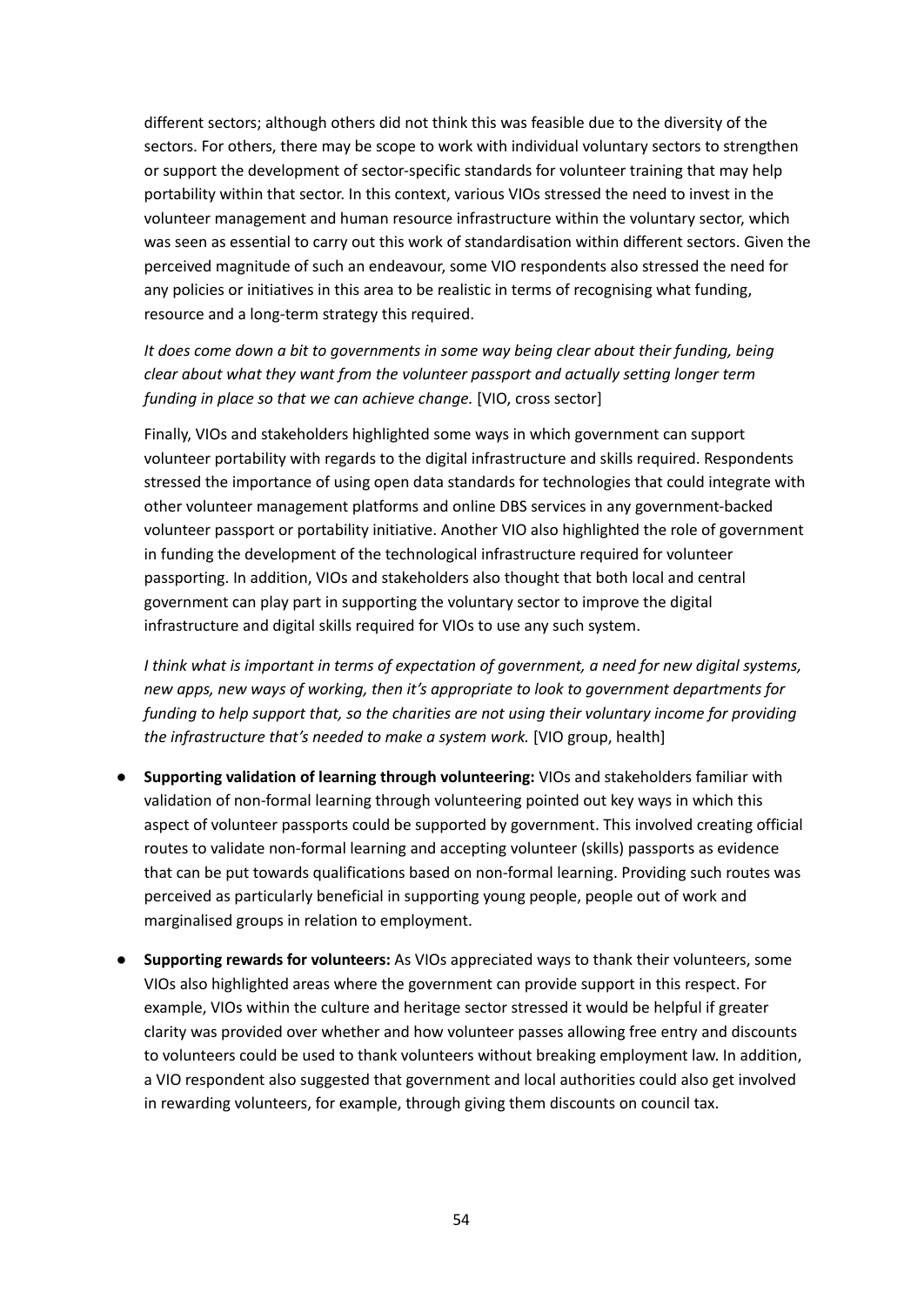different sectors; although others did not think this was feasible due to the diversity of the sectors. For others, there may be scope to work with individual voluntary sectors to strengthen or support the development of sector-specific standards for volunteer training that may help portability within that sector. In this context, various VIOs stressed the need to invest in the volunteer management and human resource infrastructure within the voluntary sector, which was seen as essential to carry out this work of standardisation within different sectors. Given the perceived magnitude of such an endeavour, some VIO respondents also stressed the need for any policies or initiatives in this area to be realistic in terms of recognising what funding, resource and a long-term strategy this required.

*It does come down a bit to governments in some way being clear about their funding, being clear about what they want from the volunteer passport and actually setting longer term funding in place so that we can achieve change.* [VIO, cross sector]

Finally, VIOs and stakeholders highlighted some ways in which government can support volunteer portability with regards to the digital infrastructure and skills required. Respondents stressed the importance of using open data standards for technologies that could integrate with other volunteer management platforms and online DBS services in any government-backed volunteer passport or portability initiative. Another VIO also highlighted the role of government in funding the development of the technological infrastructure required for volunteer passporting. In addition, VIOs and stakeholders also thought that both local and central government can play part in supporting the voluntary sector to improve the digital infrastructure and digital skills required for VIOs to use any such system.

*I think what is important in terms of expectation of government, a need for new digital systems, new apps, new ways of working, then it's appropriate to look to government departments for funding to help support that, so the charities are not using their voluntary income for providing the infrastructure that's needed to make a system work.* [VIO group, health]

- **Supporting validation of learning through volunteering:** VIOs and stakeholders familiar with validation of non-formal learning through volunteering pointed out key ways in which this aspect of volunteer passports could be supported by government. This involved creating official routes to validate non-formal learning and accepting volunteer (skills) passports as evidence that can be put towards qualifications based on non-formal learning. Providing such routes was perceived as particularly beneficial in supporting young people, people out of work and marginalised groups in relation to employment.

- **Supporting rewards for volunteers:** As VIOs appreciated ways to thank their volunteers, some VIOs also highlighted areas where the government can provide support in this respect. For example, VIOs within the culture and heritage sector stressed it would be helpful if greater clarity was provided over whether and how volunteer passes allowing free entry and discounts to volunteers could be used to thank volunteers without breaking employment law. In addition, a VIO respondent also suggested that government and local authorities could also get involved in rewarding volunteers, for example, through giving them discounts on council tax.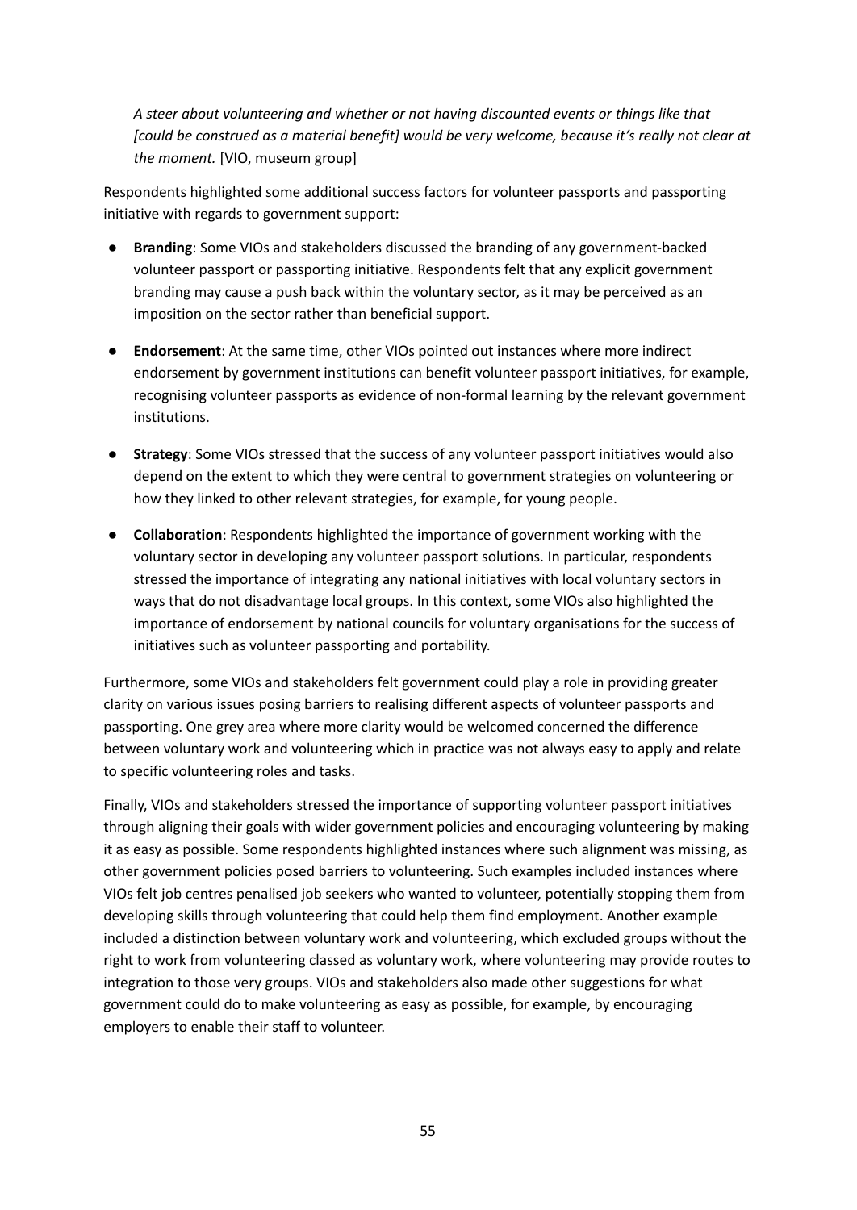*A steer about volunteering and whether or not having discounted events or things like that [could be construed as a material benefit] would be very welcome, because it's really not clear at the moment.* [VIO, museum group]

Respondents highlighted some additional success factors for volunteer passports and passporting initiative with regards to government support:

- **Branding**: Some VIOs and stakeholders discussed the branding of any government-backed volunteer passport or passporting initiative. Respondents felt that any explicit government branding may cause a push back within the voluntary sector, as it may be perceived as an imposition on the sector rather than beneficial support.
- **Endorsement**: At the same time, other VIOs pointed out instances where more indirect endorsement by government institutions can benefit volunteer passport initiatives, for example, recognising volunteer passports as evidence of non-formal learning by the relevant government institutions.
- **Strategy**: Some VIOs stressed that the success of any volunteer passport initiatives would also depend on the extent to which they were central to government strategies on volunteering or how they linked to other relevant strategies, for example, for young people.
- **Collaboration**: Respondents highlighted the importance of government working with the voluntary sector in developing any volunteer passport solutions. In particular, respondents stressed the importance of integrating any national initiatives with local voluntary sectors in ways that do not disadvantage local groups. In this context, some VIOs also highlighted the importance of endorsement by national councils for voluntary organisations for the success of initiatives such as volunteer passporting and portability.

Furthermore, some VIOs and stakeholders felt government could play a role in providing greater clarity on various issues posing barriers to realising different aspects of volunteer passports and passporting. One grey area where more clarity would be welcomed concerned the difference between voluntary work and volunteering which in practice was not always easy to apply and relate to specific volunteering roles and tasks.

Finally, VIOs and stakeholders stressed the importance of supporting volunteer passport initiatives through aligning their goals with wider government policies and encouraging volunteering by making it as easy as possible. Some respondents highlighted instances where such alignment was missing, as other government policies posed barriers to volunteering. Such examples included instances where VIOs felt job centres penalised job seekers who wanted to volunteer, potentially stopping them from developing skills through volunteering that could help them find employment. Another example included a distinction between voluntary work and volunteering, which excluded groups without the right to work from volunteering classed as voluntary work, where volunteering may provide routes to integration to those very groups. VIOs and stakeholders also made other suggestions for what government could do to make volunteering as easy as possible, for example, by encouraging employers to enable their staff to volunteer.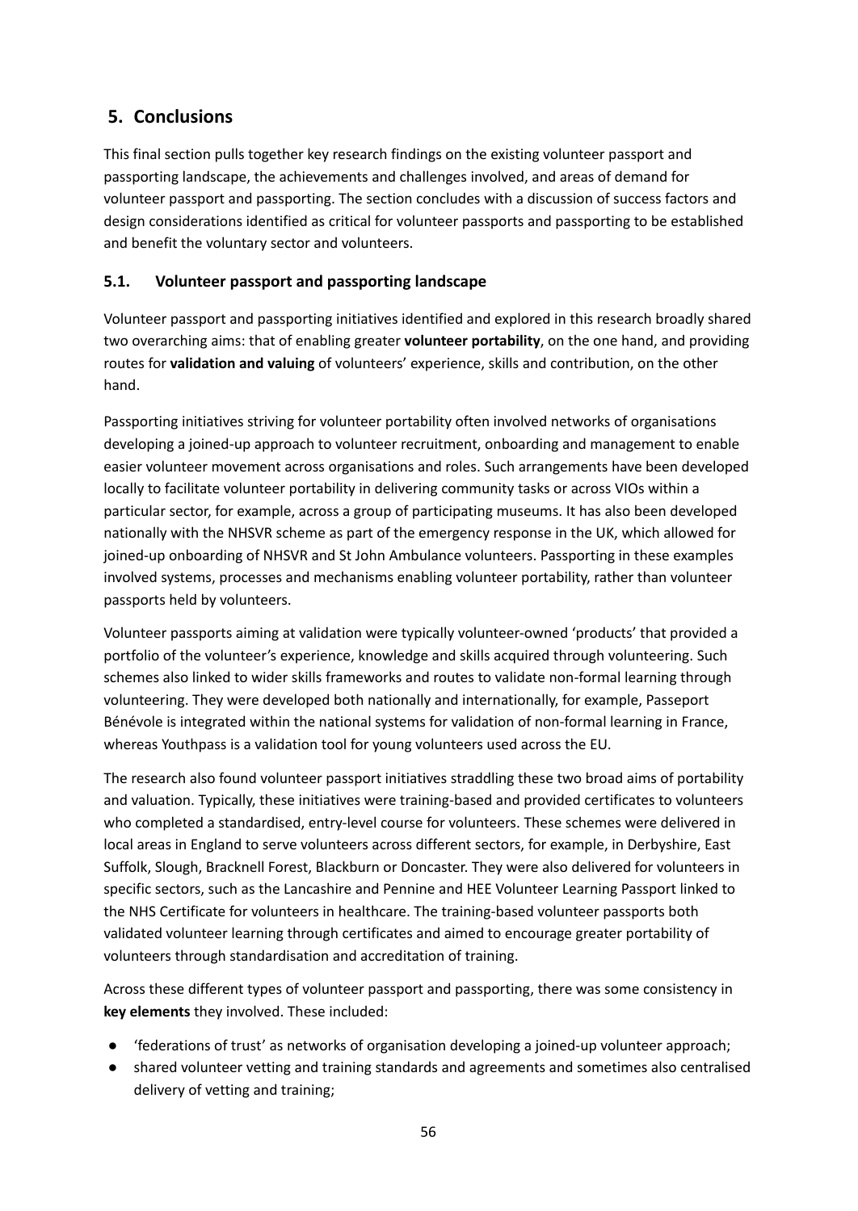## 5. Conclusions

This final section pulls together key research findings on the existing volunteer passport and passporting landscape, the achievements and challenges involved, and areas of demand for volunteer passport and passporting. The section concludes with a discussion of success factors and design considerations identified as critical for volunteer passports and passporting to be established and benefit the voluntary sector and volunteers.

### 5.1. Volunteer passport and passporting landscape

Volunteer passport and passporting initiatives identified and explored in this research broadly shared two overarching aims: that of enabling greater **volunteer portability**, on the one hand, and providing routes for **validation and valuing** of volunteers' experience, skills and contribution, on the other hand.

Passporting initiatives striving for volunteer portability often involved networks of organisations developing a joined-up approach to volunteer recruitment, onboarding and management to enable easier volunteer movement across organisations and roles. Such arrangements have been developed locally to facilitate volunteer portability in delivering community tasks or across VIOs within a particular sector, for example, across a group of participating museums. It has also been developed nationally with the NHSVR scheme as part of the emergency response in the UK, which allowed for joined-up onboarding of NHSVR and St John Ambulance volunteers. Passporting in these examples involved systems, processes and mechanisms enabling volunteer portability, rather than volunteer passports held by volunteers.

Volunteer passports aiming at validation were typically volunteer-owned 'products' that provided a portfolio of the volunteer's experience, knowledge and skills acquired through volunteering. Such schemes also linked to wider skills frameworks and routes to validate non-formal learning through volunteering. They were developed both nationally and internationally, for example, Passeport Bénévole is integrated within the national systems for validation of non-formal learning in France, whereas Youthpass is a validation tool for young volunteers used across the EU.

The research also found volunteer passport initiatives straddling these two broad aims of portability and valuation. Typically, these initiatives were training-based and provided certificates to volunteers who completed a standardised, entry-level course for volunteers. These schemes were delivered in local areas in England to serve volunteers across different sectors, for example, in Derbyshire, East Suffolk, Slough, Bracknell Forest, Blackburn or Doncaster. They were also delivered for volunteers in specific sectors, such as the Lancashire and Pennine and HEE Volunteer Learning Passport linked to the NHS Certificate for volunteers in healthcare. The training-based volunteer passports both validated volunteer learning through certificates and aimed to encourage greater portability of volunteers through standardisation and accreditation of training.

Across these different types of volunteer passport and passporting, there was some consistency in **key elements** they involved. These included:

- 'federations of trust' as networks of organisation developing a joined-up volunteer approach;
- shared volunteer vetting and training standards and agreements and sometimes also centralised delivery of vetting and training;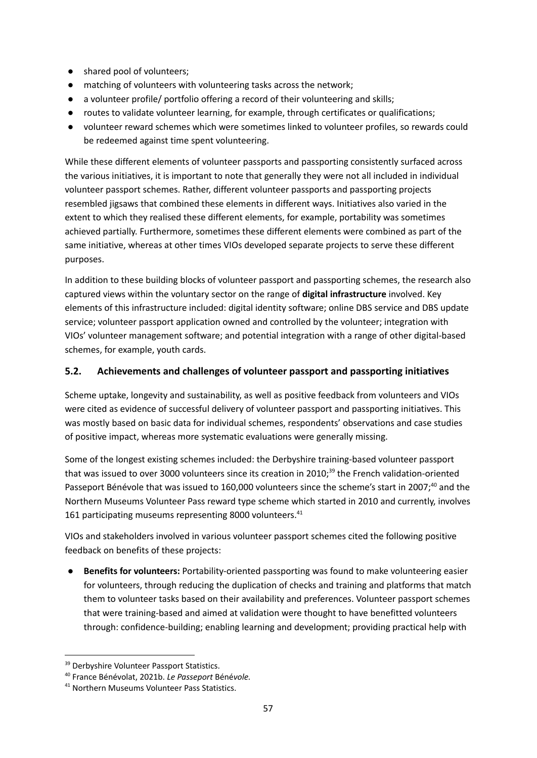- shared pool of volunteers;
- matching of volunteers with volunteering tasks across the network;
- a volunteer profile/ portfolio offering a record of their volunteering and skills;
- routes to validate volunteer learning, for example, through certificates or qualifications;
- volunteer reward schemes which were sometimes linked to volunteer profiles, so rewards could be redeemed against time spent volunteering.

While these different elements of volunteer passports and passporting consistently surfaced across the various initiatives, it is important to note that generally they were not all included in individual volunteer passport schemes. Rather, different volunteer passports and passporting projects resembled jigsaws that combined these elements in different ways. Initiatives also varied in the extent to which they realised these different elements, for example, portability was sometimes achieved partially. Furthermore, sometimes these different elements were combined as part of the same initiative, whereas at other times VIOs developed separate projects to serve these different purposes.

In addition to these building blocks of volunteer passport and passporting schemes, the research also captured views within the voluntary sector on the range of **digital infrastructure** involved. Key elements of this infrastructure included: digital identity software; online DBS service and DBS update service; volunteer passport application owned and controlled by the volunteer; integration with VIOs' volunteer management software; and potential integration with a range of other digital-based schemes, for example, youth cards.

### 5.2. Achievements and challenges of volunteer passport and passporting initiatives

Scheme uptake, longevity and sustainability, as well as positive feedback from volunteers and VIOs were cited as evidence of successful delivery of volunteer passport and passporting initiatives. This was mostly based on basic data for individual schemes, respondents' observations and case studies of positive impact, whereas more systematic evaluations were generally missing.

Some of the longest existing schemes included: the Derbyshire training-based volunteer passport that was issued to over 3000 volunteers since its creation in 2010;[39] the French validation-oriented Passeport Bénévole that was issued to 160,000 volunteers since the scheme's start in 2007;[40] and the Northern Museums Volunteer Pass reward type scheme which started in 2010 and currently, involves 161 participating museums representing 8000 volunteers.[41]

VIOs and stakeholders involved in various volunteer passport schemes cited the following positive feedback on benefits of these projects:

- **Benefits for volunteers:** Portability-oriented passporting was found to make volunteering easier for volunteers, through reducing the duplication of checks and training and platforms that match them to volunteer tasks based on their availability and preferences. Volunteer passport schemes that were training-based and aimed at validation were thought to have benefitted volunteers through: confidence-building; enabling learning and development; providing practical help with

[39] Derbyshire Volunteer Passport Statistics.

[40] France Bénévolat, 2021b. *Le Passeport* Bénév*ole.*

[41] Northern Museums Volunteer Pass Statistics.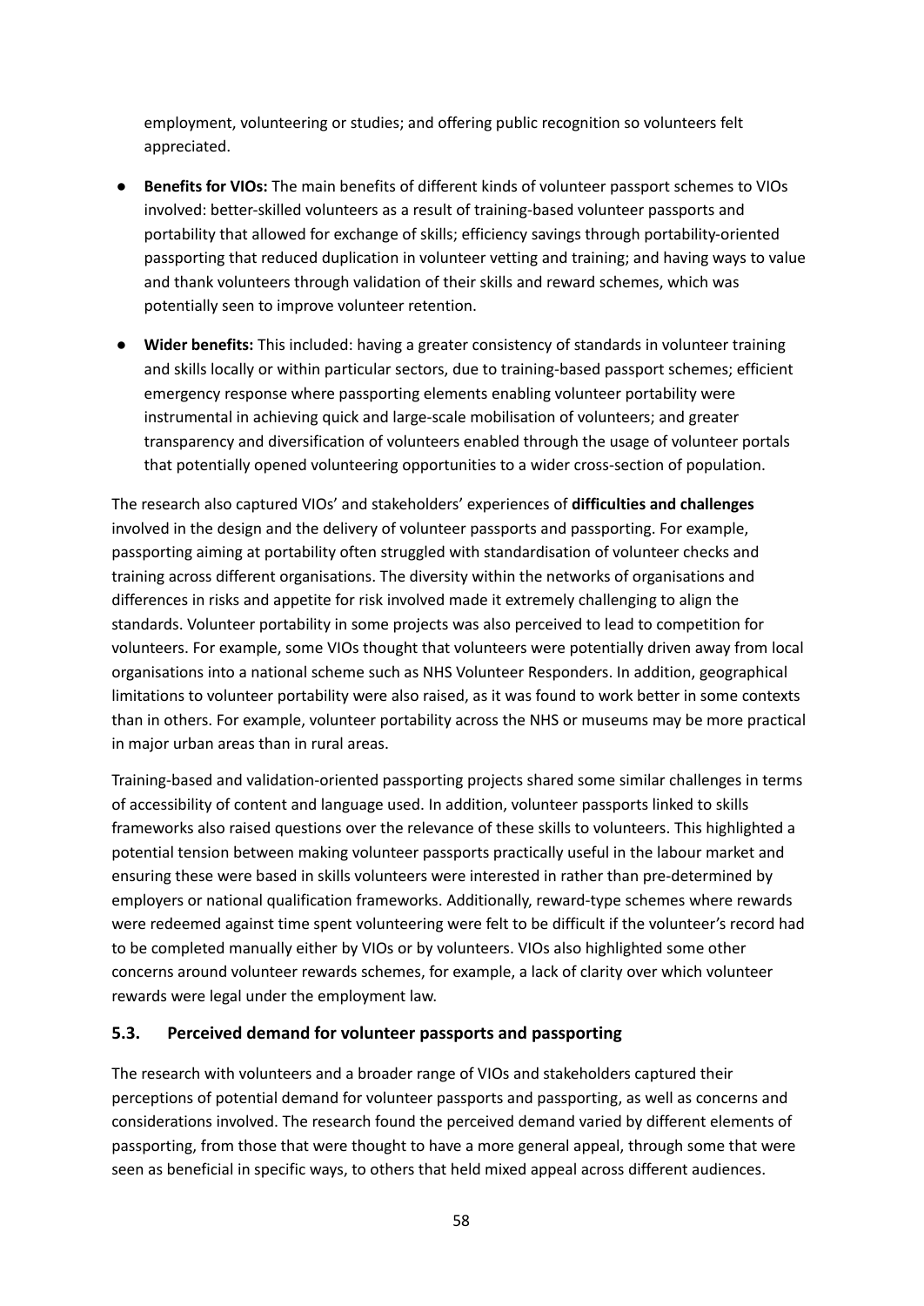employment, volunteering or studies; and offering public recognition so volunteers felt appreciated.

- **Benefits for VIOs:** The main benefits of different kinds of volunteer passport schemes to VIOs involved: better-skilled volunteers as a result of training-based volunteer passports and portability that allowed for exchange of skills; efficiency savings through portability-oriented passporting that reduced duplication in volunteer vetting and training; and having ways to value and thank volunteers through validation of their skills and reward schemes, which was potentially seen to improve volunteer retention.
- **Wider benefits:** This included: having a greater consistency of standards in volunteer training and skills locally or within particular sectors, due to training-based passport schemes; efficient emergency response where passporting elements enabling volunteer portability were instrumental in achieving quick and large-scale mobilisation of volunteers; and greater transparency and diversification of volunteers enabled through the usage of volunteer portals that potentially opened volunteering opportunities to a wider cross-section of population.

The research also captured VIOs' and stakeholders' experiences of **difficulties and challenges** involved in the design and the delivery of volunteer passports and passporting. For example, passporting aiming at portability often struggled with standardisation of volunteer checks and training across different organisations. The diversity within the networks of organisations and differences in risks and appetite for risk involved made it extremely challenging to align the standards. Volunteer portability in some projects was also perceived to lead to competition for volunteers. For example, some VIOs thought that volunteers were potentially driven away from local organisations into a national scheme such as NHS Volunteer Responders. In addition, geographical limitations to volunteer portability were also raised, as it was found to work better in some contexts than in others. For example, volunteer portability across the NHS or museums may be more practical in major urban areas than in rural areas.

Training-based and validation-oriented passporting projects shared some similar challenges in terms of accessibility of content and language used. In addition, volunteer passports linked to skills frameworks also raised questions over the relevance of these skills to volunteers. This highlighted a potential tension between making volunteer passports practically useful in the labour market and ensuring these were based in skills volunteers were interested in rather than pre-determined by employers or national qualification frameworks. Additionally, reward-type schemes where rewards were redeemed against time spent volunteering were felt to be difficult if the volunteer's record had to be completed manually either by VIOs or by volunteers. VIOs also highlighted some other concerns around volunteer rewards schemes, for example, a lack of clarity over which volunteer rewards were legal under the employment law.

### 5.3. Perceived demand for volunteer passports and passporting

The research with volunteers and a broader range of VIOs and stakeholders captured their perceptions of potential demand for volunteer passports and passporting, as well as concerns and considerations involved. The research found the perceived demand varied by different elements of passporting, from those that were thought to have a more general appeal, through some that were seen as beneficial in specific ways, to others that held mixed appeal across different audiences.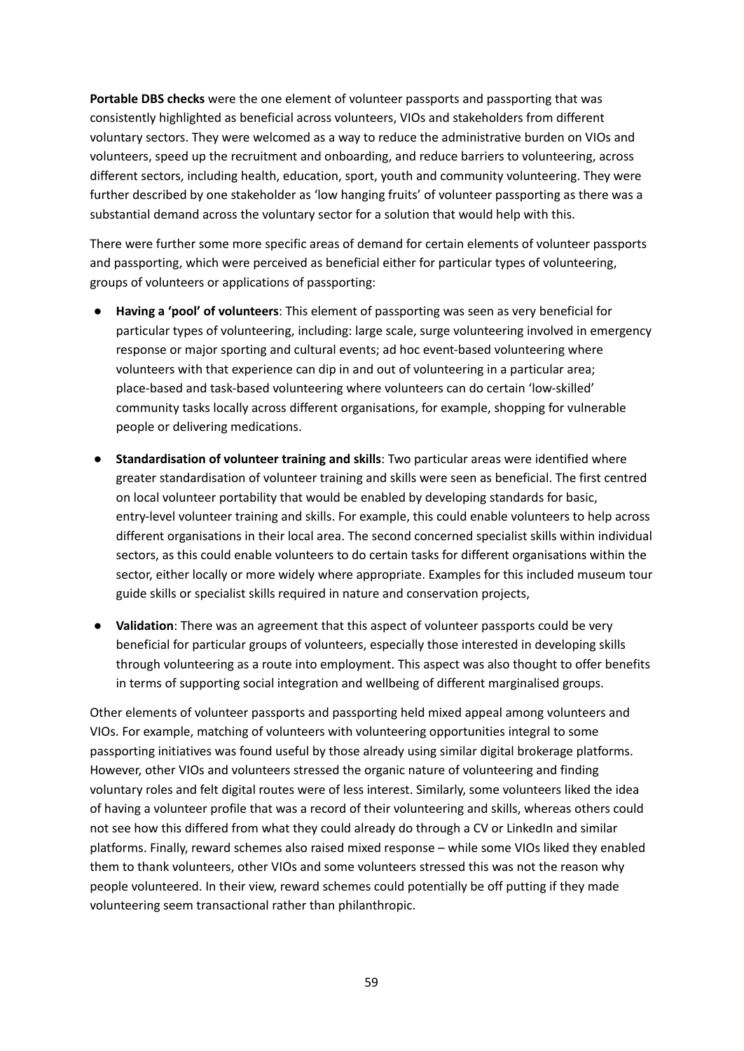**Portable DBS checks** were the one element of volunteer passports and passporting that was consistently highlighted as beneficial across volunteers, VIOs and stakeholders from different voluntary sectors. They were welcomed as a way to reduce the administrative burden on VIOs and volunteers, speed up the recruitment and onboarding, and reduce barriers to volunteering, across different sectors, including health, education, sport, youth and community volunteering. They were further described by one stakeholder as 'low hanging fruits' of volunteer passporting as there was a substantial demand across the voluntary sector for a solution that would help with this.

There were further some more specific areas of demand for certain elements of volunteer passports and passporting, which were perceived as beneficial either for particular types of volunteering, groups of volunteers or applications of passporting:

- **Having a 'pool' of volunteers**: This element of passporting was seen as very beneficial for particular types of volunteering, including: large scale, surge volunteering involved in emergency response or major sporting and cultural events; ad hoc event-based volunteering where volunteers with that experience can dip in and out of volunteering in a particular area; place-based and task-based volunteering where volunteers can do certain 'low-skilled' community tasks locally across different organisations, for example, shopping for vulnerable people or delivering medications.

- **Standardisation of volunteer training and skills**: Two particular areas were identified where greater standardisation of volunteer training and skills were seen as beneficial. The first centred on local volunteer portability that would be enabled by developing standards for basic, entry-level volunteer training and skills. For example, this could enable volunteers to help across different organisations in their local area. The second concerned specialist skills within individual sectors, as this could enable volunteers to do certain tasks for different organisations within the sector, either locally or more widely where appropriate. Examples for this included museum tour guide skills or specialist skills required in nature and conservation projects,

- **Validation**: There was an agreement that this aspect of volunteer passports could be very beneficial for particular groups of volunteers, especially those interested in developing skills through volunteering as a route into employment. This aspect was also thought to offer benefits in terms of supporting social integration and wellbeing of different marginalised groups.

Other elements of volunteer passports and passporting held mixed appeal among volunteers and VIOs. For example, matching of volunteers with volunteering opportunities integral to some passporting initiatives was found useful by those already using similar digital brokerage platforms. However, other VIOs and volunteers stressed the organic nature of volunteering and finding voluntary roles and felt digital routes were of less interest. Similarly, some volunteers liked the idea of having a volunteer profile that was a record of their volunteering and skills, whereas others could not see how this differed from what they could already do through a CV or LinkedIn and similar platforms. Finally, reward schemes also raised mixed response – while some VIOs liked they enabled them to thank volunteers, other VIOs and some volunteers stressed this was not the reason why people volunteered. In their view, reward schemes could potentially be off putting if they made volunteering seem transactional rather than philanthropic.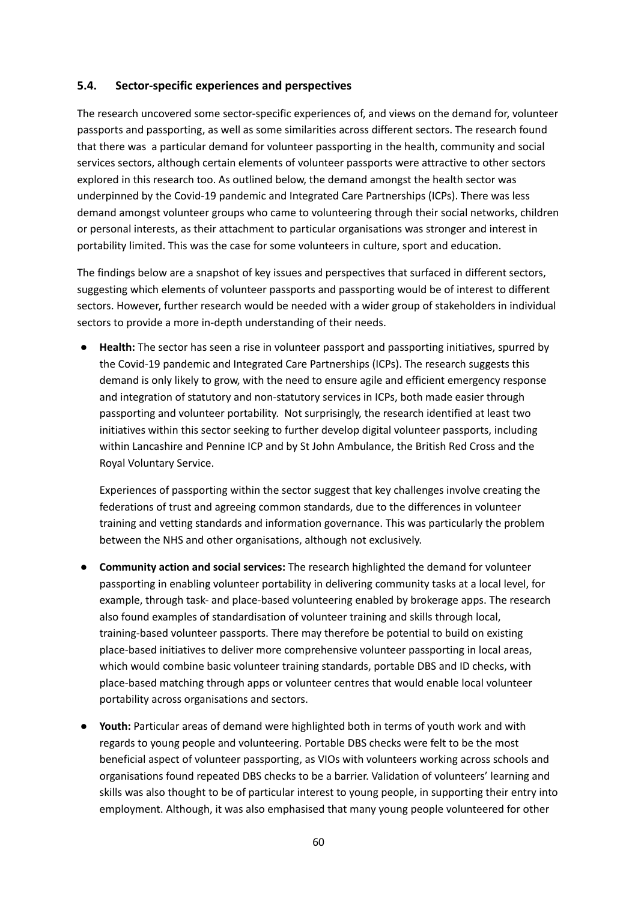### 5.4. Sector-specific experiences and perspectives

The research uncovered some sector-specific experiences of, and views on the demand for, volunteer passports and passporting, as well as some similarities across different sectors. The research found that there was a particular demand for volunteer passporting in the health, community and social services sectors, although certain elements of volunteer passports were attractive to other sectors explored in this research too. As outlined below, the demand amongst the health sector was underpinned by the Covid-19 pandemic and Integrated Care Partnerships (ICPs). There was less demand amongst volunteer groups who came to volunteering through their social networks, children or personal interests, as their attachment to particular organisations was stronger and interest in portability limited. This was the case for some volunteers in culture, sport and education.

The findings below are a snapshot of key issues and perspectives that surfaced in different sectors, suggesting which elements of volunteer passports and passporting would be of interest to different sectors. However, further research would be needed with a wider group of stakeholders in individual sectors to provide a more in-depth understanding of their needs.

- **Health:** The sector has seen a rise in volunteer passport and passporting initiatives, spurred by the Covid-19 pandemic and Integrated Care Partnerships (ICPs). The research suggests this demand is only likely to grow, with the need to ensure agile and efficient emergency response and integration of statutory and non-statutory services in ICPs, both made easier through passporting and volunteer portability. Not surprisingly, the research identified at least two initiatives within this sector seeking to further develop digital volunteer passports, including within Lancashire and Pennine ICP and by St John Ambulance, the British Red Cross and the Royal Voluntary Service.

  Experiences of passporting within the sector suggest that key challenges involve creating the federations of trust and agreeing common standards, due to the differences in volunteer training and vetting standards and information governance. This was particularly the problem between the NHS and other organisations, although not exclusively.

- **Community action and social services:** The research highlighted the demand for volunteer passporting in enabling volunteer portability in delivering community tasks at a local level, for example, through task- and place-based volunteering enabled by brokerage apps. The research also found examples of standardisation of volunteer training and skills through local, training-based volunteer passports. There may therefore be potential to build on existing place-based initiatives to deliver more comprehensive volunteer passporting in local areas, which would combine basic volunteer training standards, portable DBS and ID checks, with place-based matching through apps or volunteer centres that would enable local volunteer portability across organisations and sectors.

- **Youth:** Particular areas of demand were highlighted both in terms of youth work and with regards to young people and volunteering. Portable DBS checks were felt to be the most beneficial aspect of volunteer passporting, as VIOs with volunteers working across schools and organisations found repeated DBS checks to be a barrier. Validation of volunteers' learning and skills was also thought to be of particular interest to young people, in supporting their entry into employment. Although, it was also emphasised that many young people volunteered for other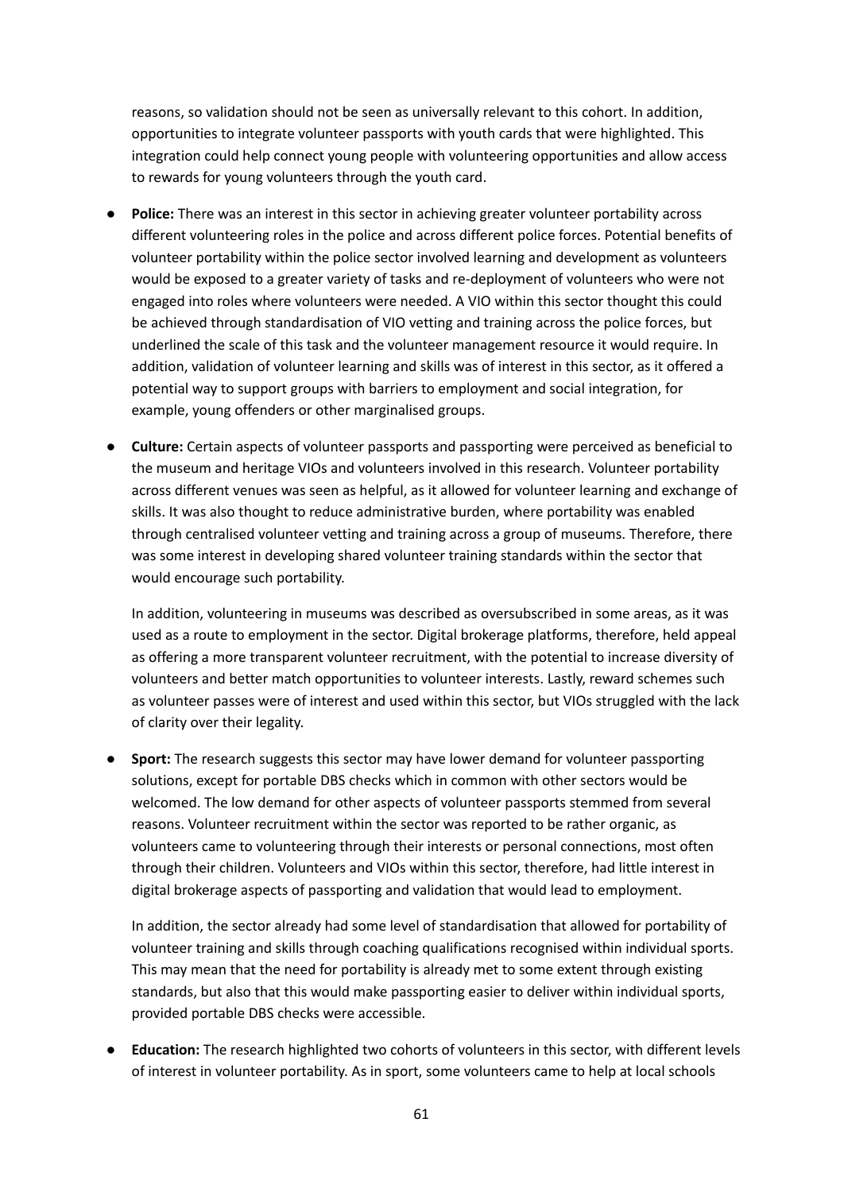reasons, so validation should not be seen as universally relevant to this cohort. In addition, opportunities to integrate volunteer passports with youth cards that were highlighted. This integration could help connect young people with volunteering opportunities and allow access to rewards for young volunteers through the youth card.

- **Police:** There was an interest in this sector in achieving greater volunteer portability across different volunteering roles in the police and across different police forces. Potential benefits of volunteer portability within the police sector involved learning and development as volunteers would be exposed to a greater variety of tasks and re-deployment of volunteers who were not engaged into roles where volunteers were needed. A VIO within this sector thought this could be achieved through standardisation of VIO vetting and training across the police forces, but underlined the scale of this task and the volunteer management resource it would require. In addition, validation of volunteer learning and skills was of interest in this sector, as it offered a potential way to support groups with barriers to employment and social integration, for example, young offenders or other marginalised groups.

- **Culture:** Certain aspects of volunteer passports and passporting were perceived as beneficial to the museum and heritage VIOs and volunteers involved in this research. Volunteer portability across different venues was seen as helpful, as it allowed for volunteer learning and exchange of skills. It was also thought to reduce administrative burden, where portability was enabled through centralised volunteer vetting and training across a group of museums. Therefore, there was some interest in developing shared volunteer training standards within the sector that would encourage such portability.

  In addition, volunteering in museums was described as oversubscribed in some areas, as it was used as a route to employment in the sector. Digital brokerage platforms, therefore, held appeal as offering a more transparent volunteer recruitment, with the potential to increase diversity of volunteers and better match opportunities to volunteer interests. Lastly, reward schemes such as volunteer passes were of interest and used within this sector, but VIOs struggled with the lack of clarity over their legality.

- **Sport:** The research suggests this sector may have lower demand for volunteer passporting solutions, except for portable DBS checks which in common with other sectors would be welcomed. The low demand for other aspects of volunteer passports stemmed from several reasons. Volunteer recruitment within the sector was reported to be rather organic, as volunteers came to volunteering through their interests or personal connections, most often through their children. Volunteers and VIOs within this sector, therefore, had little interest in digital brokerage aspects of passporting and validation that would lead to employment.

  In addition, the sector already had some level of standardisation that allowed for portability of volunteer training and skills through coaching qualifications recognised within individual sports. This may mean that the need for portability is already met to some extent through existing standards, but also that this would make passporting easier to deliver within individual sports, provided portable DBS checks were accessible.

- **Education:** The research highlighted two cohorts of volunteers in this sector, with different levels of interest in volunteer portability. As in sport, some volunteers came to help at local schools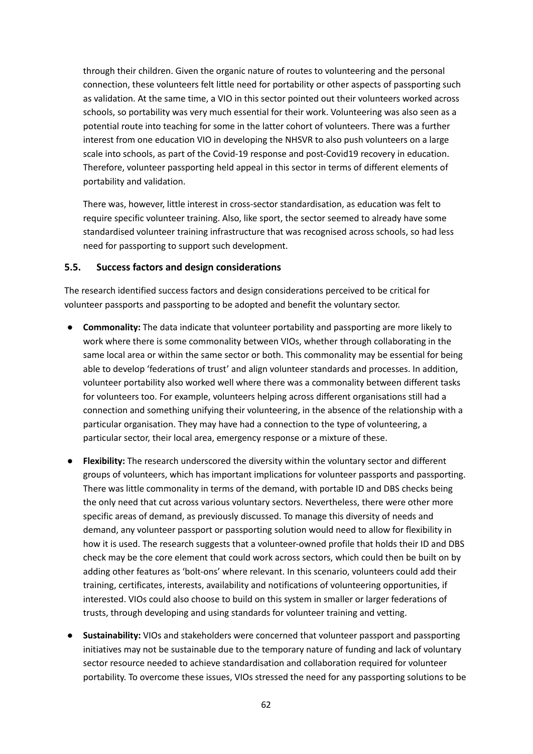through their children. Given the organic nature of routes to volunteering and the personal connection, these volunteers felt little need for portability or other aspects of passporting such as validation. At the same time, a VIO in this sector pointed out their volunteers worked across schools, so portability was very much essential for their work. Volunteering was also seen as a potential route into teaching for some in the latter cohort of volunteers. There was a further interest from one education VIO in developing the NHSVR to also push volunteers on a large scale into schools, as part of the Covid-19 response and post-Covid19 recovery in education. Therefore, volunteer passporting held appeal in this sector in terms of different elements of portability and validation.

There was, however, little interest in cross-sector standardisation, as education was felt to require specific volunteer training. Also, like sport, the sector seemed to already have some standardised volunteer training infrastructure that was recognised across schools, so had less need for passporting to support such development.

### 5.5. Success factors and design considerations

The research identified success factors and design considerations perceived to be critical for volunteer passports and passporting to be adopted and benefit the voluntary sector.

- **Commonality:** The data indicate that volunteer portability and passporting are more likely to work where there is some commonality between VIOs, whether through collaborating in the same local area or within the same sector or both. This commonality may be essential for being able to develop 'federations of trust' and align volunteer standards and processes. In addition, volunteer portability also worked well where there was a commonality between different tasks for volunteers too. For example, volunteers helping across different organisations still had a connection and something unifying their volunteering, in the absence of the relationship with a particular organisation. They may have had a connection to the type of volunteering, a particular sector, their local area, emergency response or a mixture of these.
- **Flexibility:** The research underscored the diversity within the voluntary sector and different groups of volunteers, which has important implications for volunteer passports and passporting. There was little commonality in terms of the demand, with portable ID and DBS checks being the only need that cut across various voluntary sectors. Nevertheless, there were other more specific areas of demand, as previously discussed. To manage this diversity of needs and demand, any volunteer passport or passporting solution would need to allow for flexibility in how it is used. The research suggests that a volunteer-owned profile that holds their ID and DBS check may be the core element that could work across sectors, which could then be built on by adding other features as 'bolt-ons' where relevant. In this scenario, volunteers could add their training, certificates, interests, availability and notifications of volunteering opportunities, if interested. VIOs could also choose to build on this system in smaller or larger federations of trusts, through developing and using standards for volunteer training and vetting.
- **Sustainability:** VIOs and stakeholders were concerned that volunteer passport and passporting initiatives may not be sustainable due to the temporary nature of funding and lack of voluntary sector resource needed to achieve standardisation and collaboration required for volunteer portability. To overcome these issues, VIOs stressed the need for any passporting solutions to be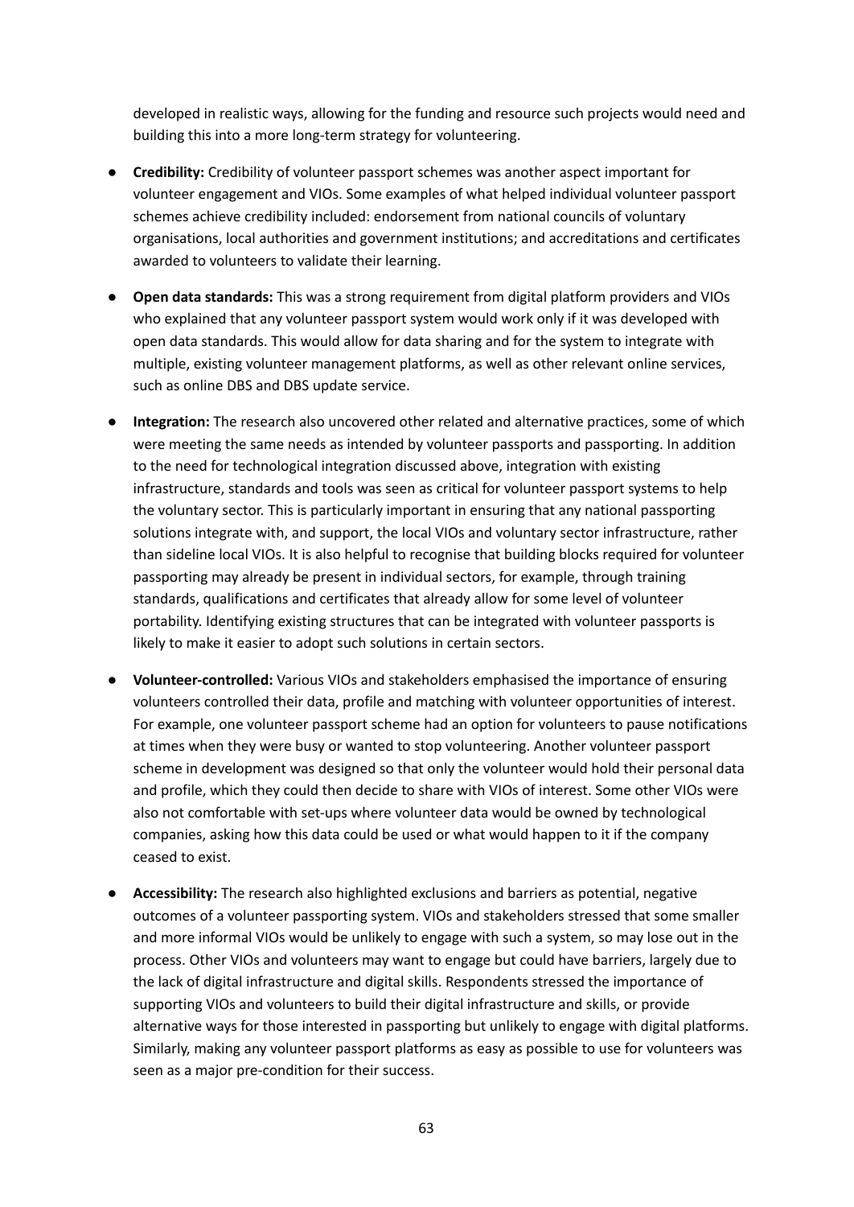developed in realistic ways, allowing for the funding and resource such projects would need and building this into a more long-term strategy for volunteering.

- **Credibility:** Credibility of volunteer passport schemes was another aspect important for volunteer engagement and VIOs. Some examples of what helped individual volunteer passport schemes achieve credibility included: endorsement from national councils of voluntary organisations, local authorities and government institutions; and accreditations and certificates awarded to volunteers to validate their learning.

- **Open data standards:** This was a strong requirement from digital platform providers and VIOs who explained that any volunteer passport system would work only if it was developed with open data standards. This would allow for data sharing and for the system to integrate with multiple, existing volunteer management platforms, as well as other relevant online services, such as online DBS and DBS update service.

- **Integration:** The research also uncovered other related and alternative practices, some of which were meeting the same needs as intended by volunteer passports and passporting. In addition to the need for technological integration discussed above, integration with existing infrastructure, standards and tools was seen as critical for volunteer passport systems to help the voluntary sector. This is particularly important in ensuring that any national passporting solutions integrate with, and support, the local VIOs and voluntary sector infrastructure, rather than sideline local VIOs. It is also helpful to recognise that building blocks required for volunteer passporting may already be present in individual sectors, for example, through training standards, qualifications and certificates that already allow for some level of volunteer portability. Identifying existing structures that can be integrated with volunteer passports is likely to make it easier to adopt such solutions in certain sectors.

- **Volunteer-controlled:** Various VIOs and stakeholders emphasised the importance of ensuring volunteers controlled their data, profile and matching with volunteer opportunities of interest. For example, one volunteer passport scheme had an option for volunteers to pause notifications at times when they were busy or wanted to stop volunteering. Another volunteer passport scheme in development was designed so that only the volunteer would hold their personal data and profile, which they could then decide to share with VIOs of interest. Some other VIOs were also not comfortable with set-ups where volunteer data would be owned by technological companies, asking how this data could be used or what would happen to it if the company ceased to exist.

- **Accessibility:** The research also highlighted exclusions and barriers as potential, negative outcomes of a volunteer passporting system. VIOs and stakeholders stressed that some smaller and more informal VIOs would be unlikely to engage with such a system, so may lose out in the process. Other VIOs and volunteers may want to engage but could have barriers, largely due to the lack of digital infrastructure and digital skills. Respondents stressed the importance of supporting VIOs and volunteers to build their digital infrastructure and skills, or provide alternative ways for those interested in passporting but unlikely to engage with digital platforms. Similarly, making any volunteer passport platforms as easy as possible to use for volunteers was seen as a major pre-condition for their success.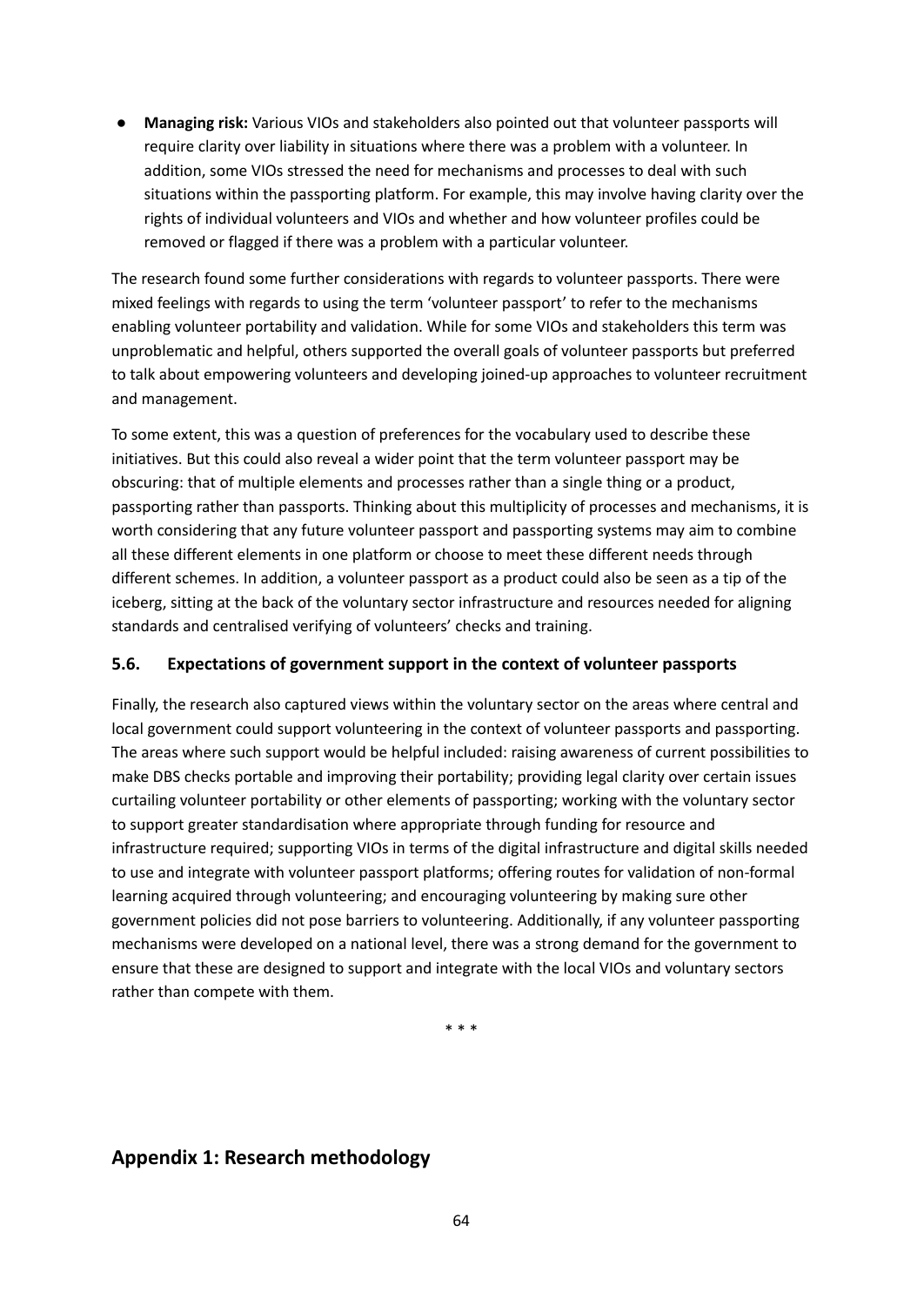- **Managing risk:** Various VIOs and stakeholders also pointed out that volunteer passports will require clarity over liability in situations where there was a problem with a volunteer. In addition, some VIOs stressed the need for mechanisms and processes to deal with such situations within the passporting platform. For example, this may involve having clarity over the rights of individual volunteers and VIOs and whether and how volunteer profiles could be removed or flagged if there was a problem with a particular volunteer.

The research found some further considerations with regards to volunteer passports. There were mixed feelings with regards to using the term 'volunteer passport' to refer to the mechanisms enabling volunteer portability and validation. While for some VIOs and stakeholders this term was unproblematic and helpful, others supported the overall goals of volunteer passports but preferred to talk about empowering volunteers and developing joined-up approaches to volunteer recruitment and management.

To some extent, this was a question of preferences for the vocabulary used to describe these initiatives. But this could also reveal a wider point that the term volunteer passport may be obscuring: that of multiple elements and processes rather than a single thing or a product, passporting rather than passports. Thinking about this multiplicity of processes and mechanisms, it is worth considering that any future volunteer passport and passporting systems may aim to combine all these different elements in one platform or choose to meet these different needs through different schemes. In addition, a volunteer passport as a product could also be seen as a tip of the iceberg, sitting at the back of the voluntary sector infrastructure and resources needed for aligning standards and centralised verifying of volunteers' checks and training.

### 5.6. Expectations of government support in the context of volunteer passports

Finally, the research also captured views within the voluntary sector on the areas where central and local government could support volunteering in the context of volunteer passports and passporting. The areas where such support would be helpful included: raising awareness of current possibilities to make DBS checks portable and improving their portability; providing legal clarity over certain issues curtailing volunteer portability or other elements of passporting; working with the voluntary sector to support greater standardisation where appropriate through funding for resource and infrastructure required; supporting VIOs in terms of the digital infrastructure and digital skills needed to use and integrate with volunteer passport platforms; offering routes for validation of non-formal learning acquired through volunteering; and encouraging volunteering by making sure other government policies did not pose barriers to volunteering. Additionally, if any volunteer passporting mechanisms were developed on a national level, there was a strong demand for the government to ensure that these are designed to support and integrate with the local VIOs and voluntary sectors rather than compete with them.

\* \* \*

## Appendix 1: Research methodology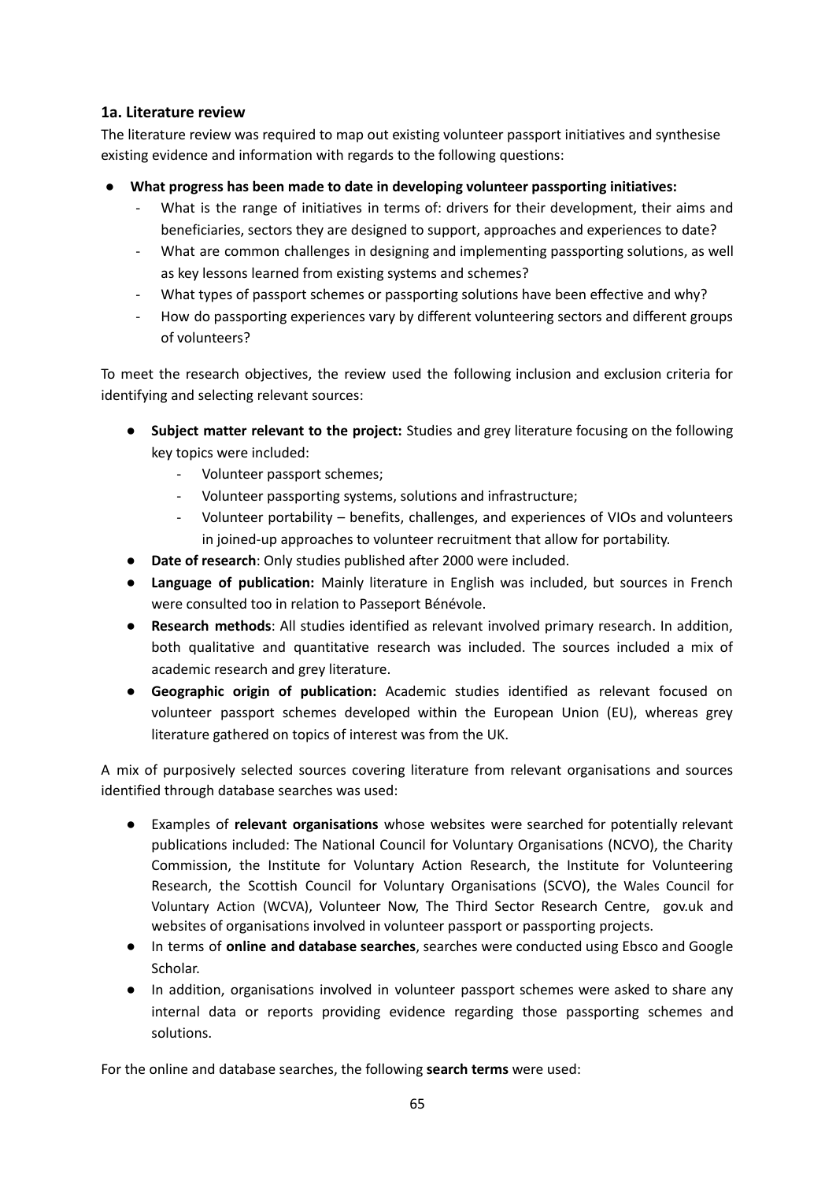### 1a. Literature review

The literature review was required to map out existing volunteer passport initiatives and synthesise existing evidence and information with regards to the following questions:

- **What progress has been made to date in developing volunteer passporting initiatives:**
    - What is the range of initiatives in terms of: drivers for their development, their aims and beneficiaries, sectors they are designed to support, approaches and experiences to date?
    - What are common challenges in designing and implementing passporting solutions, as well as key lessons learned from existing systems and schemes?
    - What types of passport schemes or passporting solutions have been effective and why?
    - How do passporting experiences vary by different volunteering sectors and different groups of volunteers?

To meet the research objectives, the review used the following inclusion and exclusion criteria for identifying and selecting relevant sources:

- **Subject matter relevant to the project:** Studies and grey literature focusing on the following key topics were included:
    - Volunteer passport schemes;
    - Volunteer passporting systems, solutions and infrastructure;
    - Volunteer portability – benefits, challenges, and experiences of VIOs and volunteers in joined-up approaches to volunteer recruitment that allow for portability.
- **Date of research**: Only studies published after 2000 were included.
- **Language of publication:** Mainly literature in English was included, but sources in French were consulted too in relation to Passeport Bénévole.
- **Research methods**: All studies identified as relevant involved primary research. In addition, both qualitative and quantitative research was included. The sources included a mix of academic research and grey literature.
- **Geographic origin of publication:** Academic studies identified as relevant focused on volunteer passport schemes developed within the European Union (EU), whereas grey literature gathered on topics of interest was from the UK.

A mix of purposively selected sources covering literature from relevant organisations and sources identified through database searches was used:

- Examples of **relevant organisations** whose websites were searched for potentially relevant publications included: The National Council for Voluntary Organisations (NCVO), the Charity Commission, the Institute for Voluntary Action Research, the Institute for Volunteering Research, the Scottish Council for Voluntary Organisations (SCVO), the Wales Council for Voluntary Action (WCVA), Volunteer Now, The Third Sector Research Centre, gov.uk and websites of organisations involved in volunteer passport or passporting projects.
- In terms of **online and database searches**, searches were conducted using Ebsco and Google Scholar.
- In addition, organisations involved in volunteer passport schemes were asked to share any internal data or reports providing evidence regarding those passporting schemes and solutions.

For the online and database searches, the following **search terms** were used: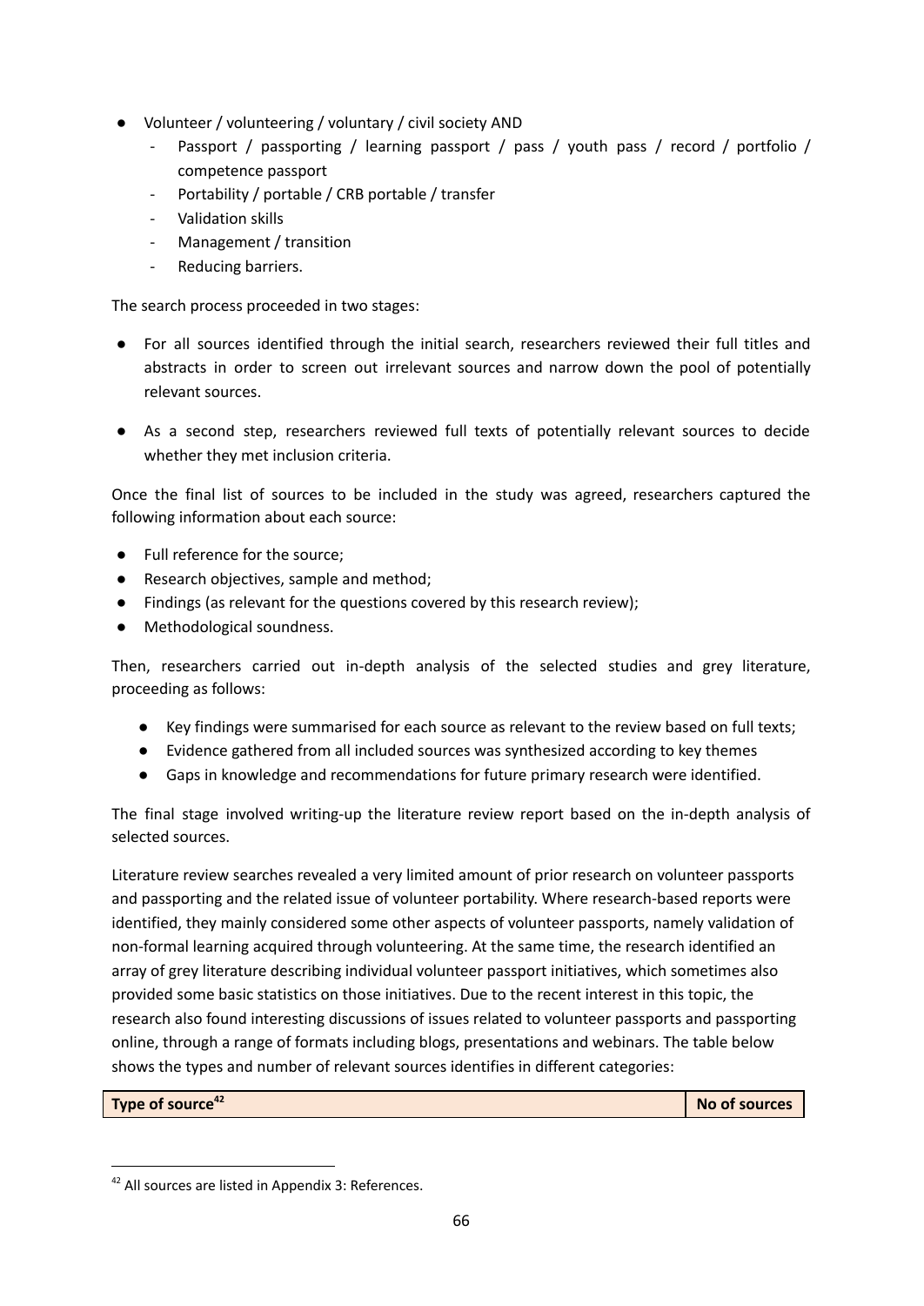- Volunteer / volunteering / voluntary / civil society AND
  - Passport / passporting / learning passport / pass / youth pass / record / portfolio / competence passport
  - Portability / portable / CRB portable / transfer
  - Validation skills
  - Management / transition
  - Reducing barriers.

The search process proceeded in two stages:

- For all sources identified through the initial search, researchers reviewed their full titles and abstracts in order to screen out irrelevant sources and narrow down the pool of potentially relevant sources.
- As a second step, researchers reviewed full texts of potentially relevant sources to decide whether they met inclusion criteria.

Once the final list of sources to be included in the study was agreed, researchers captured the following information about each source:

- Full reference for the source;
- Research objectives, sample and method;
- Findings (as relevant for the questions covered by this research review);
- Methodological soundness.

Then, researchers carried out in-depth analysis of the selected studies and grey literature, proceeding as follows:

- Key findings were summarised for each source as relevant to the review based on full texts;
- Evidence gathered from all included sources was synthesized according to key themes
- Gaps in knowledge and recommendations for future primary research were identified.

The final stage involved writing-up the literature review report based on the in-depth analysis of selected sources.

Literature review searches revealed a very limited amount of prior research on volunteer passports and passporting and the related issue of volunteer portability. Where research-based reports were identified, they mainly considered some other aspects of volunteer passports, namely validation of non-formal learning acquired through volunteering. At the same time, the research identified an array of grey literature describing individual volunteer passport initiatives, which sometimes also provided some basic statistics on those initiatives. Due to the recent interest in this topic, the research also found interesting discussions of issues related to volunteer passports and passporting online, through a range of formats including blogs, presentations and webinars. The table below shows the types and number of relevant sources identifies in different categories:

| Type of source[42] | No of sources |
|---|---|

[42] All sources are listed in Appendix 3: References.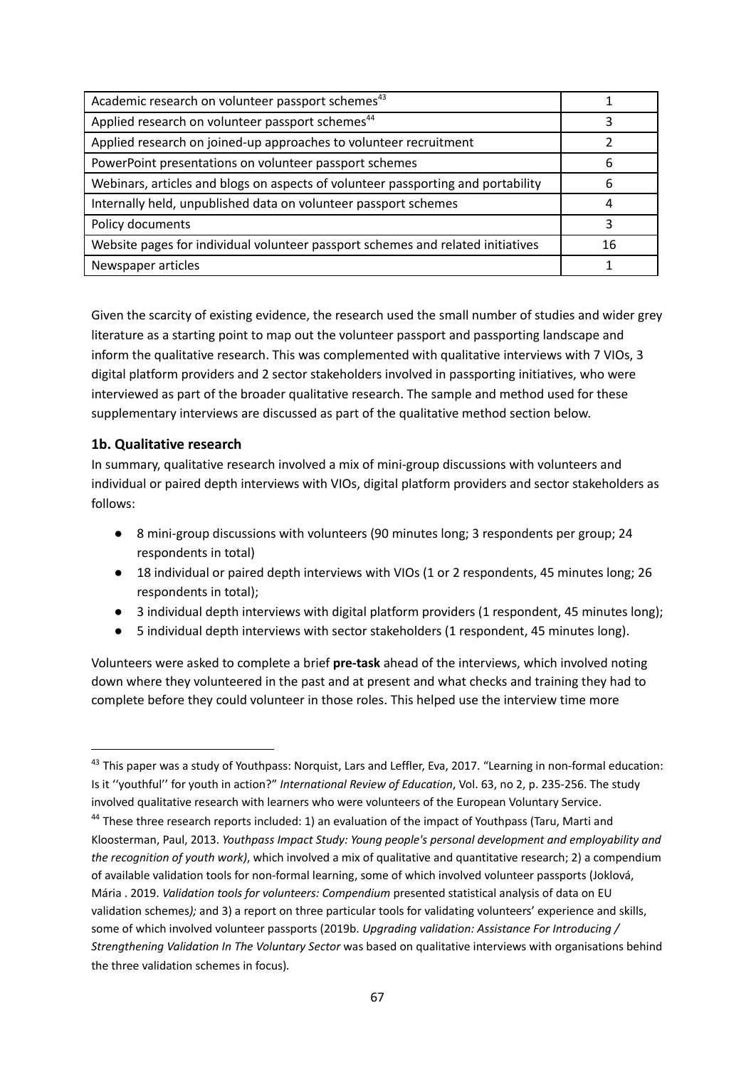| | |
|---|---|
| Academic research on volunteer passport schemes[43] | 1 |
| Applied research on volunteer passport schemes[44] | 3 |
| Applied research on joined-up approaches to volunteer recruitment | 2 |
| PowerPoint presentations on volunteer passport schemes | 6 |
| Webinars, articles and blogs on aspects of volunteer passporting and portability | 6 |
| Internally held, unpublished data on volunteer passport schemes | 4 |
| Policy documents | 3 |
| Website pages for individual volunteer passport schemes and related initiatives | 16 |
| Newspaper articles | 1 |

Given the scarcity of existing evidence, the research used the small number of studies and wider grey literature as a starting point to map out the volunteer passport and passporting landscape and inform the qualitative research. This was complemented with qualitative interviews with 7 VIOs, 3 digital platform providers and 2 sector stakeholders involved in passporting initiatives, who were interviewed as part of the broader qualitative research. The sample and method used for these supplementary interviews are discussed as part of the qualitative method section below.

### 1b. Qualitative research

In summary, qualitative research involved a mix of mini-group discussions with volunteers and individual or paired depth interviews with VIOs, digital platform providers and sector stakeholders as follows:

- 8 mini-group discussions with volunteers (90 minutes long; 3 respondents per group; 24 respondents in total)
- 18 individual or paired depth interviews with VIOs (1 or 2 respondents, 45 minutes long; 26 respondents in total);
- 3 individual depth interviews with digital platform providers (1 respondent, 45 minutes long);
- 5 individual depth interviews with sector stakeholders (1 respondent, 45 minutes long).

Volunteers were asked to complete a brief **pre-task** ahead of the interviews, which involved noting down where they volunteered in the past and at present and what checks and training they had to complete before they could volunteer in those roles. This helped use the interview time more

---

[43] This paper was a study of Youthpass: Norquist, Lars and Leffler, Eva, 2017. "Learning in non-formal education: Is it ''youthful'' for youth in action?" *International Review of Education*, Vol. 63, no 2, p. 235-256. The study involved qualitative research with learners who were volunteers of the European Voluntary Service.

[44] These three research reports included: 1) an evaluation of the impact of Youthpass (Taru, Marti and Kloosterman, Paul, 2013. *Youthpass Impact Study: Young people's personal development and employability and the recognition of youth work)*, which involved a mix of qualitative and quantitative research; 2) a compendium of available validation tools for non-formal learning, some of which involved volunteer passports (Joklová, Mária . 2019. *Validation tools for volunteers: Compendium* presented statistical analysis of data on EU validation schemes*);* and 3) a report on three particular tools for validating volunteers' experience and skills, some of which involved volunteer passports (2019b. *Upgrading validation: Assistance For Introducing / Strengthening Validation In The Voluntary Sector* was based on qualitative interviews with organisations behind the three validation schemes in focus).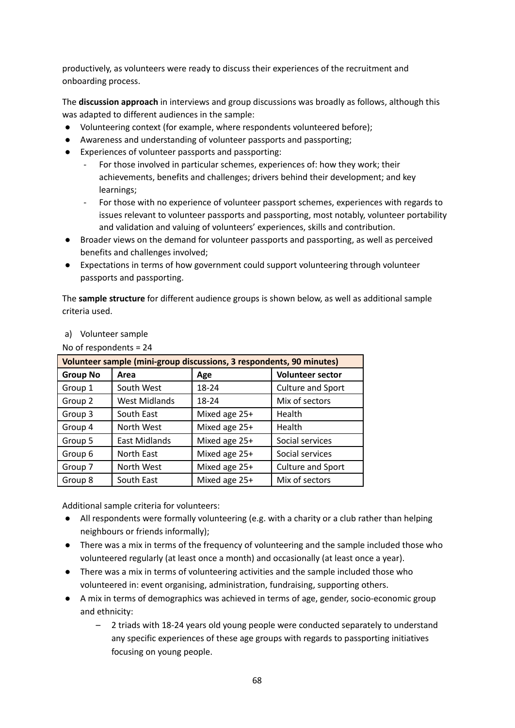productively, as volunteers were ready to discuss their experiences of the recruitment and onboarding process.

The **discussion approach** in interviews and group discussions was broadly as follows, although this was adapted to different audiences in the sample:

- Volunteering context (for example, where respondents volunteered before);
- Awareness and understanding of volunteer passports and passporting;
- Experiences of volunteer passports and passporting:
  - For those involved in particular schemes, experiences of: how they work; their achievements, benefits and challenges; drivers behind their development; and key learnings;
  - For those with no experience of volunteer passport schemes, experiences with regards to issues relevant to volunteer passports and passporting, most notably, volunteer portability and validation and valuing of volunteers' experiences, skills and contribution.
- Broader views on the demand for volunteer passports and passporting, as well as perceived benefits and challenges involved;
- Expectations in terms of how government could support volunteering through volunteer passports and passporting.

The **sample structure** for different audience groups is shown below, as well as additional sample criteria used.

a) Volunteer sample

No of respondents = 24

| **Volunteer sample (mini-group discussions, 3 respondents, 90 minutes)** | | | |
|---|---|---|---|
| **Group No** | **Area** | **Age** | **Volunteer sector** |
| Group 1 | South West | 18-24 | Culture and Sport |
| Group 2 | West Midlands | 18-24 | Mix of sectors |
| Group 3 | South East | Mixed age 25+ | Health |
| Group 4 | North West | Mixed age 25+ | Health |
| Group 5 | East Midlands | Mixed age 25+ | Social services |
| Group 6 | North East | Mixed age 25+ | Social services |
| Group 7 | North West | Mixed age 25+ | Culture and Sport |
| Group 8 | South East | Mixed age 25+ | Mix of sectors |

Additional sample criteria for volunteers:

- All respondents were formally volunteering (e.g. with a charity or a club rather than helping neighbours or friends informally);
- There was a mix in terms of the frequency of volunteering and the sample included those who volunteered regularly (at least once a month) and occasionally (at least once a year).
- There was a mix in terms of volunteering activities and the sample included those who volunteered in: event organising, administration, fundraising, supporting others.
- A mix in terms of demographics was achieved in terms of age, gender, socio-economic group and ethnicity:
  - 2 triads with 18-24 years old young people were conducted separately to understand any specific experiences of these age groups with regards to passporting initiatives focusing on young people.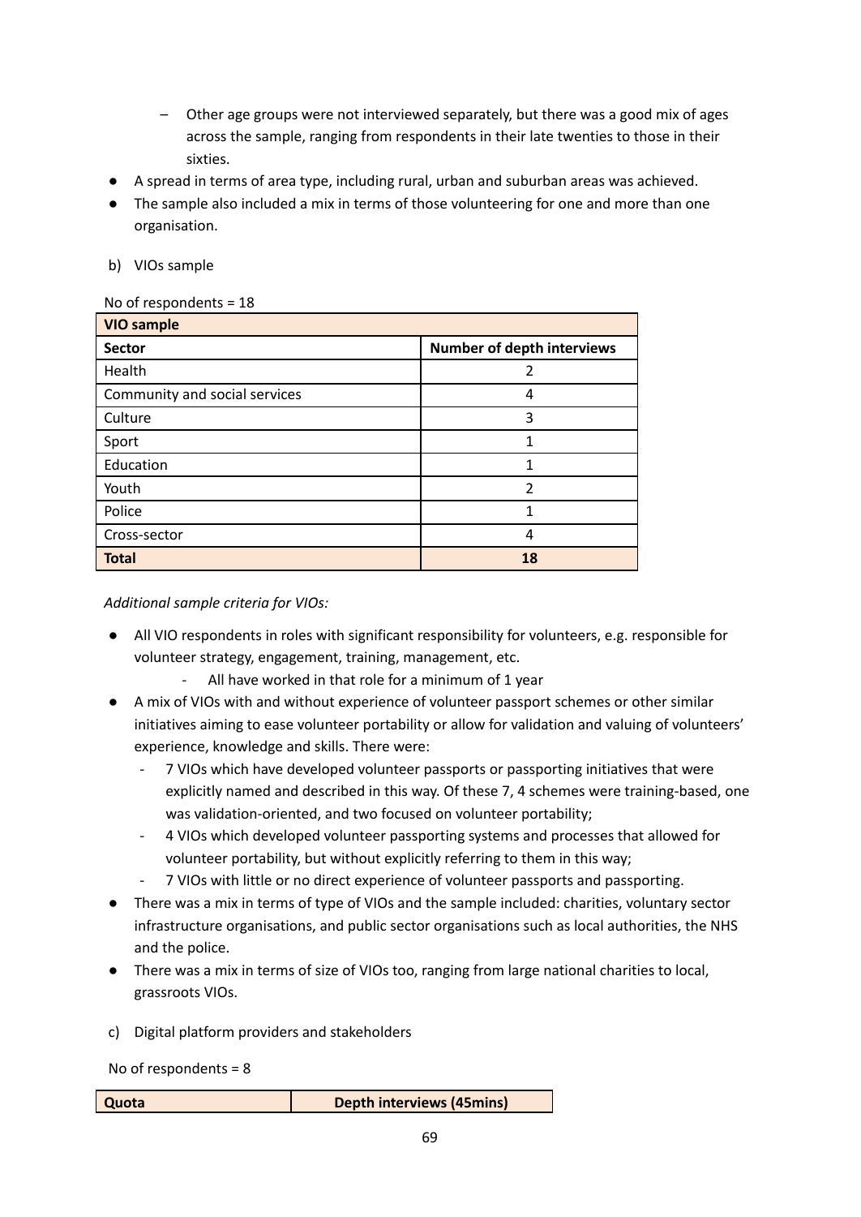- Other age groups were not interviewed separately, but there was a good mix of ages across the sample, ranging from respondents in their late twenties to those in their sixties.
- A spread in terms of area type, including rural, urban and suburban areas was achieved.
- The sample also included a mix in terms of those volunteering for one and more than one organisation.

b) VIOs sample

No of respondents = 18

| VIO sample | |
|---|---|
| **Sector** | **Number of depth interviews** |
| Health | 2 |
| Community and social services | 4 |
| Culture | 3 |
| Sport | 1 |
| Education | 1 |
| Youth | 2 |
| Police | 1 |
| Cross-sector | 4 |
| **Total** | **18** |

*Additional sample criteria for VIOs:*

- All VIO respondents in roles with significant responsibility for volunteers, e.g. responsible for volunteer strategy, engagement, training, management, etc.
  - All have worked in that role for a minimum of 1 year
- A mix of VIOs with and without experience of volunteer passport schemes or other similar initiatives aiming to ease volunteer portability or allow for validation and valuing of volunteers' experience, knowledge and skills. There were:
  - 7 VIOs which have developed volunteer passports or passporting initiatives that were explicitly named and described in this way. Of these 7, 4 schemes were training-based, one was validation-oriented, and two focused on volunteer portability;
  - 4 VIOs which developed volunteer passporting systems and processes that allowed for volunteer portability, but without explicitly referring to them in this way;
  - 7 VIOs with little or no direct experience of volunteer passports and passporting.
- There was a mix in terms of type of VIOs and the sample included: charities, voluntary sector infrastructure organisations, and public sector organisations such as local authorities, the NHS and the police.
- There was a mix in terms of size of VIOs too, ranging from large national charities to local, grassroots VIOs.

c) Digital platform providers and stakeholders

No of respondents = 8

| Quota | Depth interviews (45mins) |
|---|---|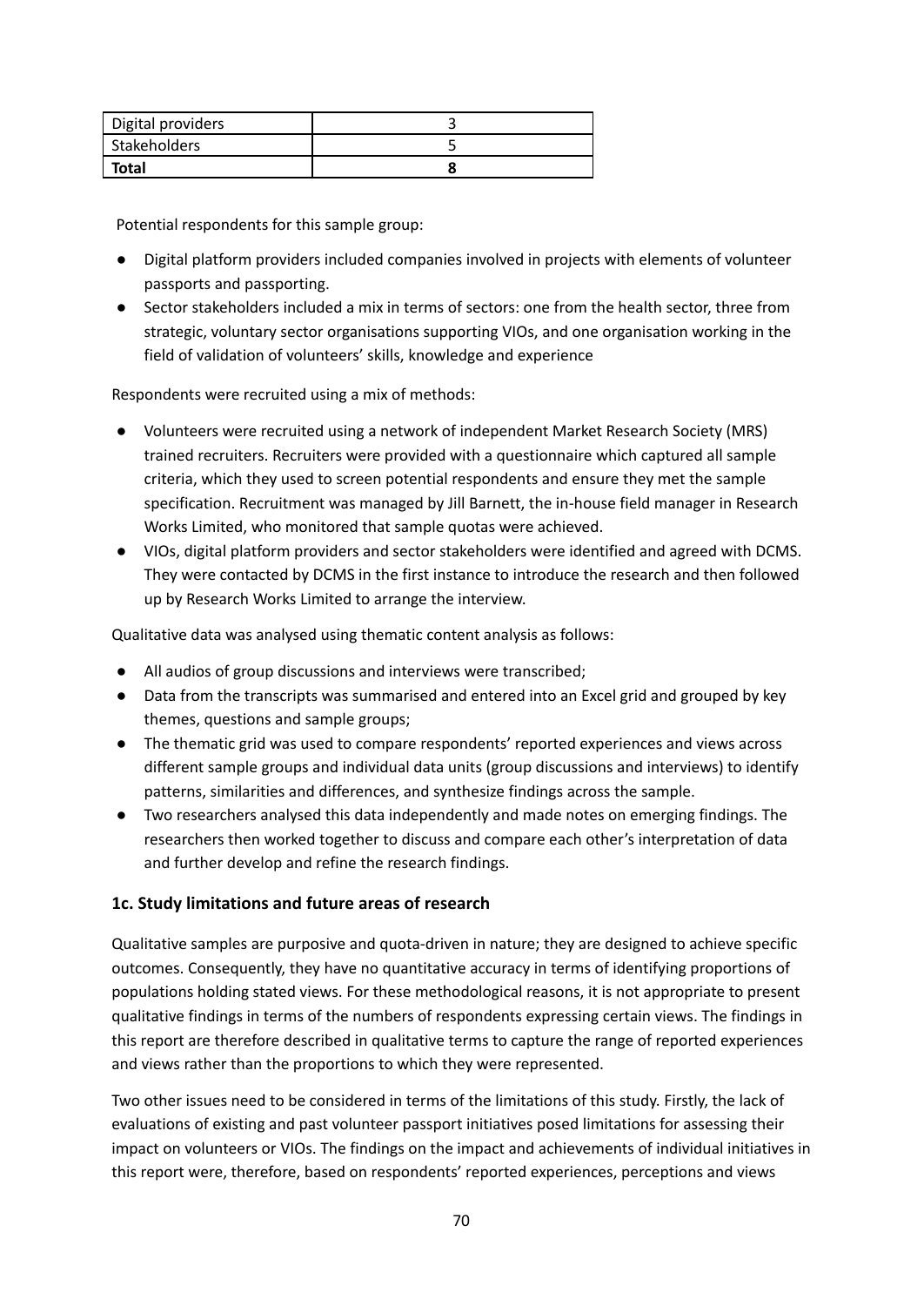| Digital providers | 3 |
|---|---|
| Stakeholders | 5 |
| **Total** | **8** |

Potential respondents for this sample group:

- Digital platform providers included companies involved in projects with elements of volunteer passports and passporting.
- Sector stakeholders included a mix in terms of sectors: one from the health sector, three from strategic, voluntary sector organisations supporting VIOs, and one organisation working in the field of validation of volunteers' skills, knowledge and experience

Respondents were recruited using a mix of methods:

- Volunteers were recruited using a network of independent Market Research Society (MRS) trained recruiters. Recruiters were provided with a questionnaire which captured all sample criteria, which they used to screen potential respondents and ensure they met the sample specification. Recruitment was managed by Jill Barnett, the in-house field manager in Research Works Limited, who monitored that sample quotas were achieved.
- VIOs, digital platform providers and sector stakeholders were identified and agreed with DCMS. They were contacted by DCMS in the first instance to introduce the research and then followed up by Research Works Limited to arrange the interview.

Qualitative data was analysed using thematic content analysis as follows:

- All audios of group discussions and interviews were transcribed;
- Data from the transcripts was summarised and entered into an Excel grid and grouped by key themes, questions and sample groups;
- The thematic grid was used to compare respondents' reported experiences and views across different sample groups and individual data units (group discussions and interviews) to identify patterns, similarities and differences, and synthesize findings across the sample.
- Two researchers analysed this data independently and made notes on emerging findings. The researchers then worked together to discuss and compare each other's interpretation of data and further develop and refine the research findings.

### 1c. Study limitations and future areas of research

Qualitative samples are purposive and quota-driven in nature; they are designed to achieve specific outcomes. Consequently, they have no quantitative accuracy in terms of identifying proportions of populations holding stated views. For these methodological reasons, it is not appropriate to present qualitative findings in terms of the numbers of respondents expressing certain views. The findings in this report are therefore described in qualitative terms to capture the range of reported experiences and views rather than the proportions to which they were represented.

Two other issues need to be considered in terms of the limitations of this study. Firstly, the lack of evaluations of existing and past volunteer passport initiatives posed limitations for assessing their impact on volunteers or VIOs. The findings on the impact and achievements of individual initiatives in this report were, therefore, based on respondents' reported experiences, perceptions and views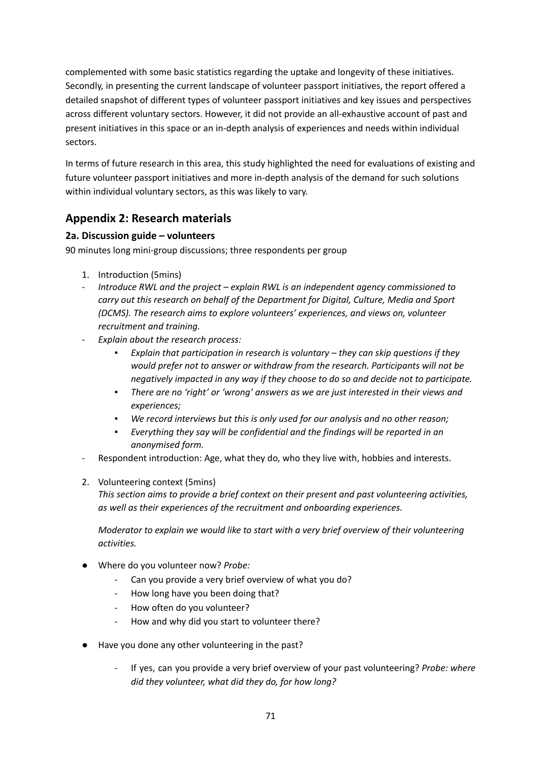complemented with some basic statistics regarding the uptake and longevity of these initiatives. Secondly, in presenting the current landscape of volunteer passport initiatives, the report offered a detailed snapshot of different types of volunteer passport initiatives and key issues and perspectives across different voluntary sectors. However, it did not provide an all-exhaustive account of past and present initiatives in this space or an in-depth analysis of experiences and needs within individual sectors.

In terms of future research in this area, this study highlighted the need for evaluations of existing and future volunteer passport initiatives and more in-depth analysis of the demand for such solutions within individual voluntary sectors, as this was likely to vary.

## Appendix 2: Research materials

### 2a. Discussion guide – volunteers

90 minutes long mini-group discussions; three respondents per group

1. Introduction (5mins)

- *Introduce RWL and the project – explain RWL is an independent agency commissioned to carry out this research on behalf of the Department for Digital, Culture, Media and Sport (DCMS). The research aims to explore volunteers' experiences, and views on, volunteer recruitment and training.*
- *Explain about the research process:*
    - *Explain that participation in research is voluntary – they can skip questions if they would prefer not to answer or withdraw from the research. Participants will not be negatively impacted in any way if they choose to do so and decide not to participate.*
    - *There are no 'right' or 'wrong' answers as we are just interested in their views and experiences;*
    - *We record interviews but this is only used for our analysis and no other reason;*
    - *Everything they say will be confidential and the findings will be reported in an anonymised form.*
- Respondent introduction: Age, what they do, who they live with, hobbies and interests.

2. Volunteering context (5mins)

*This section aims to provide a brief context on their present and past volunteering activities, as well as their experiences of the recruitment and onboarding experiences.*

*Moderator to explain we would like to start with a very brief overview of their volunteering activities.*

- Where do you volunteer now? *Probe:*
    - Can you provide a very brief overview of what you do?
    - How long have you been doing that?
    - How often do you volunteer?
    - How and why did you start to volunteer there?
- Have you done any other volunteering in the past?
    - If yes, can you provide a very brief overview of your past volunteering? *Probe: where did they volunteer, what did they do, for how long?*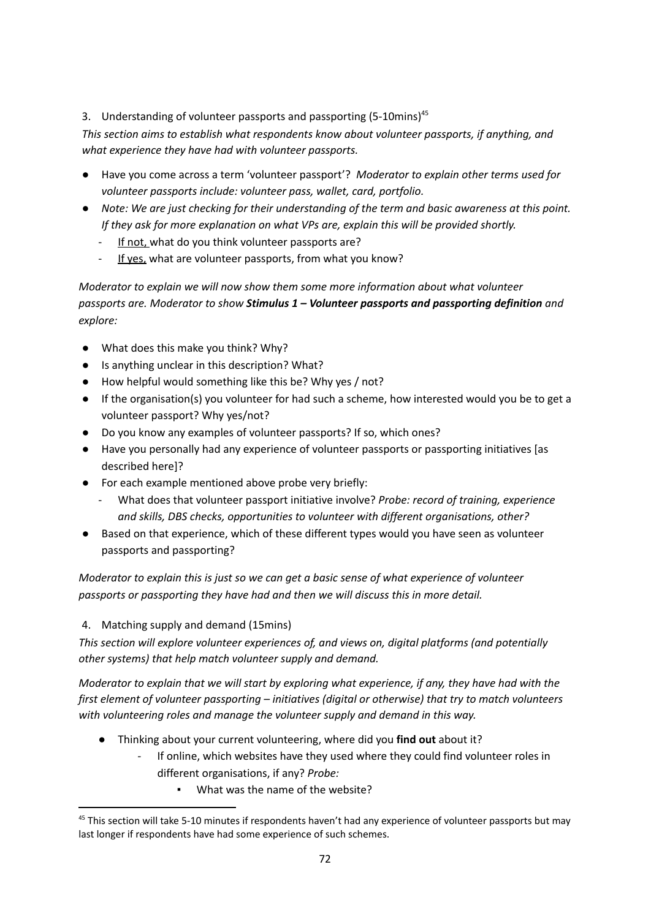3. Understanding of volunteer passports and passporting (5-10mins)[45]

*This section aims to establish what respondents know about volunteer passports, if anything, and what experience they have had with volunteer passports.*

- Have you come across a term 'volunteer passport'? *Moderator to explain other terms used for volunteer passports include: volunteer pass, wallet, card, portfolio.*
- *Note: We are just checking for their understanding of the term and basic awareness at this point. If they ask for more explanation on what VPs are, explain this will be provided shortly.*
  - If not, what do you think volunteer passports are?
  - If yes, what are volunteer passports, from what you know?

*Moderator to explain we will now show them some more information about what volunteer passports are. Moderator to show* ***Stimulus 1 – Volunteer passports and passporting definition*** *and explore:*

- What does this make you think? Why?
- Is anything unclear in this description? What?
- How helpful would something like this be? Why yes / not?
- If the organisation(s) you volunteer for had such a scheme, how interested would you be to get a volunteer passport? Why yes/not?
- Do you know any examples of volunteer passports? If so, which ones?
- Have you personally had any experience of volunteer passports or passporting initiatives [as described here]?
- For each example mentioned above probe very briefly:
  - What does that volunteer passport initiative involve? *Probe: record of training, experience and skills, DBS checks, opportunities to volunteer with different organisations, other?*
- Based on that experience, which of these different types would you have seen as volunteer passports and passporting?

*Moderator to explain this is just so we can get a basic sense of what experience of volunteer passports or passporting they have had and then we will discuss this in more detail.*

4. Matching supply and demand (15mins)

*This section will explore volunteer experiences of, and views on, digital platforms (and potentially other systems) that help match volunteer supply and demand.*

*Moderator to explain that we will start by exploring what experience, if any, they have had with the first element of volunteer passporting – initiatives (digital or otherwise) that try to match volunteers with volunteering roles and manage the volunteer supply and demand in this way.*

- Thinking about your current volunteering, where did you **find out** about it?
  - If online, which websites have they used where they could find volunteer roles in different organisations, if any? *Probe:*
    - What was the name of the website?

[45] This section will take 5-10 minutes if respondents haven't had any experience of volunteer passports but may last longer if respondents have had some experience of such schemes.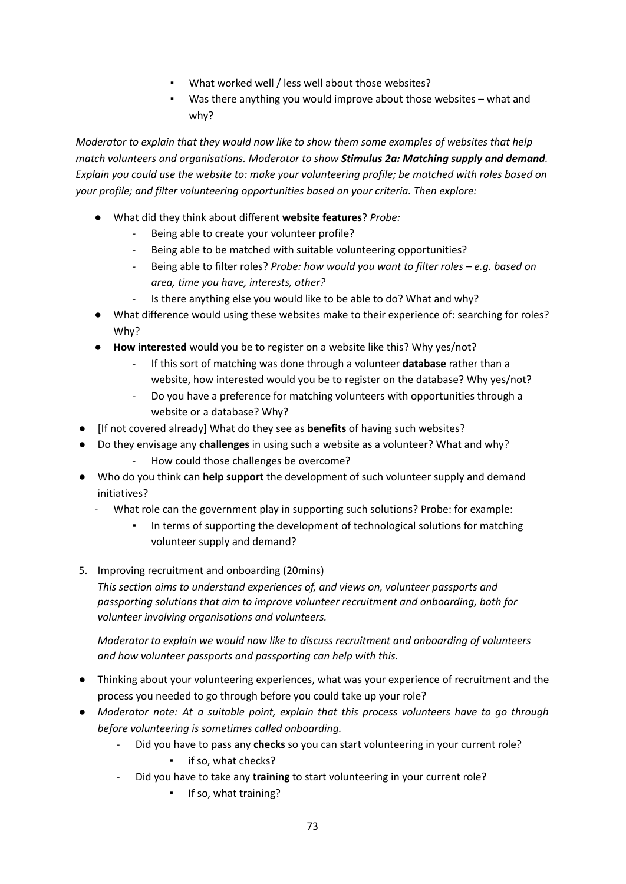- What worked well / less well about those websites?
    - Was there anything you would improve about those websites – what and why?

*Moderator to explain that they would now like to show them some examples of websites that help match volunteers and organisations. Moderator to show **Stimulus 2a: Matching supply and demand**. Explain you could use the website to: make your volunteering profile; be matched with roles based on your profile; and filter volunteering opportunities based on your criteria. Then explore:*

- What did they think about different **website features**? *Probe:*
    - Being able to create your volunteer profile?
    - Being able to be matched with suitable volunteering opportunities?
    - Being able to filter roles? *Probe: how would you want to filter roles – e.g. based on area, time you have, interests, other?*
    - Is there anything else you would like to be able to do? What and why?
- What difference would using these websites make to their experience of: searching for roles? Why?
- **How interested** would you be to register on a website like this? Why yes/not?
    - If this sort of matching was done through a volunteer **database** rather than a website, how interested would you be to register on the database? Why yes/not?
    - Do you have a preference for matching volunteers with opportunities through a website or a database? Why?
- [If not covered already] What do they see as **benefits** of having such websites?
- Do they envisage any **challenges** in using such a website as a volunteer? What and why?
    - How could those challenges be overcome?
- Who do you think can **help support** the development of such volunteer supply and demand initiatives?
    - What role can the government play in supporting such solutions? Probe: for example:
        - In terms of supporting the development of technological solutions for matching volunteer supply and demand?

5. Improving recruitment and onboarding (20mins)

*This section aims to understand experiences of, and views on, volunteer passports and passporting solutions that aim to improve volunteer recruitment and onboarding, both for volunteer involving organisations and volunteers.*

*Moderator to explain we would now like to discuss recruitment and onboarding of volunteers and how volunteer passports and passporting can help with this.*

- Thinking about your volunteering experiences, what was your experience of recruitment and the process you needed to go through before you could take up your role?
- *Moderator note: At a suitable point, explain that this process volunteers have to go through before volunteering is sometimes called onboarding.*
    - Did you have to pass any **checks** so you can start volunteering in your current role?
        - if so, what checks?
    - Did you have to take any **training** to start volunteering in your current role?
        - If so, what training?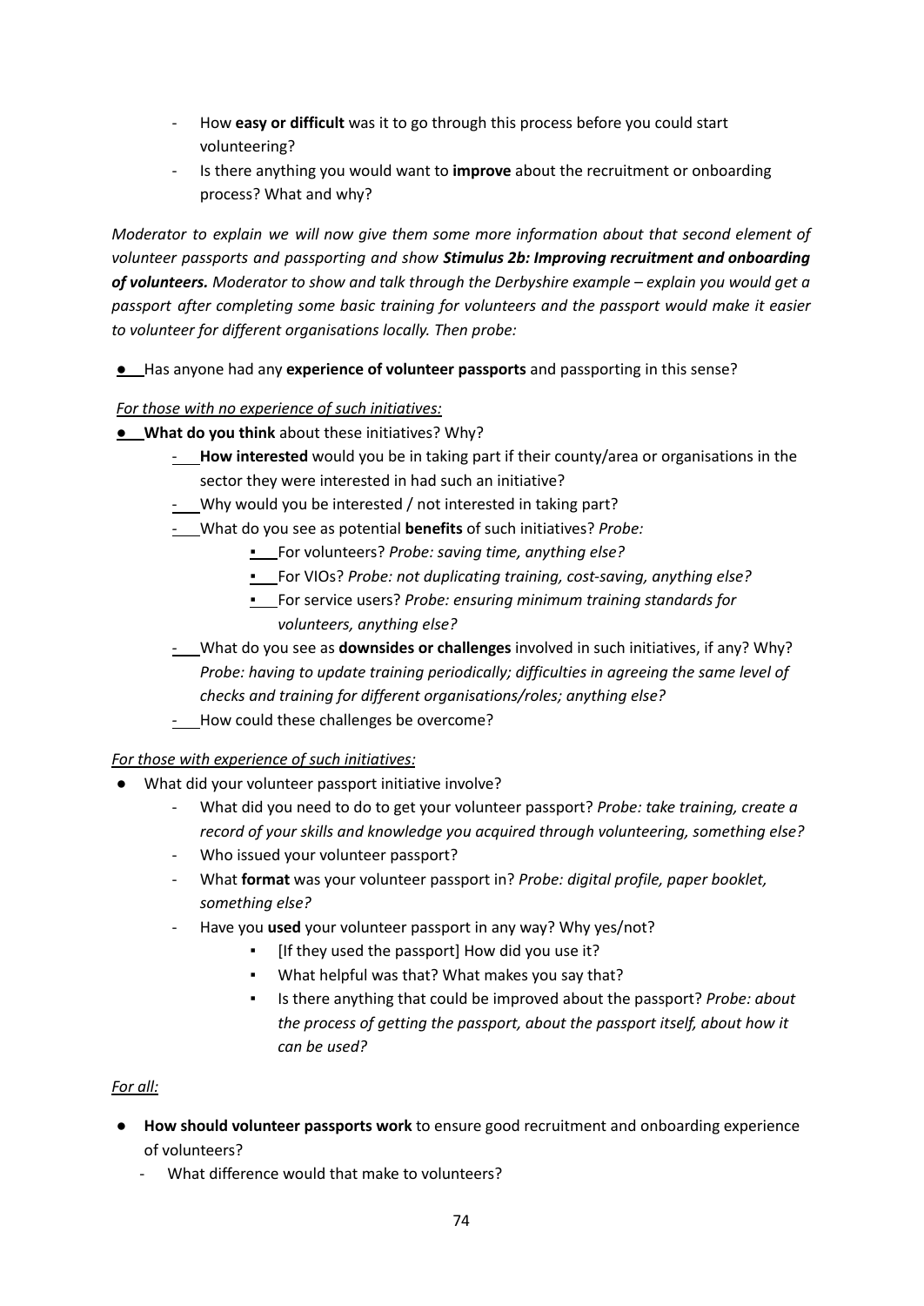- How **easy or difficult** was it to go through this process before you could start volunteering?
- Is there anything you would want to **improve** about the recruitment or onboarding process? What and why?

*Moderator to explain we will now give them some more information about that second element of volunteer passports and passporting and show **Stimulus 2b: Improving recruitment and onboarding of volunteers.** Moderator to show and talk through the Derbyshire example – explain you would get a passport after completing some basic training for volunteers and the passport would make it easier to volunteer for different organisations locally. Then probe:*

- Has anyone had any **experience of volunteer passports** and passporting in this sense?

<u>*For those with no experience of such initiatives:*</u>

- **What do you think** about these initiatives? Why?
  - **How interested** would you be in taking part if their county/area or organisations in the sector they were interested in had such an initiative?
  - Why would you be interested / not interested in taking part?
  - What do you see as potential **benefits** of such initiatives? *Probe:*
    - For volunteers? *Probe: saving time, anything else?*
    - For VIOs? *Probe: not duplicating training, cost-saving, anything else?*
    - For service users? *Probe: ensuring minimum training standards for volunteers, anything else?*
  - What do you see as **downsides or challenges** involved in such initiatives, if any? Why? *Probe: having to update training periodically; difficulties in agreeing the same level of checks and training for different organisations/roles; anything else?*
  - How could these challenges be overcome?

<u>*For those with experience of such initiatives:*</u>

- What did your volunteer passport initiative involve?
  - What did you need to do to get your volunteer passport? *Probe: take training, create a record of your skills and knowledge you acquired through volunteering, something else?*
  - Who issued your volunteer passport?
  - What **format** was your volunteer passport in? *Probe: digital profile, paper booklet, something else?*
  - Have you **used** your volunteer passport in any way? Why yes/not?
    - [If they used the passport] How did you use it?
    - What helpful was that? What makes you say that?
    - Is there anything that could be improved about the passport? *Probe: about the process of getting the passport, about the passport itself, about how it can be used?*

<u>*For all:*</u>

- **How should volunteer passports work** to ensure good recruitment and onboarding experience of volunteers?
  - What difference would that make to volunteers?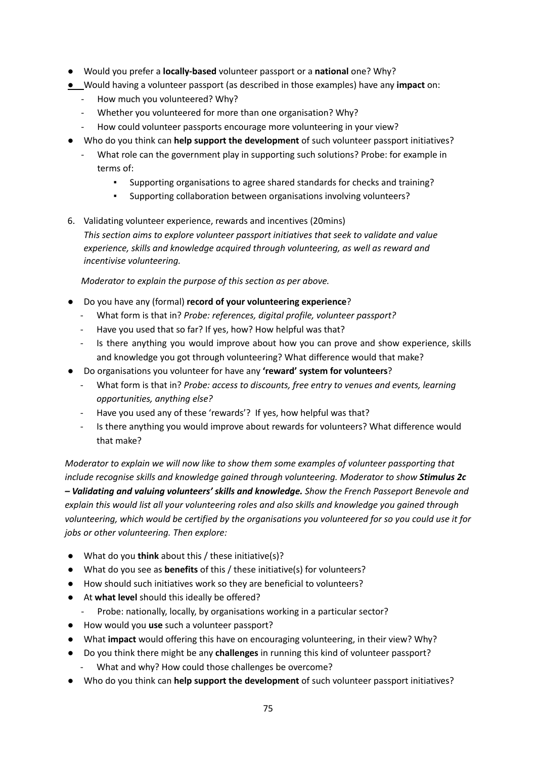- Would you prefer a **locally-based** volunteer passport or a **national** one? Why?
- Would having a volunteer passport (as described in those examples) have any **impact** on:
  - How much you volunteered? Why?
  - Whether you volunteered for more than one organisation? Why?
  - How could volunteer passports encourage more volunteering in your view?
- Who do you think can **help support the development** of such volunteer passport initiatives?
  - What role can the government play in supporting such solutions? Probe: for example in terms of:
    - Supporting organisations to agree shared standards for checks and training?
    - Supporting collaboration between organisations involving volunteers?

6. Validating volunteer experience, rewards and incentives (20mins)

   *This section aims to explore volunteer passport initiatives that seek to validate and value experience, skills and knowledge acquired through volunteering, as well as reward and incentivise volunteering.*

   *Moderator to explain the purpose of this section as per above.*

- Do you have any (formal) **record of your volunteering experience**?
  - What form is that in? *Probe: references, digital profile, volunteer passport?*
  - Have you used that so far? If yes, how? How helpful was that?
  - Is there anything you would improve about how you can prove and show experience, skills and knowledge you got through volunteering? What difference would that make?
- Do organisations you volunteer for have any **'reward' system for volunteers**?
  - What form is that in? *Probe: access to discounts, free entry to venues and events, learning opportunities, anything else?*
  - Have you used any of these 'rewards'? If yes, how helpful was that?
  - Is there anything you would improve about rewards for volunteers? What difference would that make?

*Moderator to explain we will now like to show them some examples of volunteer passporting that include recognise skills and knowledge gained through volunteering. Moderator to show **Stimulus 2c – Validating and valuing volunteers' skills and knowledge.** Show the French Passeport Benevole and explain this would list all your volunteering roles and also skills and knowledge you gained through volunteering, which would be certified by the organisations you volunteered for so you could use it for jobs or other volunteering. Then explore:*

- What do you **think** about this / these initiative(s)?
- What do you see as **benefits** of this / these initiative(s) for volunteers?
- How should such initiatives work so they are beneficial to volunteers?
- At **what level** should this ideally be offered?
  - Probe: nationally, locally, by organisations working in a particular sector?
- How would you **use** such a volunteer passport?
- What **impact** would offering this have on encouraging volunteering, in their view? Why?
- Do you think there might be any **challenges** in running this kind of volunteer passport?
  - What and why? How could those challenges be overcome?
- Who do you think can **help support the development** of such volunteer passport initiatives?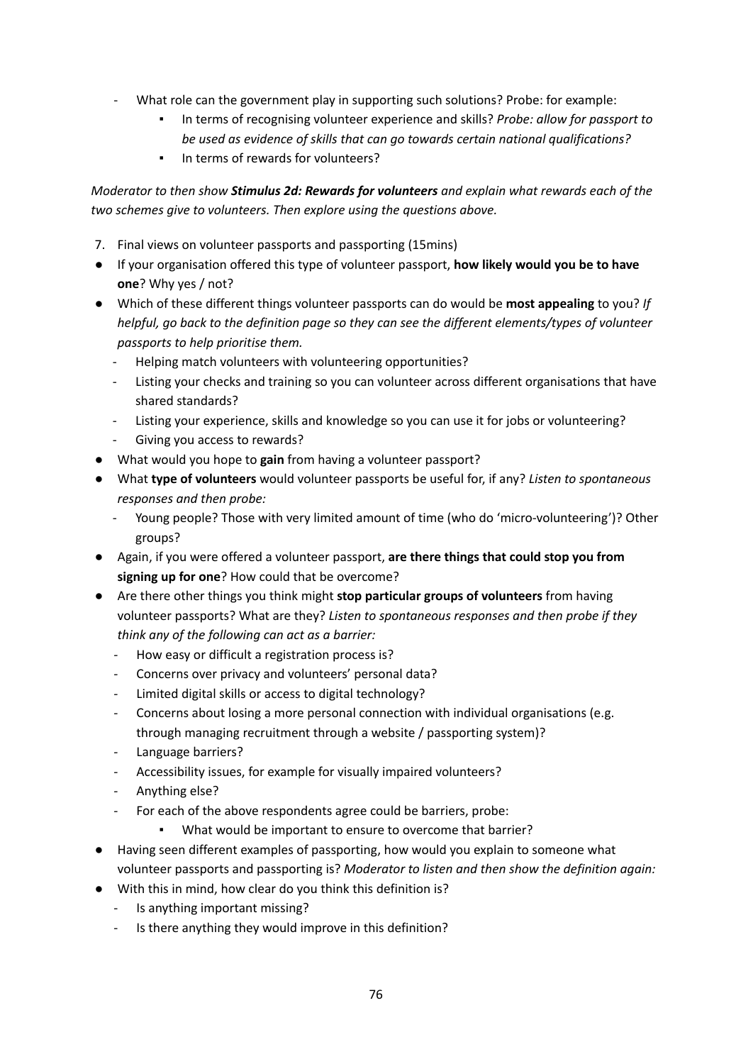- What role can the government play in supporting such solutions? Probe: for example:
    - In terms of recognising volunteer experience and skills? *Probe: allow for passport to be used as evidence of skills that can go towards certain national qualifications?*
    - In terms of rewards for volunteers?

*Moderator to then show **Stimulus 2d: Rewards for volunteers** and explain what rewards each of the two schemes give to volunteers. Then explore using the questions above.*

7. Final views on volunteer passports and passporting (15mins)

- If your organisation offered this type of volunteer passport, **how likely would you be to have one**? Why yes / not?
- Which of these different things volunteer passports can do would be **most appealing** to you? *If helpful, go back to the definition page so they can see the different elements/types of volunteer passports to help prioritise them.*
    - Helping match volunteers with volunteering opportunities?
    - Listing your checks and training so you can volunteer across different organisations that have shared standards?
    - Listing your experience, skills and knowledge so you can use it for jobs or volunteering?
    - Giving you access to rewards?
- What would you hope to **gain** from having a volunteer passport?
- What **type of volunteers** would volunteer passports be useful for, if any? *Listen to spontaneous responses and then probe:*
    - Young people? Those with very limited amount of time (who do 'micro-volunteering')? Other groups?
- Again, if you were offered a volunteer passport, **are there things that could stop you from signing up for one**? How could that be overcome?
- Are there other things you think might **stop particular groups of volunteers** from having volunteer passports? What are they? *Listen to spontaneous responses and then probe if they think any of the following can act as a barrier:*
    - How easy or difficult a registration process is?
    - Concerns over privacy and volunteers' personal data?
    - Limited digital skills or access to digital technology?
    - Concerns about losing a more personal connection with individual organisations (e.g. through managing recruitment through a website / passporting system)?
    - Language barriers?
    - Accessibility issues, for example for visually impaired volunteers?
    - Anything else?
    - For each of the above respondents agree could be barriers, probe:
        - What would be important to ensure to overcome that barrier?
- Having seen different examples of passporting, how would you explain to someone what volunteer passports and passporting is? *Moderator to listen and then show the definition again:*
- With this in mind, how clear do you think this definition is?
    - Is anything important missing?
    - Is there anything they would improve in this definition?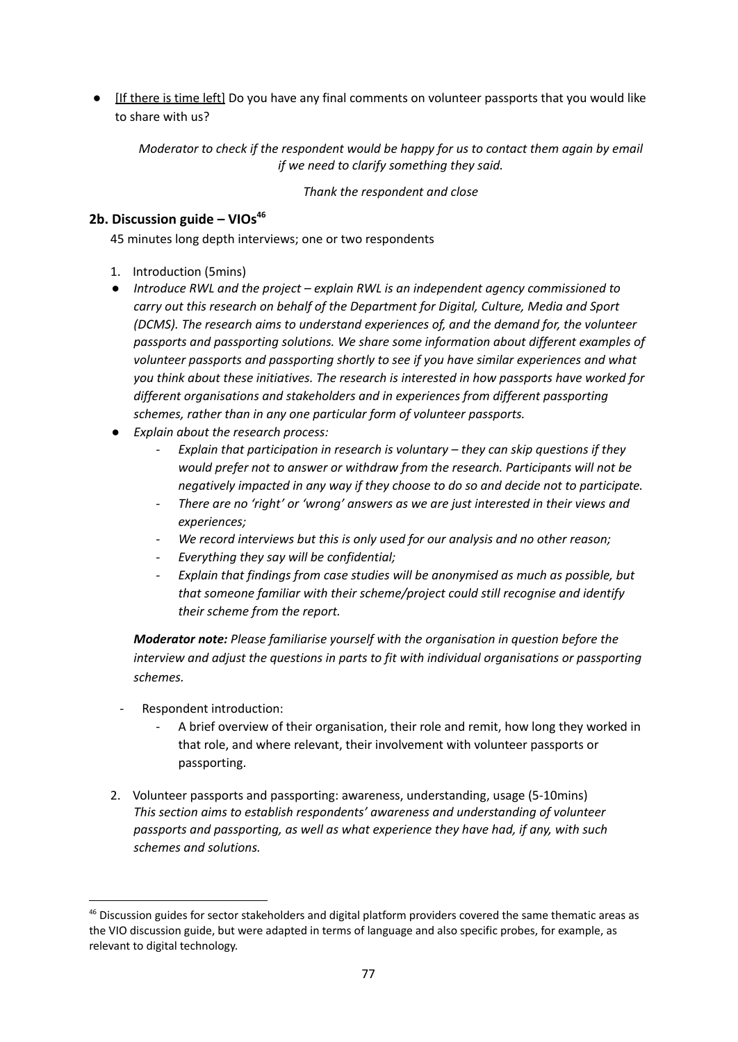- [If there is time left] Do you have any final comments on volunteer passports that you would like to share with us?

*Moderator to check if the respondent would be happy for us to contact them again by email if we need to clarify something they said.*

*Thank the respondent and close*

### 2b. Discussion guide – VIOs[46]

45 minutes long depth interviews; one or two respondents

1. Introduction (5mins)

- *Introduce RWL and the project – explain RWL is an independent agency commissioned to carry out this research on behalf of the Department for Digital, Culture, Media and Sport (DCMS). The research aims to understand experiences of, and the demand for, the volunteer passports and passporting solutions. We share some information about different examples of volunteer passports and passporting shortly to see if you have similar experiences and what you think about these initiatives. The research is interested in how passports have worked for different organisations and stakeholders and in experiences from different passporting schemes, rather than in any one particular form of volunteer passports.*
- *Explain about the research process:*
    - *Explain that participation in research is voluntary – they can skip questions if they would prefer not to answer or withdraw from the research. Participants will not be negatively impacted in any way if they choose to do so and decide not to participate.*
    - *There are no 'right' or 'wrong' answers as we are just interested in their views and experiences;*
    - *We record interviews but this is only used for our analysis and no other reason;*
    - *Everything they say will be confidential;*
    - *Explain that findings from case studies will be anonymised as much as possible, but that someone familiar with their scheme/project could still recognise and identify their scheme from the report.*

***Moderator note:*** *Please familiarise yourself with the organisation in question before the interview and adjust the questions in parts to fit with individual organisations or passporting schemes.*

- Respondent introduction:
    - A brief overview of their organisation, their role and remit, how long they worked in that role, and where relevant, their involvement with volunteer passports or passporting.

2. Volunteer passports and passporting: awareness, understanding, usage (5-10mins)
   *This section aims to establish respondents' awareness and understanding of volunteer passports and passporting, as well as what experience they have had, if any, with such schemes and solutions.*

---

[46] Discussion guides for sector stakeholders and digital platform providers covered the same thematic areas as the VIO discussion guide, but were adapted in terms of language and also specific probes, for example, as relevant to digital technology.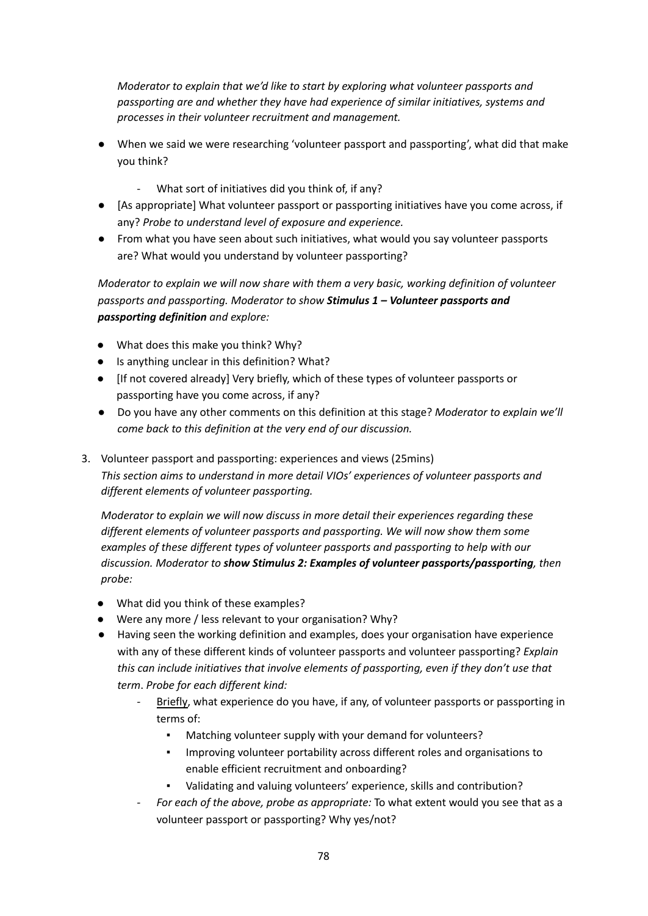*Moderator to explain that we'd like to start by exploring what volunteer passports and passporting are and whether they have had experience of similar initiatives, systems and processes in their volunteer recruitment and management.*

- When we said we were researching 'volunteer passport and passporting', what did that make you think?
  - What sort of initiatives did you think of, if any?
- [As appropriate] What volunteer passport or passporting initiatives have you come across, if any? *Probe to understand level of exposure and experience.*
- From what you have seen about such initiatives, what would you say volunteer passports are? What would you understand by volunteer passporting?

*Moderator to explain we will now share with them a very basic, working definition of volunteer passports and passporting. Moderator to show* ***Stimulus 1 – Volunteer passports and passporting definition*** *and explore:*

- What does this make you think? Why?
- Is anything unclear in this definition? What?
- [If not covered already] Very briefly, which of these types of volunteer passports or passporting have you come across, if any?
- Do you have any other comments on this definition at this stage? *Moderator to explain we'll come back to this definition at the very end of our discussion.*

3. Volunteer passport and passporting: experiences and views (25mins)

*This section aims to understand in more detail VIOs' experiences of volunteer passports and different elements of volunteer passporting.*

*Moderator to explain we will now discuss in more detail their experiences regarding these different elements of volunteer passports and passporting. We will now show them some examples of these different types of volunteer passports and passporting to help with our discussion. Moderator to* ***show Stimulus 2: Examples of volunteer passports/passporting****, then probe:*

- What did you think of these examples?
- Were any more / less relevant to your organisation? Why?
- Having seen the working definition and examples, does your organisation have experience with any of these different kinds of volunteer passports and volunteer passporting? *Explain this can include initiatives that involve elements of passporting, even if they don't use that term*. *Probe for each different kind:*
  - Briefly, what experience do you have, if any, of volunteer passports or passporting in terms of:
    - Matching volunteer supply with your demand for volunteers?
    - Improving volunteer portability across different roles and organisations to enable efficient recruitment and onboarding?
    - Validating and valuing volunteers' experience, skills and contribution?
  - *For each of the above, probe as appropriate:* To what extent would you see that as a volunteer passport or passporting? Why yes/not?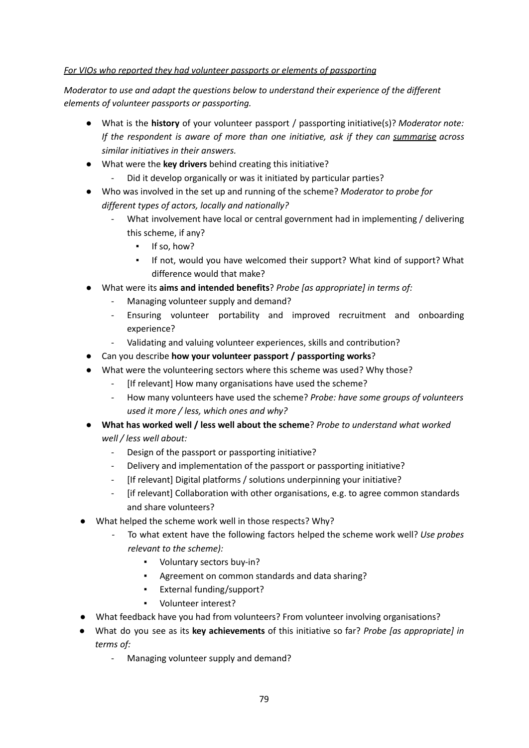*<u>For VIOs who reported they had volunteer passports or elements of passporting</u>*

*Moderator to use and adapt the questions below to understand their experience of the different elements of volunteer passports or passporting.*

- What is the **history** of your volunteer passport / passporting initiative(s)? *Moderator note: If the respondent is aware of more than one initiative, ask if they can <u>summarise</u> across similar initiatives in their answers.*
- What were the **key drivers** behind creating this initiative?
  - Did it develop organically or was it initiated by particular parties?
- Who was involved in the set up and running of the scheme? *Moderator to probe for different types of actors, locally and nationally?*
  - What involvement have local or central government had in implementing / delivering this scheme, if any?
    - If so, how?
    - If not, would you have welcomed their support? What kind of support? What difference would that make?
- What were its **aims and intended benefits**? *Probe [as appropriate] in terms of:*
  - Managing volunteer supply and demand?
  - Ensuring volunteer portability and improved recruitment and onboarding experience?
  - Validating and valuing volunteer experiences, skills and contribution?
- Can you describe **how your volunteer passport / passporting works**?
- What were the volunteering sectors where this scheme was used? Why those?
  - [If relevant] How many organisations have used the scheme?
  - How many volunteers have used the scheme? *Probe: have some groups of volunteers used it more / less, which ones and why?*
- **What has worked well / less well about the scheme**? *Probe to understand what worked well / less well about:*
  - Design of the passport or passporting initiative?
  - Delivery and implementation of the passport or passporting initiative?
  - [If relevant] Digital platforms / solutions underpinning your initiative?
  - [if relevant] Collaboration with other organisations, e.g. to agree common standards and share volunteers?
- What helped the scheme work well in those respects? Why?
  - To what extent have the following factors helped the scheme work well? *Use probes relevant to the scheme):*
    - Voluntary sectors buy-in?
    - Agreement on common standards and data sharing?
    - External funding/support?
    - Volunteer interest?
- What feedback have you had from volunteers? From volunteer involving organisations?
- What do you see as its **key achievements** of this initiative so far? *Probe [as appropriate] in terms of:*
  - Managing volunteer supply and demand?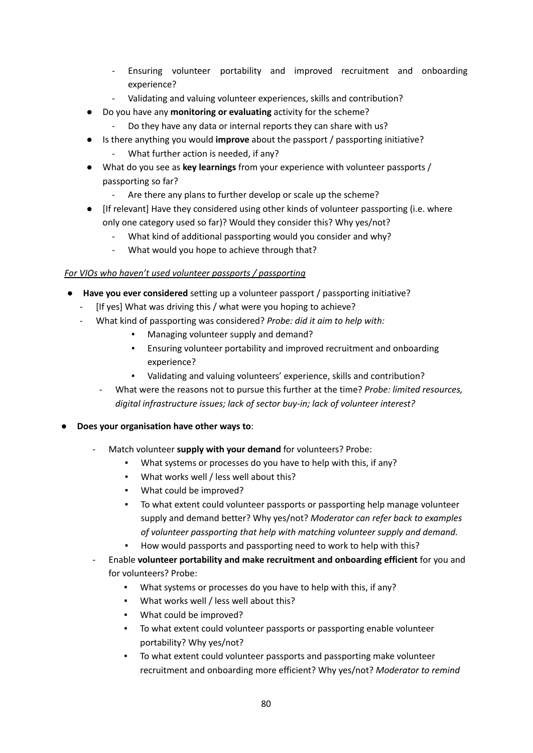- Ensuring volunteer portability and improved recruitment and onboarding experience?
    - Validating and valuing volunteer experiences, skills and contribution?
- Do you have any **monitoring or evaluating** activity for the scheme?
    - Do they have any data or internal reports they can share with us?
- Is there anything you would **improve** about the passport / passporting initiative?
    - What further action is needed, if any?
- What do you see as **key learnings** from your experience with volunteer passports / passporting so far?
    - Are there any plans to further develop or scale up the scheme?
- [If relevant] Have they considered using other kinds of volunteer passporting (i.e. where only one category used so far)? Would they consider this? Why yes/not?
    - What kind of additional passporting would you consider and why?
    - What would you hope to achieve through that?

*For VIOs who haven't used volunteer passports / passporting*

- **Have you ever considered** setting up a volunteer passport / passporting initiative?
    - [If yes] What was driving this / what were you hoping to achieve?
    - What kind of passporting was considered? *Probe: did it aim to help with:*
        - Managing volunteer supply and demand?
        - Ensuring volunteer portability and improved recruitment and onboarding experience?
        - Validating and valuing volunteers' experience, skills and contribution?
    - What were the reasons not to pursue this further at the time? *Probe: limited resources, digital infrastructure issues; lack of sector buy-in; lack of volunteer interest?*

- **Does your organisation have other ways to**:
    - Match volunteer **supply with your demand** for volunteers? Probe:
        - What systems or processes do you have to help with this, if any?
        - What works well / less well about this?
        - What could be improved?
        - To what extent could volunteer passports or passporting help manage volunteer supply and demand better? Why yes/not? *Moderator can refer back to examples of volunteer passporting that help with matching volunteer supply and demand.*
        - How would passports and passporting need to work to help with this?
    - Enable **volunteer portability and make recruitment and onboarding efficient** for you and for volunteers? Probe:
        - What systems or processes do you have to help with this, if any?
        - What works well / less well about this?
        - What could be improved?
        - To what extent could volunteer passports or passporting enable volunteer portability? Why yes/not?
        - To what extent could volunteer passports and passporting make volunteer recruitment and onboarding more efficient? Why yes/not? *Moderator to remind*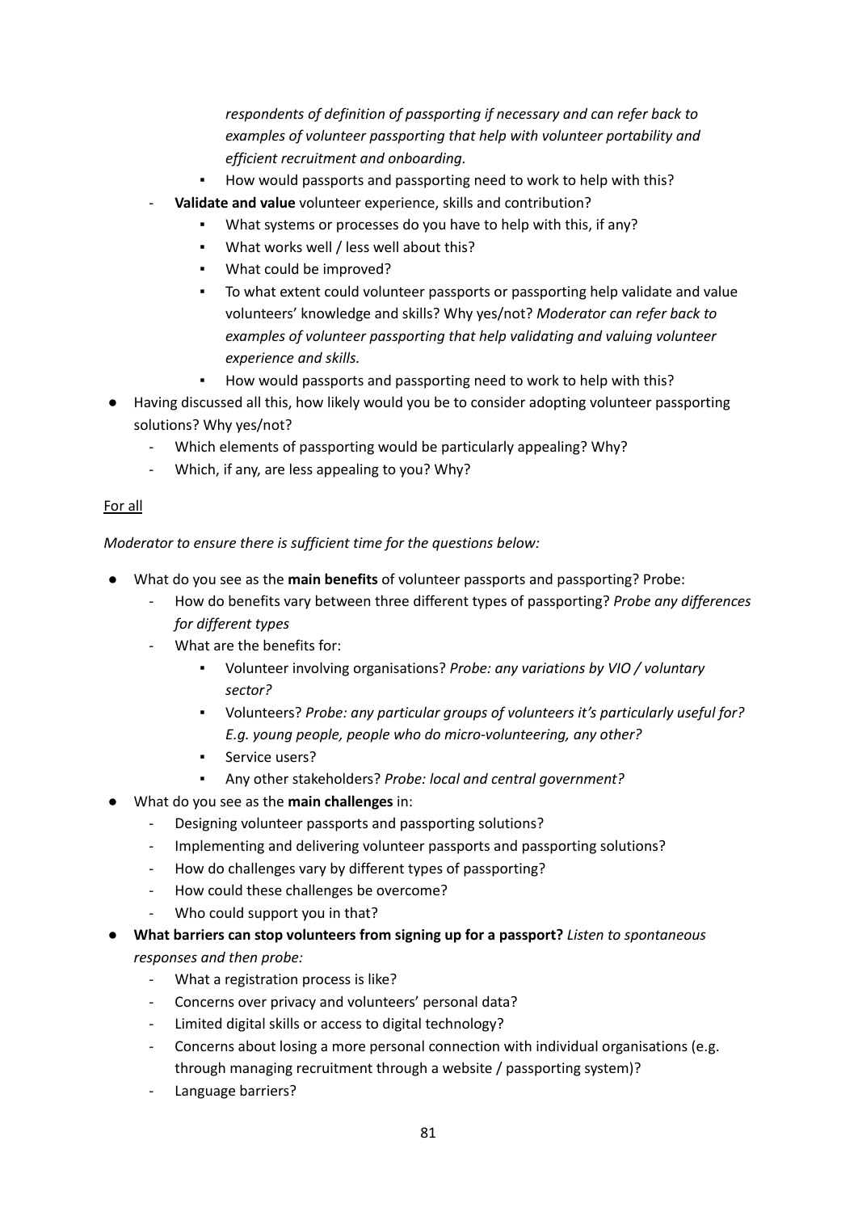*respondents of definition of passporting if necessary and can refer back to examples of volunteer passporting that help with volunteer portability and efficient recruitment and onboarding.*

            - How would passports and passporting need to work to help with this?
        - **Validate and value** volunteer experience, skills and contribution?
            - What systems or processes do you have to help with this, if any?
            - What works well / less well about this?
            - What could be improved?
            - To what extent could volunteer passports or passporting help validate and value volunteers' knowledge and skills? Why yes/not? *Moderator can refer back to examples of volunteer passporting that help validating and valuing volunteer experience and skills.*
            - How would passports and passporting need to work to help with this?
- Having discussed all this, how likely would you be to consider adopting volunteer passporting solutions? Why yes/not?
    - Which elements of passporting would be particularly appealing? Why?
    - Which, if any, are less appealing to you? Why?

<u>For all</u>

*Moderator to ensure there is sufficient time for the questions below:*

- What do you see as the **main benefits** of volunteer passports and passporting? Probe:
    - How do benefits vary between three different types of passporting? *Probe any differences for different types*
    - What are the benefits for:
        - Volunteer involving organisations? *Probe: any variations by VIO / voluntary sector?*
        - Volunteers? *Probe: any particular groups of volunteers it's particularly useful for? E.g. young people, people who do micro-volunteering, any other?*
        - Service users?
        - Any other stakeholders? *Probe: local and central government?*
- What do you see as the **main challenges** in:
    - Designing volunteer passports and passporting solutions?
    - Implementing and delivering volunteer passports and passporting solutions?
    - How do challenges vary by different types of passporting?
    - How could these challenges be overcome?
    - Who could support you in that?
- **What barriers can stop volunteers from signing up for a passport?** *Listen to spontaneous responses and then probe:*
    - What a registration process is like?
    - Concerns over privacy and volunteers' personal data?
    - Limited digital skills or access to digital technology?
    - Concerns about losing a more personal connection with individual organisations (e.g. through managing recruitment through a website / passporting system)?
    - Language barriers?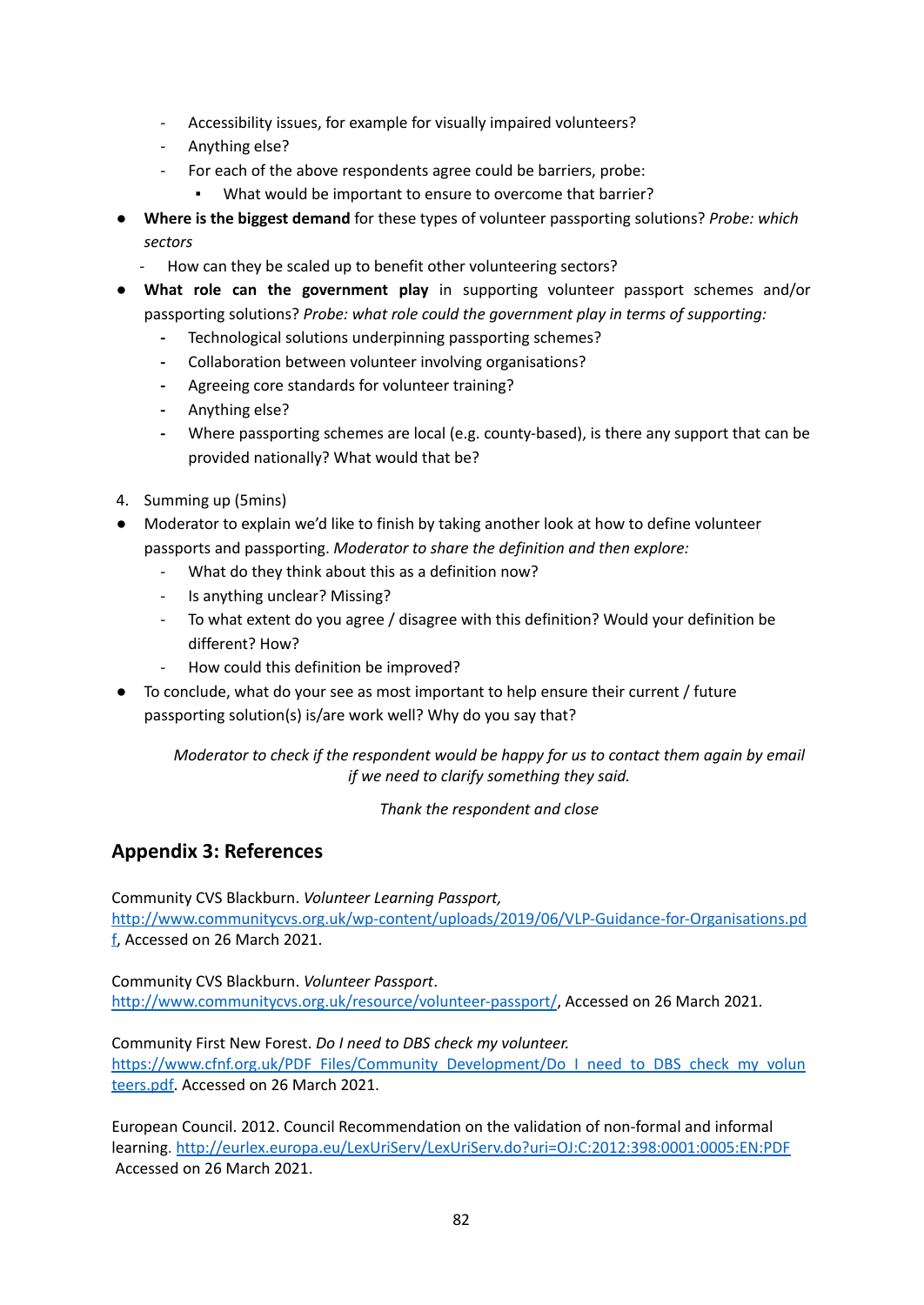- Accessibility issues, for example for visually impaired volunteers?
    - Anything else?
    - For each of the above respondents agree could be barriers, probe:
        - What would be important to ensure to overcome that barrier?
- **Where is the biggest demand** for these types of volunteer passporting solutions? *Probe: which sectors*
    - How can they be scaled up to benefit other volunteering sectors?
- **What role can the government play** in supporting volunteer passport schemes and/or passporting solutions? *Probe: what role could the government play in terms of supporting:*
    - Technological solutions underpinning passporting schemes?
    - Collaboration between volunteer involving organisations?
    - Agreeing core standards for volunteer training?
    - Anything else?
    - Where passporting schemes are local (e.g. county-based), is there any support that can be provided nationally? What would that be?

4. Summing up (5mins)

- Moderator to explain we'd like to finish by taking another look at how to define volunteer passports and passporting. *Moderator to share the definition and then explore:*
    - What do they think about this as a definition now?
    - Is anything unclear? Missing?
    - To what extent do you agree / disagree with this definition? Would your definition be different? How?
    - How could this definition be improved?
- To conclude, what do your see as most important to help ensure their current / future passporting solution(s) is/are work well? Why do you say that?

*Moderator to check if the respondent would be happy for us to contact them again by email if we need to clarify something they said.*

*Thank the respondent and close*

## Appendix 3: References

Community CVS Blackburn. *Volunteer Learning Passport,* http://www.communitycvs.org.uk/wp-content/uploads/2019/06/VLP-Guidance-for-Organisations.pdf, Accessed on 26 March 2021.

Community CVS Blackburn. *Volunteer Passport*. http://www.communitycvs.org.uk/resource/volunteer-passport/, Accessed on 26 March 2021.

Community First New Forest. *Do I need to DBS check my volunteer.* https://www.cfnf.org.uk/PDF_Files/Community_Development/Do_I_need_to_DBS_check_my_volunteers.pdf. Accessed on 26 March 2021.

European Council. 2012. Council Recommendation on the validation of non-formal and informal learning. http://eurlex.europa.eu/LexUriServ/LexUriServ.do?uri=OJ:C:2012:398:0001:0005:EN:PDF Accessed on 26 March 2021.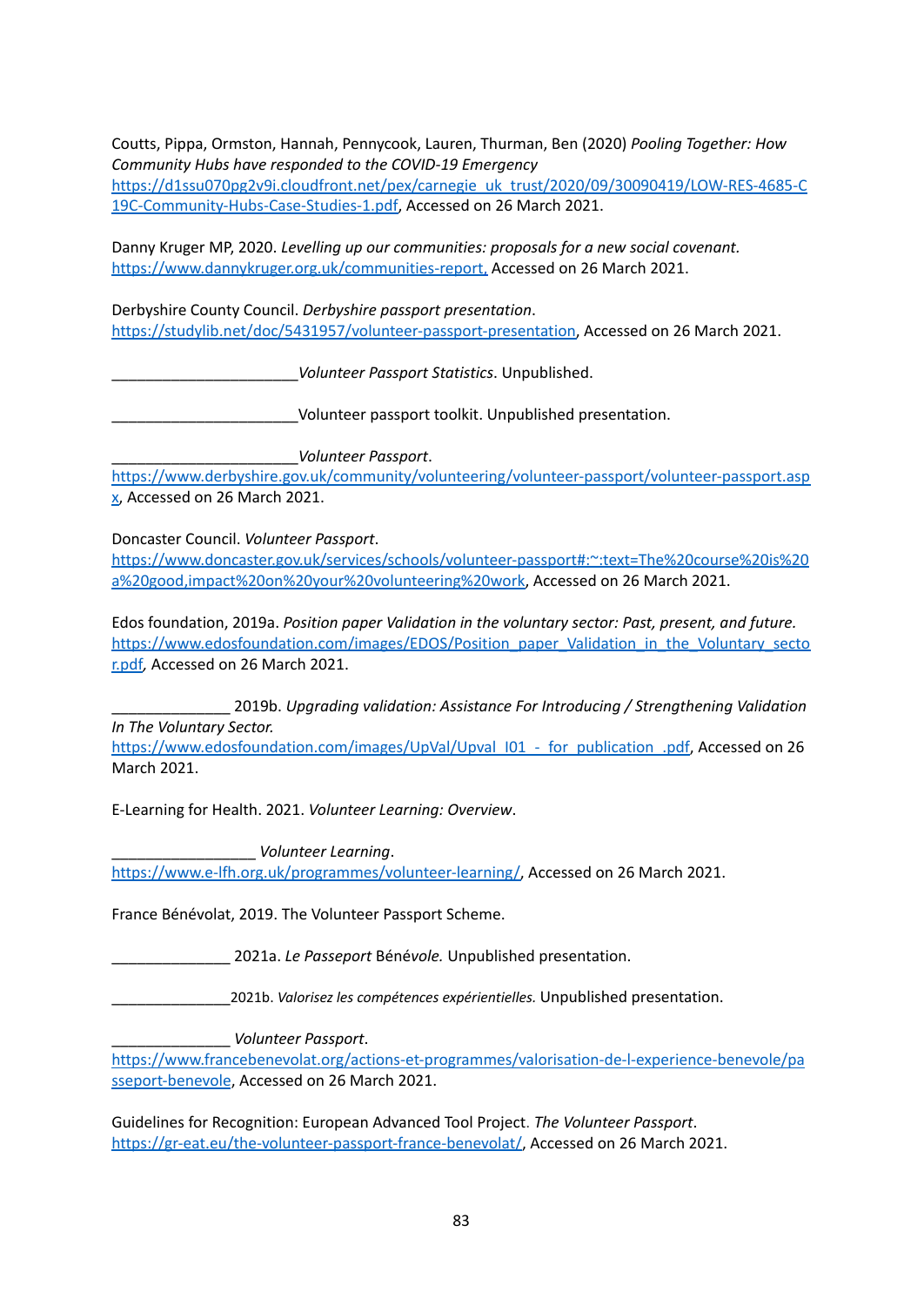Coutts, Pippa, Ormston, Hannah, Pennycook, Lauren, Thurman, Ben (2020) *Pooling Together: How Community Hubs have responded to the COVID-19 Emergency* https://d1ssu070pg2v9i.cloudfront.net/pex/carnegie_uk_trust/2020/09/30090419/LOW-RES-4685-C19C-Community-Hubs-Case-Studies-1.pdf, Accessed on 26 March 2021.

Danny Kruger MP, 2020. *Levelling up our communities: proposals for a new social covenant.* https://www.dannykruger.org.uk/communities-report, Accessed on 26 March 2021.

Derbyshire County Council. *Derbyshire passport presentation*. https://studylib.net/doc/5431957/volunteer-passport-presentation, Accessed on 26 March 2021.

______________________ *Volunteer Passport Statistics*. Unpublished.

______________________ Volunteer passport toolkit. Unpublished presentation.

______________________ *Volunteer Passport*. https://www.derbyshire.gov.uk/community/volunteering/volunteer-passport/volunteer-passport.aspx, Accessed on 26 March 2021.

Doncaster Council. *Volunteer Passport*. https://www.doncaster.gov.uk/services/schools/volunteer-passport#:~:text=The%20course%20is%20a%20good,impact%20on%20your%20volunteering%20work, Accessed on 26 March 2021.

Edos foundation, 2019a. *Position paper Validation in the voluntary sector: Past, present, and future.* https://www.edosfoundation.com/images/EDOS/Position_paper_Validation_in_the_Voluntary_sector.pdf, Accessed on 26 March 2021.

______________ 2019b. *Upgrading validation: Assistance For Introducing / Strengthening Validation In The Voluntary Sector.* https://www.edosfoundation.com/images/UpVal/Upval_I01_-_for_publication_.pdf, Accessed on 26 March 2021.

E-Learning for Health. 2021. *Volunteer Learning: Overview*.

_________________ *Volunteer Learning*. https://www.e-lfh.org.uk/programmes/volunteer-learning/, Accessed on 26 March 2021.

France Bénévolat, 2019. The Volunteer Passport Scheme.

______________ 2021a. *Le Passeport* Bénév*ole.* Unpublished presentation.

______________ 2021b. *Valorisez les compétences expérientielles.* Unpublished presentation.

______________ *Volunteer Passport*. https://www.francebenevolat.org/actions-et-programmes/valorisation-de-l-experience-benevole/passeport-benevole, Accessed on 26 March 2021.

Guidelines for Recognition: European Advanced Tool Project. *The Volunteer Passport*. https://gr-eat.eu/the-volunteer-passport-france-benevolat/, Accessed on 26 March 2021.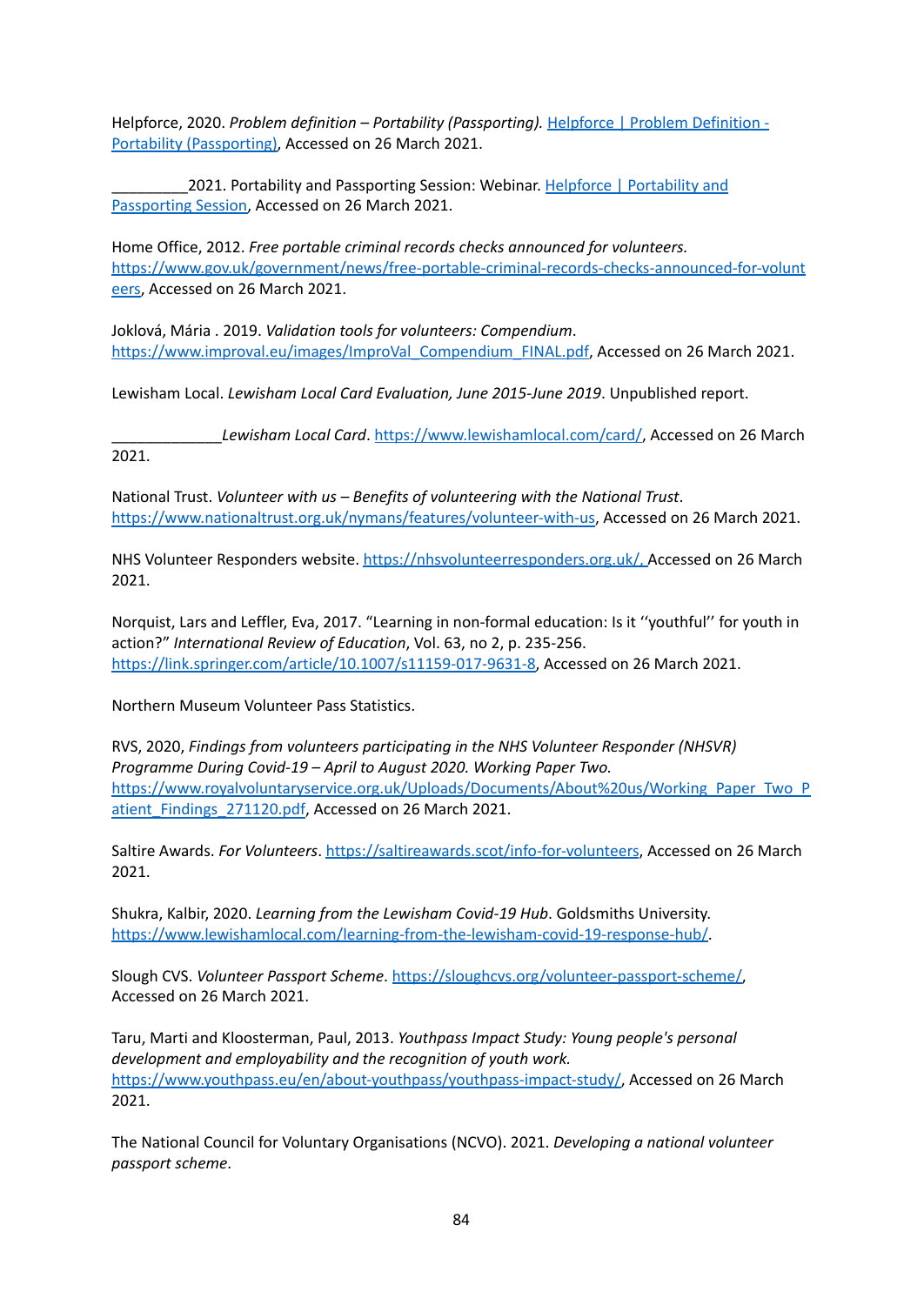Helpforce, 2020. *Problem definition – Portability (Passporting).* [Helpforce | Problem Definition - Portability (Passporting)](), Accessed on 26 March 2021.

_________2021. Portability and Passporting Session: Webinar. [Helpforce | Portability and Passporting Session](), Accessed on 26 March 2021.

Home Office, 2012. *Free portable criminal records checks announced for volunteers.* https://www.gov.uk/government/news/free-portable-criminal-records-checks-announced-for-volunteers, Accessed on 26 March 2021.

Joklová, Mária . 2019. *Validation tools for volunteers: Compendium*. https://www.improval.eu/images/ImproVal_Compendium_FINAL.pdf, Accessed on 26 March 2021.

Lewisham Local. *Lewisham Local Card Evaluation, June 2015-June 2019*. Unpublished report.

_____________*Lewisham Local Card*. https://www.lewishamlocal.com/card/, Accessed on 26 March 2021.

National Trust. *Volunteer with us – Benefits of volunteering with the National Trust*. https://www.nationaltrust.org.uk/nymans/features/volunteer-with-us, Accessed on 26 March 2021.

NHS Volunteer Responders website. https://nhsvolunteerresponders.org.uk/, Accessed on 26 March 2021.

Norquist, Lars and Leffler, Eva, 2017. "Learning in non-formal education: Is it ''youthful'' for youth in action?" *International Review of Education*, Vol. 63, no 2, p. 235-256. https://link.springer.com/article/10.1007/s11159-017-9631-8, Accessed on 26 March 2021.

Northern Museum Volunteer Pass Statistics.

RVS, 2020, *Findings from volunteers participating in the NHS Volunteer Responder (NHSVR) Programme During Covid-19 – April to August 2020. Working Paper Two.* https://www.royalvoluntaryservice.org.uk/Uploads/Documents/About%20us/Working_Paper_Two_Patient_Findings_271120.pdf, Accessed on 26 March 2021.

Saltire Awards. *For Volunteers*. https://saltireawards.scot/info-for-volunteers, Accessed on 26 March 2021.

Shukra, Kalbir, 2020. *Learning from the Lewisham Covid-19 Hub*. Goldsmiths University. https://www.lewishamlocal.com/learning-from-the-lewisham-covid-19-response-hub/.

Slough CVS. *Volunteer Passport Scheme*. https://sloughcvs.org/volunteer-passport-scheme/, Accessed on 26 March 2021.

Taru, Marti and Kloosterman, Paul, 2013. *Youthpass Impact Study: Young people's personal development and employability and the recognition of youth work.* https://www.youthpass.eu/en/about-youthpass/youthpass-impact-study/, Accessed on 26 March 2021.

The National Council for Voluntary Organisations (NCVO). 2021. *Developing a national volunteer passport scheme*.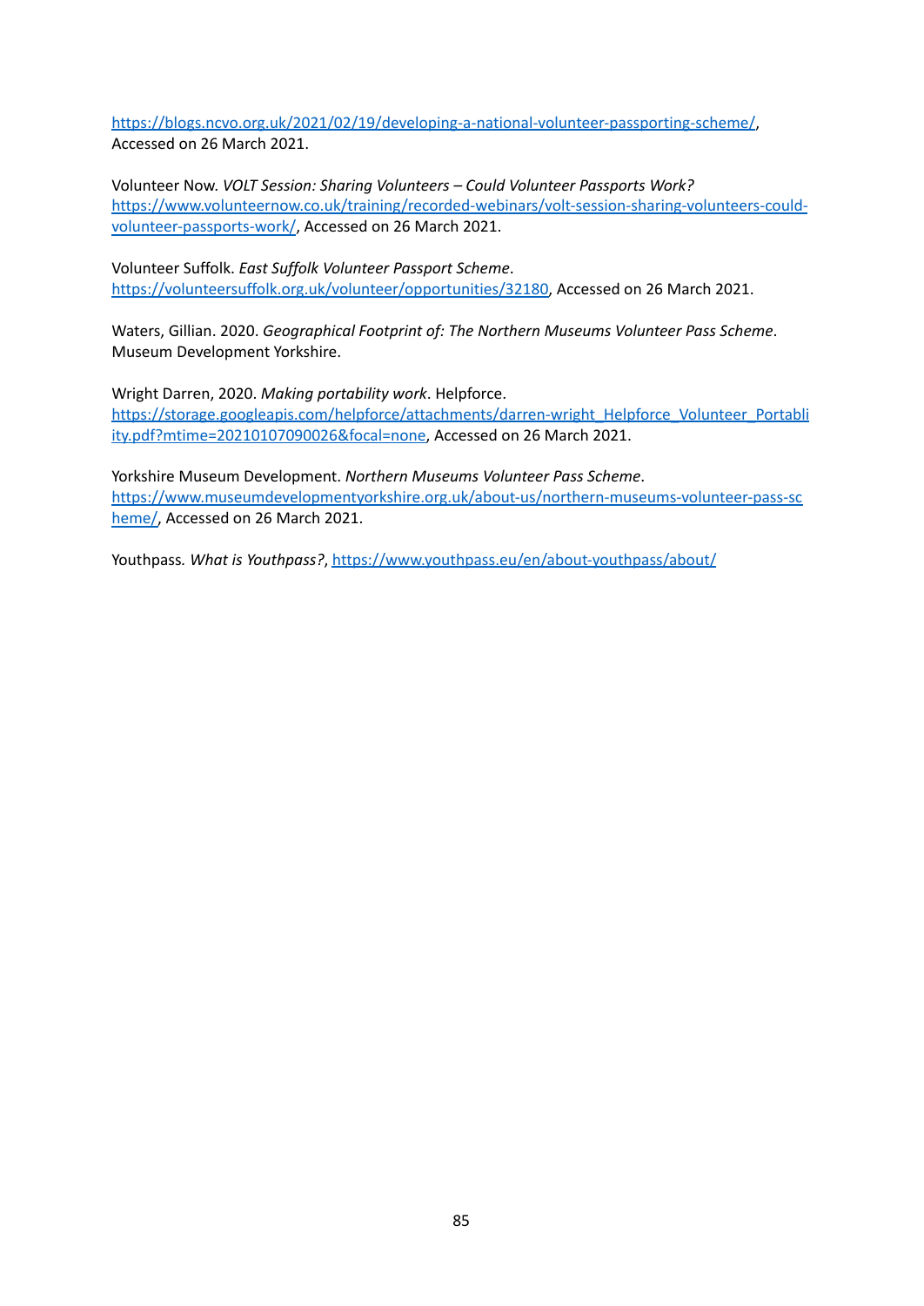https://blogs.ncvo.org.uk/2021/02/19/developing-a-national-volunteer-passporting-scheme/, Accessed on 26 March 2021.

Volunteer Now. *VOLT Session: Sharing Volunteers – Could Volunteer Passports Work?* https://www.volunteernow.co.uk/training/recorded-webinars/volt-session-sharing-volunteers-could-volunteer-passports-work/, Accessed on 26 March 2021.

Volunteer Suffolk. *East Suffolk Volunteer Passport Scheme*. https://volunteersuffolk.org.uk/volunteer/opportunities/32180, Accessed on 26 March 2021.

Waters, Gillian. 2020. *Geographical Footprint of: The Northern Museums Volunteer Pass Scheme*. Museum Development Yorkshire.

Wright Darren, 2020. *Making portability work*. Helpforce. https://storage.googleapis.com/helpforce/attachments/darren-wright_Helpforce_Volunteer_Portability.pdf?mtime=20210107090026&focal=none, Accessed on 26 March 2021.

Yorkshire Museum Development. *Northern Museums Volunteer Pass Scheme*. https://www.museumdevelopmentyorkshire.org.uk/about-us/northern-museums-volunteer-pass-scheme/, Accessed on 26 March 2021.

Youthpass. *What is Youthpass?*, https://www.youthpass.eu/en/about-youthpass/about/